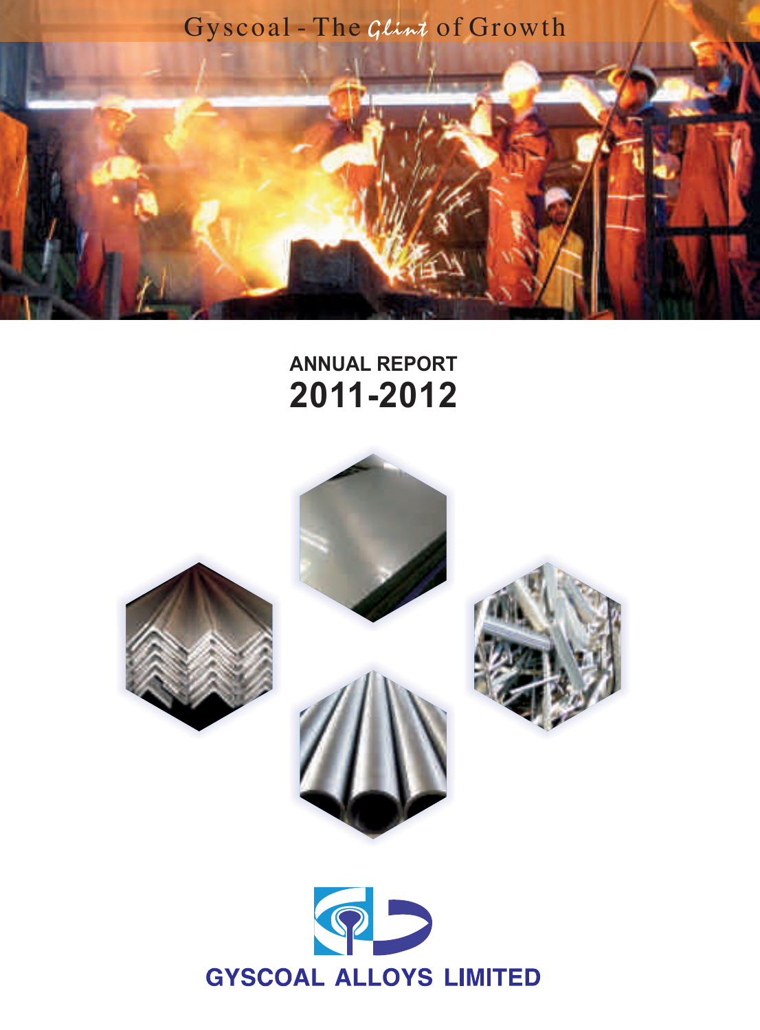Gyscoal - The *Glint* of Growth

# ANNUAL REPORT
# 2011-2012

**GYSCOAL ALLOYS LIMITED**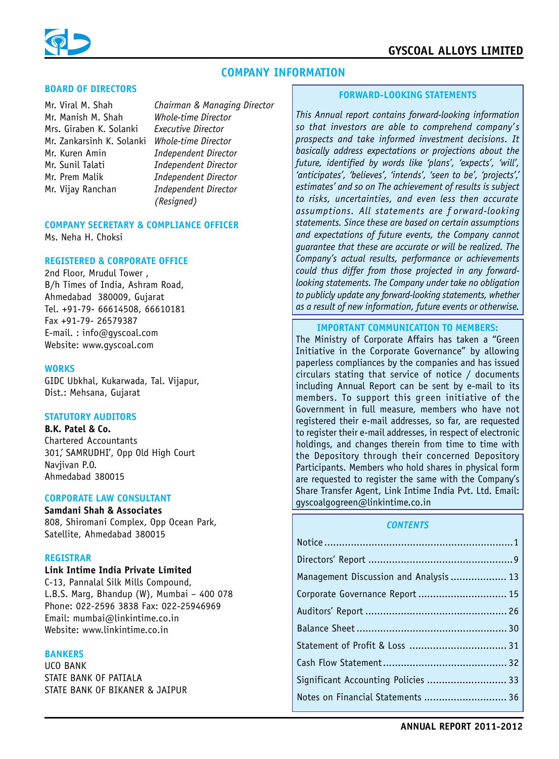# COMPANY INFORMATION

## BOARD OF DIRECTORS

| | |
|---|---|
| Mr. Viral M. Shah | *Chairman & Managing Director* |
| Mr. Manish M. Shah | *Whole-time Director* |
| Mrs. Giraben K. Solanki | *Executive Director* |
| Mr. Zankarsinh K. Solanki | *Whole-time Director* |
| Mr. Kuren Amin | *Independent Director* |
| Mr. Sunil Talati | *Independent Director* |
| Mr. Prem Malik | *Independent Director* |
| Mr. Vijay Ranchan | *Independent Director (Resigned)* |

## COMPANY SECRETARY & COMPLIANCE OFFICER

Ms. Neha H. Choksi

## REGISTERED & CORPORATE OFFICE

2nd Floor, Mrudul Tower ,
B/h Times of India, Ashram Road,
Ahmedabad 380009, Gujarat
Tel. +91-79- 66614508, 66610181
Fax +91-79- 26579387
E-mail. : info@gyscoal.com
Website: www.gyscoal.com

## WORKS

GIDC Ubkhal, Kukarwada, Tal. Vijapur,
Dist.: Mehsana, Gujarat

## STATUTORY AUDITORS

**B.K. Patel & Co.**
Chartered Accountants
301,' SAMRUDHI', Opp Old High Court
Navjivan P.O.
Ahmedabad 380015

## CORPORATE LAW CONSULTANT

**Samdani Shah & Associates**
808, Shiromani Complex, Opp Ocean Park,
Satellite, Ahmedabad 380015

## REGISTRAR

**Link Intime India Private Limited**
C-13, Pannalal Silk Mills Compound,
L.B.S. Marg, Bhandup (W), Mumbai – 400 078
Phone: 022-2596 3838 Fax: 022-25946969
Email: mumbai@linkintime.co.in
Website: www.linkintime.co.in

## BANKERS

UCO BANK
STATE BANK OF PATIALA
STATE BANK OF BIKANER & JAIPUR

## FORWARD-LOOKING STATEMENTS

*This Annual report contains forward-looking information so that investors are able to comprehend company's prospects and take informed investment decisions. It basically address expectations or projections about the future, identified by words like 'plans', 'expects', 'will', 'anticipates', 'believes', 'intends', 'seen to be', 'projects',' estimates' and so on The achievement of results is subject to risks, uncertainties, and even less then accurate assumptions. All statements are forward-looking statements. Since these are based on certain assumptions and expectations of future events, the Company cannot guarantee that these are accurate or will be realized. The Company's actual results, performance or achievements could thus differ from those projected in any forward-looking statements. The Company under take no obligation to publicly update any forward-looking statements, whether as a result of new information, future events or otherwise.*

## IMPORTANT COMMUNICATION TO MEMBERS:

The Ministry of Corporate Affairs has taken a "Green Initiative in the Corporate Governance" by allowing paperless compliances by the companies and has issued circulars stating that service of notice / documents including Annual Report can be sent by e-mail to its members. To support this green initiative of the Government in full measure, members who have not registered their e-mail addresses, so far, are requested to register their e-mail addresses, in respect of electronic holdings, and changes therein from time to time with the Depository through their concerned Depository Participants. Members who hold shares in physical form are requested to register the same with the Company's Share Transfer Agent, Link Intime India Pvt. Ltd. Email: gyscoalgogreen@linkintime.co.in

## *CONTENTS*

| | |
|---|---|
| Notice | 1 |
| Directors' Report | 9 |
| Management Discussion and Analysis | 13 |
| Corporate Governance Report | 15 |
| Auditors' Report | 26 |
| Balance Sheet | 30 |
| Statement of Profit & Loss | 31 |
| Cash Flow Statement | 32 |
| Significant Accounting Policies | 33 |
| Notes on Financial Statements | 36 |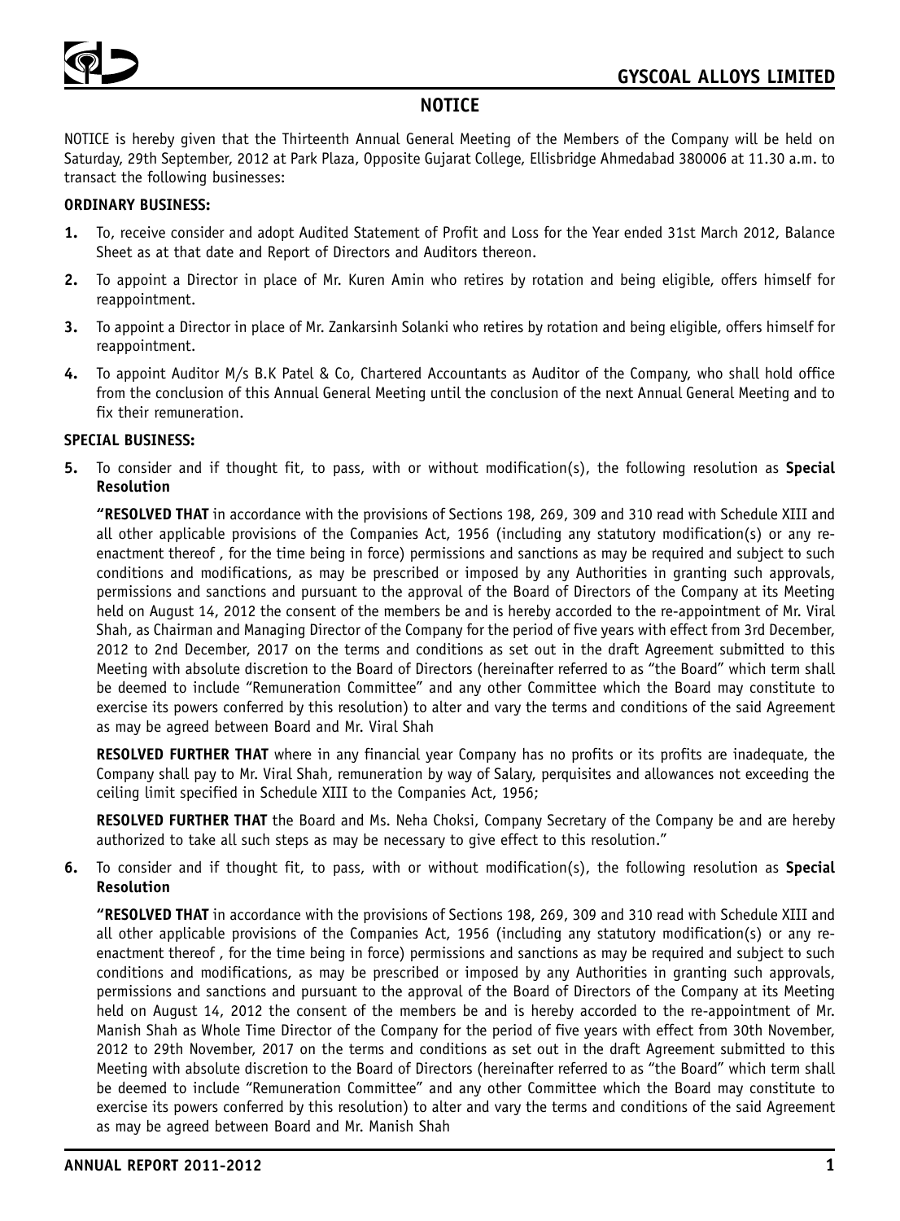## NOTICE

NOTICE is hereby given that the Thirteenth Annual General Meeting of the Members of the Company will be held on Saturday, 29th September, 2012 at Park Plaza, Opposite Gujarat College, Ellisbridge Ahmedabad 380006 at 11.30 a.m. to transact the following businesses:

**ORDINARY BUSINESS:**

1. To, receive consider and adopt Audited Statement of Profit and Loss for the Year ended 31st March 2012, Balance Sheet as at that date and Report of Directors and Auditors thereon.
2. To appoint a Director in place of Mr. Kuren Amin who retires by rotation and being eligible, offers himself for reappointment.
3. To appoint a Director in place of Mr. Zankarsinh Solanki who retires by rotation and being eligible, offers himself for reappointment.
4. To appoint Auditor M/s B.K Patel & Co, Chartered Accountants as Auditor of the Company, who shall hold office from the conclusion of this Annual General Meeting until the conclusion of the next Annual General Meeting and to fix their remuneration.

**SPECIAL BUSINESS:**

5. To consider and if thought fit, to pass, with or without modification(s), the following resolution as **Special Resolution**

   **"RESOLVED THAT** in accordance with the provisions of Sections 198, 269, 309 and 310 read with Schedule XIII and all other applicable provisions of the Companies Act, 1956 (including any statutory modification(s) or any re-enactment thereof , for the time being in force) permissions and sanctions as may be required and subject to such conditions and modifications, as may be prescribed or imposed by any Authorities in granting such approvals, permissions and sanctions and pursuant to the approval of the Board of Directors of the Company at its Meeting held on August 14, 2012 the consent of the members be and is hereby accorded to the re-appointment of Mr. Viral Shah, as Chairman and Managing Director of the Company for the period of five years with effect from 3rd December, 2012 to 2nd December, 2017 on the terms and conditions as set out in the draft Agreement submitted to this Meeting with absolute discretion to the Board of Directors (hereinafter referred to as "the Board" which term shall be deemed to include "Remuneration Committee" and any other Committee which the Board may constitute to exercise its powers conferred by this resolution) to alter and vary the terms and conditions of the said Agreement as may be agreed between Board and Mr. Viral Shah

   **RESOLVED FURTHER THAT** where in any financial year Company has no profits or its profits are inadequate, the Company shall pay to Mr. Viral Shah, remuneration by way of Salary, perquisites and allowances not exceeding the ceiling limit specified in Schedule XIII to the Companies Act, 1956;

   **RESOLVED FURTHER THAT** the Board and Ms. Neha Choksi, Company Secretary of the Company be and are hereby authorized to take all such steps as may be necessary to give effect to this resolution."

6. To consider and if thought fit, to pass, with or without modification(s), the following resolution as **Special Resolution**

   **"RESOLVED THAT** in accordance with the provisions of Sections 198, 269, 309 and 310 read with Schedule XIII and all other applicable provisions of the Companies Act, 1956 (including any statutory modification(s) or any re-enactment thereof , for the time being in force) permissions and sanctions as may be required and subject to such conditions and modifications, as may be prescribed or imposed by any Authorities in granting such approvals, permissions and sanctions and pursuant to the approval of the Board of Directors of the Company at its Meeting held on August 14, 2012 the consent of the members be and is hereby accorded to the re-appointment of Mr. Manish Shah as Whole Time Director of the Company for the period of five years with effect from 30th November, 2012 to 29th November, 2017 on the terms and conditions as set out in the draft Agreement submitted to this Meeting with absolute discretion to the Board of Directors (hereinafter referred to as "the Board" which term shall be deemed to include "Remuneration Committee" and any other Committee which the Board may constitute to exercise its powers conferred by this resolution) to alter and vary the terms and conditions of the said Agreement as may be agreed between Board and Mr. Manish Shah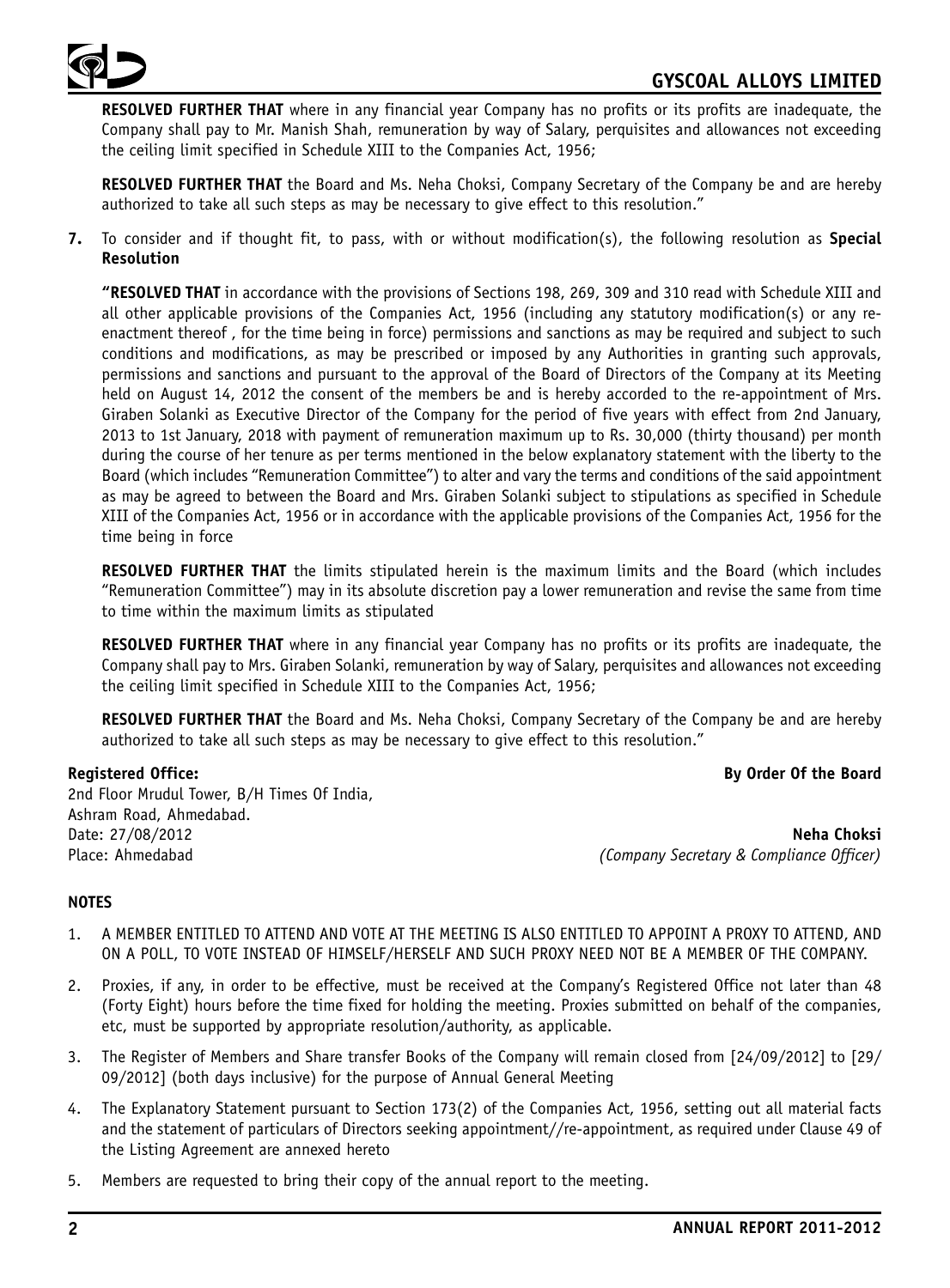**RESOLVED FURTHER THAT** where in any financial year Company has no profits or its profits are inadequate, the Company shall pay to Mr. Manish Shah, remuneration by way of Salary, perquisites and allowances not exceeding the ceiling limit specified in Schedule XIII to the Companies Act, 1956;

**RESOLVED FURTHER THAT** the Board and Ms. Neha Choksi, Company Secretary of the Company be and are hereby authorized to take all such steps as may be necessary to give effect to this resolution."

**7.** To consider and if thought fit, to pass, with or without modification(s), the following resolution as **Special Resolution**

**"RESOLVED THAT** in accordance with the provisions of Sections 198, 269, 309 and 310 read with Schedule XIII and all other applicable provisions of the Companies Act, 1956 (including any statutory modification(s) or any re-enactment thereof , for the time being in force) permissions and sanctions as may be required and subject to such conditions and modifications, as may be prescribed or imposed by any Authorities in granting such approvals, permissions and sanctions and pursuant to the approval of the Board of Directors of the Company at its Meeting held on August 14, 2012 the consent of the members be and is hereby accorded to the re-appointment of Mrs. Giraben Solanki as Executive Director of the Company for the period of five years with effect from 2nd January, 2013 to 1st January, 2018 with payment of remuneration maximum up to Rs. 30,000 (thirty thousand) per month during the course of her tenure as per terms mentioned in the below explanatory statement with the liberty to the Board (which includes "Remuneration Committee") to alter and vary the terms and conditions of the said appointment as may be agreed to between the Board and Mrs. Giraben Solanki subject to stipulations as specified in Schedule XIII of the Companies Act, 1956 or in accordance with the applicable provisions of the Companies Act, 1956 for the time being in force

**RESOLVED FURTHER THAT** the limits stipulated herein is the maximum limits and the Board (which includes "Remuneration Committee") may in its absolute discretion pay a lower remuneration and revise the same from time to time within the maximum limits as stipulated

**RESOLVED FURTHER THAT** where in any financial year Company has no profits or its profits are inadequate, the Company shall pay to Mrs. Giraben Solanki, remuneration by way of Salary, perquisites and allowances not exceeding the ceiling limit specified in Schedule XIII to the Companies Act, 1956;

**RESOLVED FURTHER THAT** the Board and Ms. Neha Choksi, Company Secretary of the Company be and are hereby authorized to take all such steps as may be necessary to give effect to this resolution."

**Registered Office:**
2nd Floor Mrudul Tower, B/H Times Of India,
Ashram Road, Ahmedabad.
Date: 27/08/2012
Place: Ahmedabad

**By Order Of the Board**

**Neha Choksi**
*(Company Secretary & Compliance Officer)*

**NOTES**

1. A MEMBER ENTITLED TO ATTEND AND VOTE AT THE MEETING IS ALSO ENTITLED TO APPOINT A PROXY TO ATTEND, AND ON A POLL, TO VOTE INSTEAD OF HIMSELF/HERSELF AND SUCH PROXY NEED NOT BE A MEMBER OF THE COMPANY.
2. Proxies, if any, in order to be effective, must be received at the Company's Registered Office not later than 48 (Forty Eight) hours before the time fixed for holding the meeting. Proxies submitted on behalf of the companies, etc, must be supported by appropriate resolution/authority, as applicable.
3. The Register of Members and Share transfer Books of the Company will remain closed from [24/09/2012] to [29/09/2012] (both days inclusive) for the purpose of Annual General Meeting
4. The Explanatory Statement pursuant to Section 173(2) of the Companies Act, 1956, setting out all material facts and the statement of particulars of Directors seeking appointment//re-appointment, as required under Clause 49 of the Listing Agreement are annexed hereto
5. Members are requested to bring their copy of the annual report to the meeting.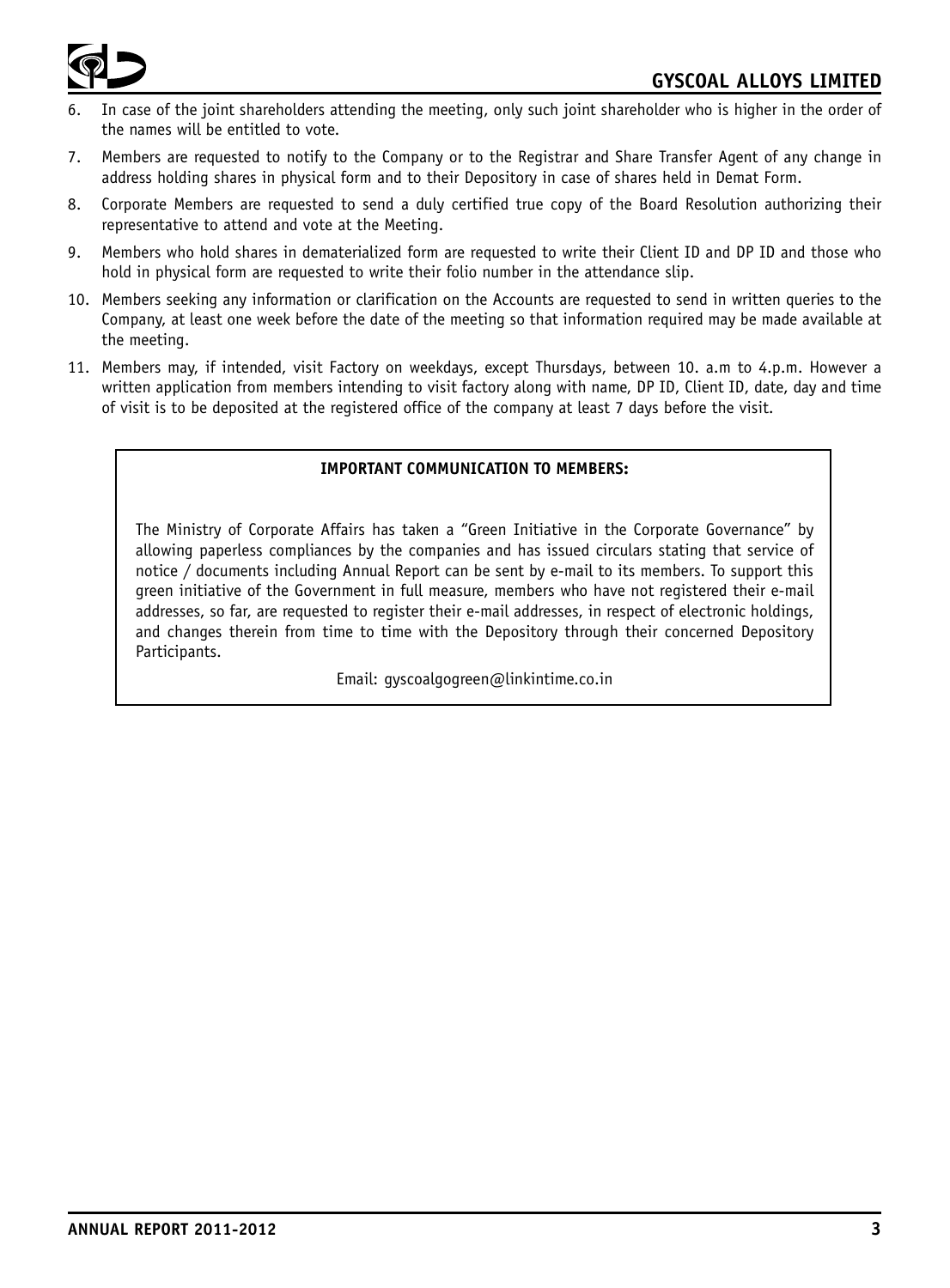6. In case of the joint shareholders attending the meeting, only such joint shareholder who is higher in the order of the names will be entitled to vote.

7. Members are requested to notify to the Company or to the Registrar and Share Transfer Agent of any change in address holding shares in physical form and to their Depository in case of shares held in Demat Form.

8. Corporate Members are requested to send a duly certified true copy of the Board Resolution authorizing their representative to attend and vote at the Meeting.

9. Members who hold shares in dematerialized form are requested to write their Client ID and DP ID and those who hold in physical form are requested to write their folio number in the attendance slip.

10. Members seeking any information or clarification on the Accounts are requested to send in written queries to the Company, at least one week before the date of the meeting so that information required may be made available at the meeting.

11. Members may, if intended, visit Factory on weekdays, except Thursdays, between 10. a.m to 4.p.m. However a written application from members intending to visit factory along with name, DP ID, Client ID, date, day and time of visit is to be deposited at the registered office of the company at least 7 days before the visit.

**IMPORTANT COMMUNICATION TO MEMBERS:**

The Ministry of Corporate Affairs has taken a "Green Initiative in the Corporate Governance" by allowing paperless compliances by the companies and has issued circulars stating that service of notice / documents including Annual Report can be sent by e-mail to its members. To support this green initiative of the Government in full measure, members who have not registered their e-mail addresses, so far, are requested to register their e-mail addresses, in respect of electronic holdings, and changes therein from time to time with the Depository through their concerned Depository Participants.

Email: gyscoalgogreen@linkintime.co.in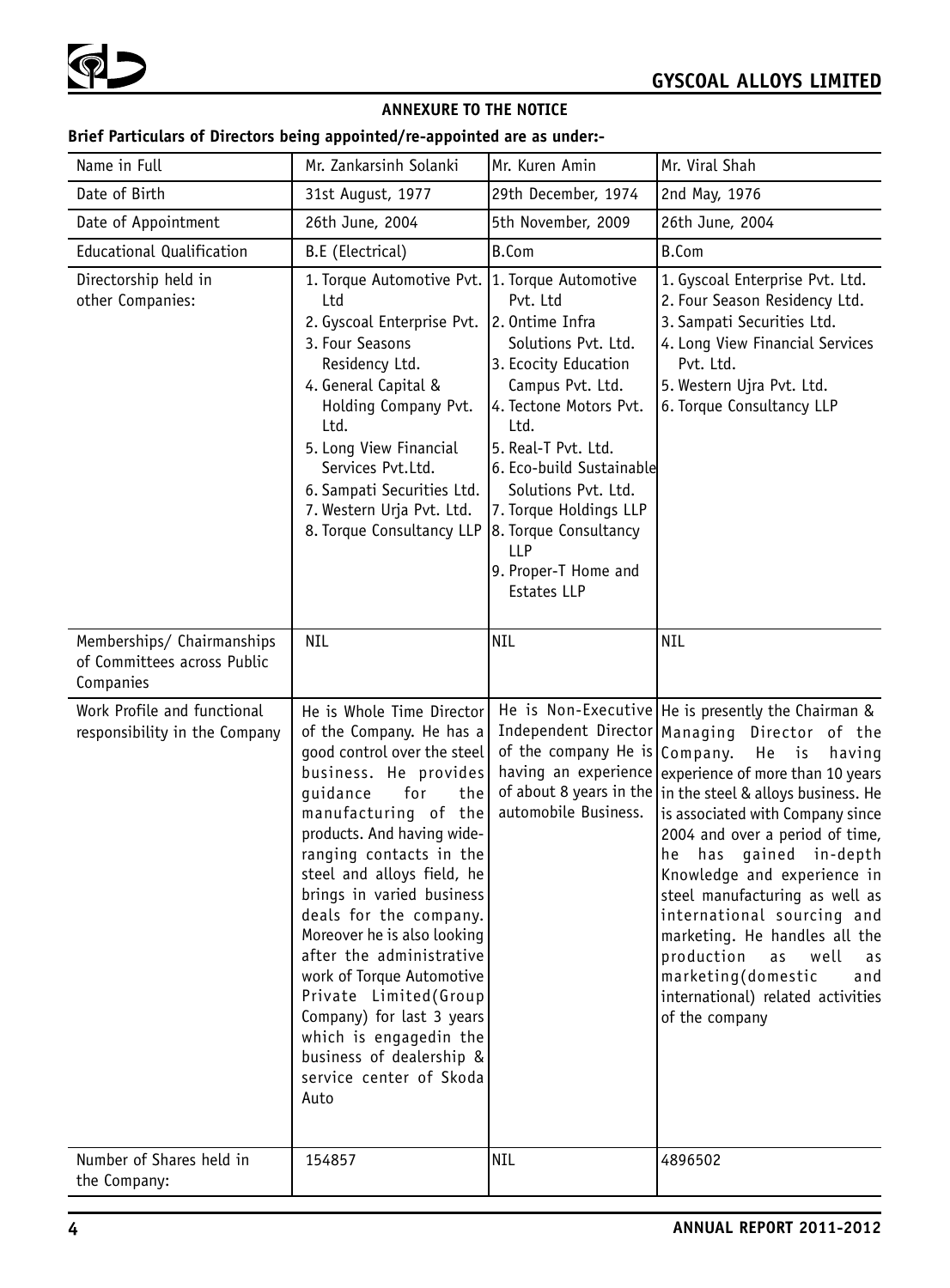## ANNEXURE TO THE NOTICE

**Brief Particulars of Directors being appointed/re-appointed are as under:-**

| Name in Full | Mr. Zankarsinh Solanki | Mr. Kuren Amin | Mr. Viral Shah |
|---|---|---|---|
| Date of Birth | 31st August, 1977 | 29th December, 1974 | 2nd May, 1976 |
| Date of Appointment | 26th June, 2004 | 5th November, 2009 | 26th June, 2004 |
| Educational Qualification | B.E (Electrical) | B.Com | B.Com |
| Directorship held in other Companies: | 1. Torque Automotive Pvt. Ltd<br>2. Gyscoal Enterprise Pvt.<br>3. Four Seasons Residency Ltd.<br>4. General Capital & Holding Company Pvt. Ltd.<br>5. Long View Financial Services Pvt.Ltd.<br>6. Sampati Securities Ltd.<br>7. Western Urja Pvt. Ltd.<br>8. Torque Consultancy LLP | 1. Torque Automotive Pvt. Ltd<br>2. Ontime Infra Solutions Pvt. Ltd.<br>3. Ecocity Education Campus Pvt. Ltd.<br>4. Tectone Motors Pvt. Ltd.<br>5. Real-T Pvt. Ltd.<br>6. Eco-build Sustainable Solutions Pvt. Ltd.<br>7. Torque Holdings LLP<br>8. Torque Consultancy LLP<br>9. Proper-T Home and Estates LLP | 1. Gyscoal Enterprise Pvt. Ltd.<br>2. Four Season Residency Ltd.<br>3. Sampati Securities Ltd.<br>4. Long View Financial Services Pvt. Ltd.<br>5. Western Ujra Pvt. Ltd.<br>6. Torque Consultancy LLP |
| Memberships/ Chairmanships of Committees across Public Companies | NIL | NIL | NIL |
| Work Profile and functional responsibility in the Company | He is Whole Time Director of the Company. He has a good control over the steel business. He provides guidance for the manufacturing of the products. And having wide-ranging contacts in the steel and alloys field, he brings in varied business deals for the company. Moreover he is also looking after the administrative work of Torque Automotive Private Limited(Group Company) for last 3 years which is engagedin the business of dealership & service center of Skoda Auto | He is Non-Executive Independent Director of the company He is having an experience of about 8 years in the automobile Business. | He is presently the Chairman & Managing Director of the Company. He is having experience of more than 10 years in the steel & alloys business. He is associated with Company since 2004 and over a period of time, he has gained in-depth Knowledge and experience in steel manufacturing as well as international sourcing and marketing. He handles all the production as well as marketing(domestic and international) related activities of the company |
| Number of Shares held in the Company: | 154857 | NIL | 4896502 |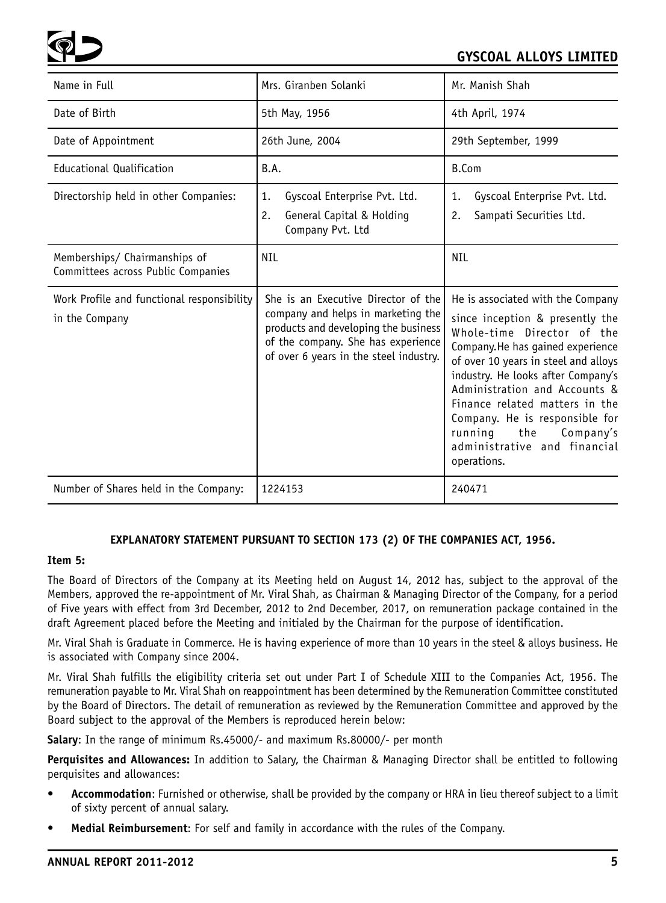| Name in Full | Mrs. Giranben Solanki | Mr. Manish Shah |
|---|---|---|
| Date of Birth | 5th May, 1956 | 4th April, 1974 |
| Date of Appointment | 26th June, 2004 | 29th September, 1999 |
| Educational Qualification | B.A. | B.Com |
| Directorship held in other Companies: | 1. Gyscoal Enterprise Pvt. Ltd.<br>2. General Capital & Holding Company Pvt. Ltd | 1. Gyscoal Enterprise Pvt. Ltd.<br>2. Sampati Securities Ltd. |
| Memberships/ Chairmanships of Committees across Public Companies | NIL | NIL |
| Work Profile and functional responsibility in the Company | She is an Executive Director of the company and helps in marketing the products and developing the business of the company. She has experience of over 6 years in the steel industry. | He is associated with the Company since inception & presently the Whole-time Director of the Company.He has gained experience of over 10 years in steel and alloys industry. He looks after Company's Administration and Accounts & Finance related matters in the Company. He is responsible for running the Company's administrative and financial operations. |
| Number of Shares held in the Company: | 1224153 | 240471 |

**EXPLANATORY STATEMENT PURSUANT TO SECTION 173 (2) OF THE COMPANIES ACT, 1956.**

**Item 5:**

The Board of Directors of the Company at its Meeting held on August 14, 2012 has, subject to the approval of the Members, approved the re-appointment of Mr. Viral Shah, as Chairman & Managing Director of the Company, for a period of Five years with effect from 3rd December, 2012 to 2nd December, 2017, on remuneration package contained in the draft Agreement placed before the Meeting and initialed by the Chairman for the purpose of identification.

Mr. Viral Shah is Graduate in Commerce. He is having experience of more than 10 years in the steel & alloys business. He is associated with Company since 2004.

Mr. Viral Shah fulfills the eligibility criteria set out under Part I of Schedule XIII to the Companies Act, 1956. The remuneration payable to Mr. Viral Shah on reappointment has been determined by the Remuneration Committee constituted by the Board of Directors. The detail of remuneration as reviewed by the Remuneration Committee and approved by the Board subject to the approval of the Members is reproduced herein below:

**Salary**: In the range of minimum Rs.45000/- and maximum Rs.80000/- per month

**Perquisites and Allowances:** In addition to Salary, the Chairman & Managing Director shall be entitled to following perquisites and allowances:

- **Accommodation**: Furnished or otherwise, shall be provided by the company or HRA in lieu thereof subject to a limit of sixty percent of annual salary.
- **Medial Reimbursement**: For self and family in accordance with the rules of the Company.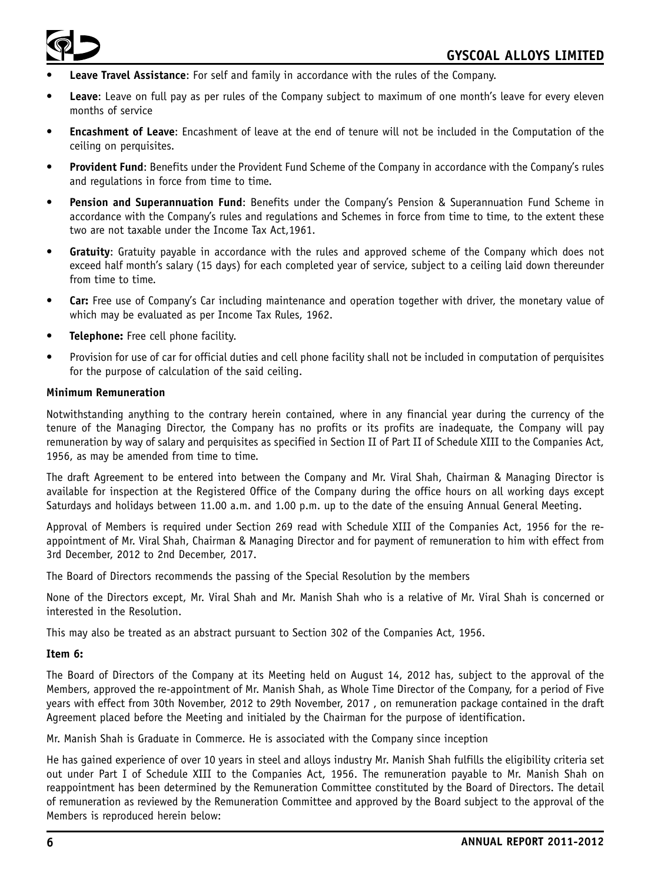- **Leave Travel Assistance**: For self and family in accordance with the rules of the Company.
- **Leave**: Leave on full pay as per rules of the Company subject to maximum of one month's leave for every eleven months of service
- **Encashment of Leave**: Encashment of leave at the end of tenure will not be included in the Computation of the ceiling on perquisites.
- **Provident Fund**: Benefits under the Provident Fund Scheme of the Company in accordance with the Company's rules and regulations in force from time to time.
- **Pension and Superannuation Fund**: Benefits under the Company's Pension & Superannuation Fund Scheme in accordance with the Company's rules and regulations and Schemes in force from time to time, to the extent these two are not taxable under the Income Tax Act,1961.
- **Gratuity**: Gratuity payable in accordance with the rules and approved scheme of the Company which does not exceed half month's salary (15 days) for each completed year of service, subject to a ceiling laid down thereunder from time to time.
- **Car:** Free use of Company's Car including maintenance and operation together with driver, the monetary value of which may be evaluated as per Income Tax Rules, 1962.
- **Telephone:** Free cell phone facility.
- Provision for use of car for official duties and cell phone facility shall not be included in computation of perquisites for the purpose of calculation of the said ceiling.

**Minimum Remuneration**

Notwithstanding anything to the contrary herein contained, where in any financial year during the currency of the tenure of the Managing Director, the Company has no profits or its profits are inadequate, the Company will pay remuneration by way of salary and perquisites as specified in Section II of Part II of Schedule XIII to the Companies Act, 1956, as may be amended from time to time.

The draft Agreement to be entered into between the Company and Mr. Viral Shah, Chairman & Managing Director is available for inspection at the Registered Office of the Company during the office hours on all working days except Saturdays and holidays between 11.00 a.m. and 1.00 p.m. up to the date of the ensuing Annual General Meeting.

Approval of Members is required under Section 269 read with Schedule XIII of the Companies Act, 1956 for the re-appointment of Mr. Viral Shah, Chairman & Managing Director and for payment of remuneration to him with effect from 3rd December, 2012 to 2nd December, 2017.

The Board of Directors recommends the passing of the Special Resolution by the members

None of the Directors except, Mr. Viral Shah and Mr. Manish Shah who is a relative of Mr. Viral Shah is concerned or interested in the Resolution.

This may also be treated as an abstract pursuant to Section 302 of the Companies Act, 1956.

**Item 6:**

The Board of Directors of the Company at its Meeting held on August 14, 2012 has, subject to the approval of the Members, approved the re-appointment of Mr. Manish Shah, as Whole Time Director of the Company, for a period of Five years with effect from 30th November, 2012 to 29th November, 2017 , on remuneration package contained in the draft Agreement placed before the Meeting and initialed by the Chairman for the purpose of identification.

Mr. Manish Shah is Graduate in Commerce. He is associated with the Company since inception

He has gained experience of over 10 years in steel and alloys industry Mr. Manish Shah fulfills the eligibility criteria set out under Part I of Schedule XIII to the Companies Act, 1956. The remuneration payable to Mr. Manish Shah on reappointment has been determined by the Remuneration Committee constituted by the Board of Directors. The detail of remuneration as reviewed by the Remuneration Committee and approved by the Board subject to the approval of the Members is reproduced herein below: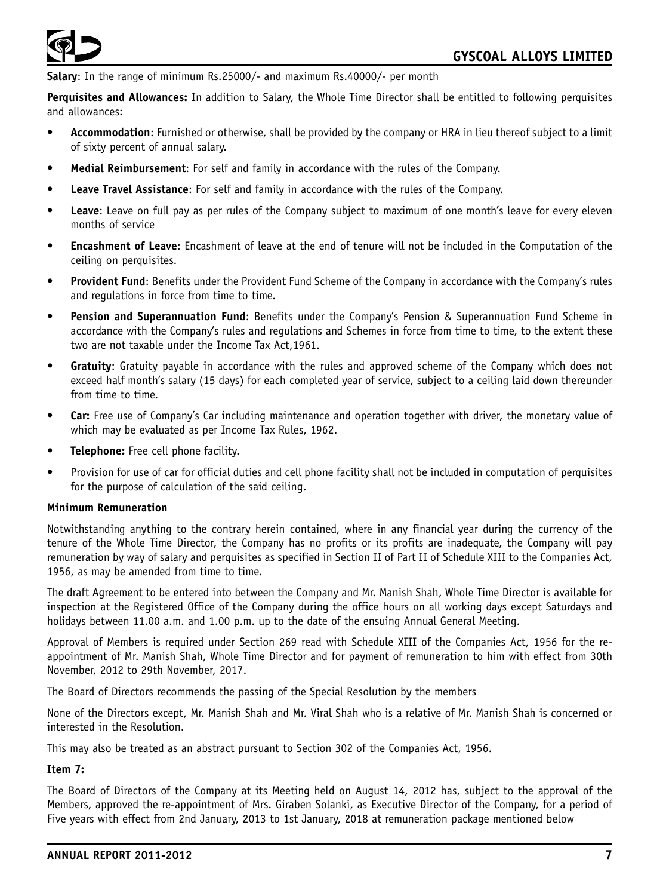**Salary**: In the range of minimum Rs.25000/- and maximum Rs.40000/- per month

**Perquisites and Allowances:** In addition to Salary, the Whole Time Director shall be entitled to following perquisites and allowances:

- **Accommodation**: Furnished or otherwise, shall be provided by the company or HRA in lieu thereof subject to a limit of sixty percent of annual salary.
- **Medial Reimbursement**: For self and family in accordance with the rules of the Company.
- **Leave Travel Assistance**: For self and family in accordance with the rules of the Company.
- **Leave**: Leave on full pay as per rules of the Company subject to maximum of one month's leave for every eleven months of service
- **Encashment of Leave**: Encashment of leave at the end of tenure will not be included in the Computation of the ceiling on perquisites.
- **Provident Fund**: Benefits under the Provident Fund Scheme of the Company in accordance with the Company's rules and regulations in force from time to time.
- **Pension and Superannuation Fund**: Benefits under the Company's Pension & Superannuation Fund Scheme in accordance with the Company's rules and regulations and Schemes in force from time to time, to the extent these two are not taxable under the Income Tax Act,1961.
- **Gratuity**: Gratuity payable in accordance with the rules and approved scheme of the Company which does not exceed half month's salary (15 days) for each completed year of service, subject to a ceiling laid down thereunder from time to time.
- **Car:** Free use of Company's Car including maintenance and operation together with driver, the monetary value of which may be evaluated as per Income Tax Rules, 1962.
- **Telephone:** Free cell phone facility.
- Provision for use of car for official duties and cell phone facility shall not be included in computation of perquisites for the purpose of calculation of the said ceiling.

**Minimum Remuneration**

Notwithstanding anything to the contrary herein contained, where in any financial year during the currency of the tenure of the Whole Time Director, the Company has no profits or its profits are inadequate, the Company will pay remuneration by way of salary and perquisites as specified in Section II of Part II of Schedule XIII to the Companies Act, 1956, as may be amended from time to time.

The draft Agreement to be entered into between the Company and Mr. Manish Shah, Whole Time Director is available for inspection at the Registered Office of the Company during the office hours on all working days except Saturdays and holidays between 11.00 a.m. and 1.00 p.m. up to the date of the ensuing Annual General Meeting.

Approval of Members is required under Section 269 read with Schedule XIII of the Companies Act, 1956 for the re-appointment of Mr. Manish Shah, Whole Time Director and for payment of remuneration to him with effect from 30th November, 2012 to 29th November, 2017.

The Board of Directors recommends the passing of the Special Resolution by the members

None of the Directors except, Mr. Manish Shah and Mr. Viral Shah who is a relative of Mr. Manish Shah is concerned or interested in the Resolution.

This may also be treated as an abstract pursuant to Section 302 of the Companies Act, 1956.

**Item 7:**

The Board of Directors of the Company at its Meeting held on August 14, 2012 has, subject to the approval of the Members, approved the re-appointment of Mrs. Giraben Solanki, as Executive Director of the Company, for a period of Five years with effect from 2nd January, 2013 to 1st January, 2018 at remuneration package mentioned below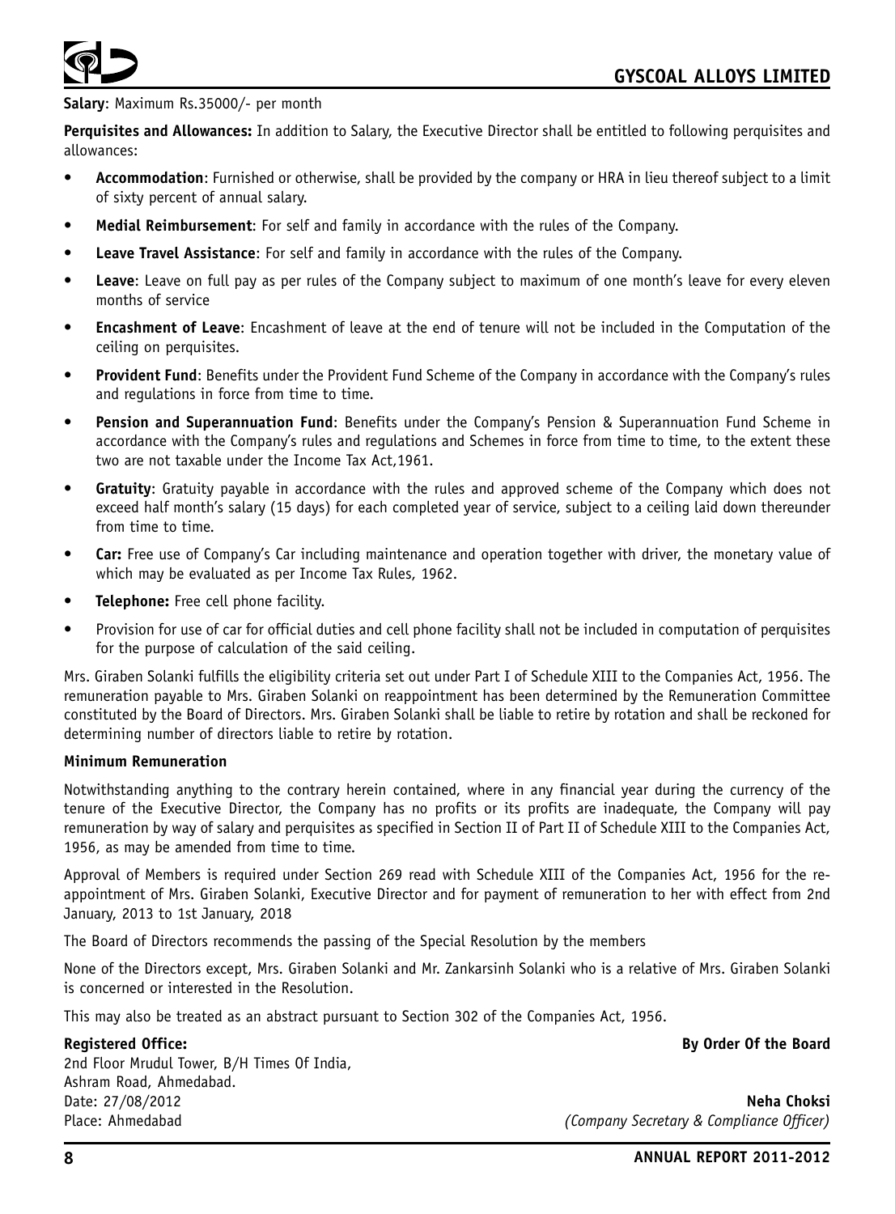**Salary**: Maximum Rs.35000/- per month

**Perquisites and Allowances:** In addition to Salary, the Executive Director shall be entitled to following perquisites and allowances:

- **Accommodation**: Furnished or otherwise, shall be provided by the company or HRA in lieu thereof subject to a limit of sixty percent of annual salary.
- **Medial Reimbursement**: For self and family in accordance with the rules of the Company.
- **Leave Travel Assistance**: For self and family in accordance with the rules of the Company.
- **Leave**: Leave on full pay as per rules of the Company subject to maximum of one month's leave for every eleven months of service
- **Encashment of Leave**: Encashment of leave at the end of tenure will not be included in the Computation of the ceiling on perquisites.
- **Provident Fund**: Benefits under the Provident Fund Scheme of the Company in accordance with the Company's rules and regulations in force from time to time.
- **Pension and Superannuation Fund**: Benefits under the Company's Pension & Superannuation Fund Scheme in accordance with the Company's rules and regulations and Schemes in force from time to time, to the extent these two are not taxable under the Income Tax Act,1961.
- **Gratuity**: Gratuity payable in accordance with the rules and approved scheme of the Company which does not exceed half month's salary (15 days) for each completed year of service, subject to a ceiling laid down thereunder from time to time.
- **Car:** Free use of Company's Car including maintenance and operation together with driver, the monetary value of which may be evaluated as per Income Tax Rules, 1962.
- **Telephone:** Free cell phone facility.
- Provision for use of car for official duties and cell phone facility shall not be included in computation of perquisites for the purpose of calculation of the said ceiling.

Mrs. Giraben Solanki fulfills the eligibility criteria set out under Part I of Schedule XIII to the Companies Act, 1956. The remuneration payable to Mrs. Giraben Solanki on reappointment has been determined by the Remuneration Committee constituted by the Board of Directors. Mrs. Giraben Solanki shall be liable to retire by rotation and shall be reckoned for determining number of directors liable to retire by rotation.

**Minimum Remuneration**

Notwithstanding anything to the contrary herein contained, where in any financial year during the currency of the tenure of the Executive Director, the Company has no profits or its profits are inadequate, the Company will pay remuneration by way of salary and perquisites as specified in Section II of Part II of Schedule XIII to the Companies Act, 1956, as may be amended from time to time.

Approval of Members is required under Section 269 read with Schedule XIII of the Companies Act, 1956 for the re-appointment of Mrs. Giraben Solanki, Executive Director and for payment of remuneration to her with effect from 2nd January, 2013 to 1st January, 2018

The Board of Directors recommends the passing of the Special Resolution by the members

None of the Directors except, Mrs. Giraben Solanki and Mr. Zankarsinh Solanki who is a relative of Mrs. Giraben Solanki is concerned or interested in the Resolution.

This may also be treated as an abstract pursuant to Section 302 of the Companies Act, 1956.

**Registered Office:**
2nd Floor Mrudul Tower, B/H Times Of India,
Ashram Road, Ahmedabad.
Date: 27/08/2012
Place: Ahmedabad

**By Order Of the Board**

**Neha Choksi**
*(Company Secretary & Compliance Officer)*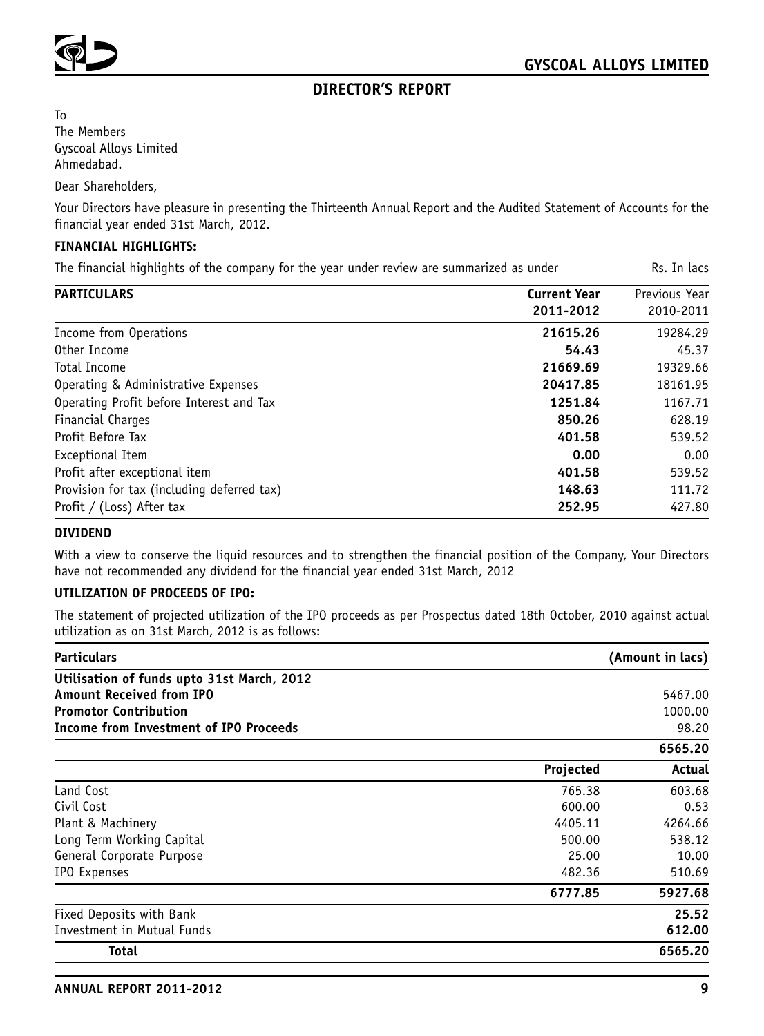## DIRECTOR'S REPORT

To
The Members
Gyscoal Alloys Limited
Ahmedabad.

Dear Shareholders,

Your Directors have pleasure in presenting the Thirteenth Annual Report and the Audited Statement of Accounts for the financial year ended 31st March, 2012.

### FINANCIAL HIGHLIGHTS:

The financial highlights of the company for the year under review are summarized as under — Rs. In lacs

| PARTICULARS | Current Year 2011-2012 | Previous Year 2010-2011 |
|---|---|---|
| Income from Operations | **21615.26** | 19284.29 |
| Other Income | **54.43** | 45.37 |
| Total Income | **21669.69** | 19329.66 |
| Operating & Administrative Expenses | **20417.85** | 18161.95 |
| Operating Profit before Interest and Tax | **1251.84** | 1167.71 |
| Financial Charges | **850.26** | 628.19 |
| Profit Before Tax | **401.58** | 539.52 |
| Exceptional Item | **0.00** | 0.00 |
| Profit after exceptional item | **401.58** | 539.52 |
| Provision for tax (including deferred tax) | **148.63** | 111.72 |
| Profit / (Loss) After tax | **252.95** | 427.80 |

### DIVIDEND

With a view to conserve the liquid resources and to strengthen the financial position of the Company, Your Directors have not recommended any dividend for the financial year ended 31st March, 2012

### UTILIZATION OF PROCEEDS OF IPO:

The statement of projected utilization of the IPO proceeds as per Prospectus dated 18th October, 2010 against actual utilization as on 31st March, 2012 is as follows:

| Particulars | | (Amount in lacs) |
|---|---|---|
| **Utilisation of funds upto 31st March, 2012** | | |
| **Amount Received from IPO** | | 5467.00 |
| **Promotor Contribution** | | 1000.00 |
| **Income from Investment of IPO Proceeds** | | 98.20 |
| | | **6565.20** |
| | **Projected** | **Actual** |
| Land Cost | 765.38 | 603.68 |
| Civil Cost | 600.00 | 0.53 |
| Plant & Machinery | 4405.11 | 4264.66 |
| Long Term Working Capital | 500.00 | 538.12 |
| General Corporate Purpose | 25.00 | 10.00 |
| IPO Expenses | 482.36 | 510.69 |
| | **6777.85** | **5927.68** |
| Fixed Deposits with Bank | | **25.52** |
| Investment in Mutual Funds | | **612.00** |
| **Total** | | **6565.20** |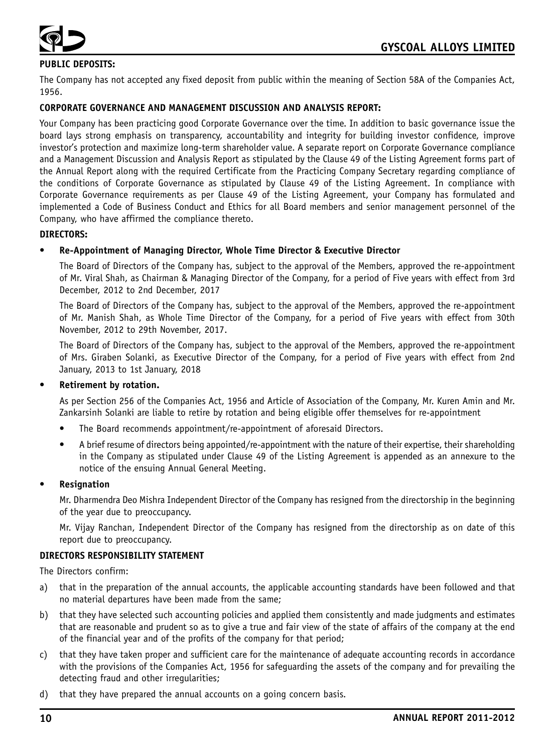**PUBLIC DEPOSITS:**

The Company has not accepted any fixed deposit from public within the meaning of Section 58A of the Companies Act, 1956.

**CORPORATE GOVERNANCE AND MANAGEMENT DISCUSSION AND ANALYSIS REPORT:**

Your Company has been practicing good Corporate Governance over the time. In addition to basic governance issue the board lays strong emphasis on transparency, accountability and integrity for building investor confidence, improve investor's protection and maximize long-term shareholder value. A separate report on Corporate Governance compliance and a Management Discussion and Analysis Report as stipulated by the Clause 49 of the Listing Agreement forms part of the Annual Report along with the required Certificate from the Practicing Company Secretary regarding compliance of the conditions of Corporate Governance as stipulated by Clause 49 of the Listing Agreement. In compliance with Corporate Governance requirements as per Clause 49 of the Listing Agreement, your Company has formulated and implemented a Code of Business Conduct and Ethics for all Board members and senior management personnel of the Company, who have affirmed the compliance thereto.

**DIRECTORS:**

- **Re-Appointment of Managing Director, Whole Time Director & Executive Director**

  The Board of Directors of the Company has, subject to the approval of the Members, approved the re-appointment of Mr. Viral Shah, as Chairman & Managing Director of the Company, for a period of Five years with effect from 3rd December, 2012 to 2nd December, 2017

  The Board of Directors of the Company has, subject to the approval of the Members, approved the re-appointment of Mr. Manish Shah, as Whole Time Director of the Company, for a period of Five years with effect from 30th November, 2012 to 29th November, 2017.

  The Board of Directors of the Company has, subject to the approval of the Members, approved the re-appointment of Mrs. Giraben Solanki, as Executive Director of the Company, for a period of Five years with effect from 2nd January, 2013 to 1st January, 2018

- **Retirement by rotation.**

  As per Section 256 of the Companies Act, 1956 and Article of Association of the Company, Mr. Kuren Amin and Mr. Zankarsinh Solanki are liable to retire by rotation and being eligible offer themselves for re-appointment

  - The Board recommends appointment/re-appointment of aforesaid Directors.
  - A brief resume of directors being appointed/re-appointment with the nature of their expertise, their shareholding in the Company as stipulated under Clause 49 of the Listing Agreement is appended as an annexure to the notice of the ensuing Annual General Meeting.

- **Resignation**

  Mr. Dharmendra Deo Mishra Independent Director of the Company has resigned from the directorship in the beginning of the year due to preoccupancy.

  Mr. Vijay Ranchan, Independent Director of the Company has resigned from the directorship as on date of this report due to preoccupancy.

**DIRECTORS RESPONSIBILITY STATEMENT**

The Directors confirm:

a) that in the preparation of the annual accounts, the applicable accounting standards have been followed and that no material departures have been made from the same;

b) that they have selected such accounting policies and applied them consistently and made judgments and estimates that are reasonable and prudent so as to give a true and fair view of the state of affairs of the company at the end of the financial year and of the profits of the company for that period;

c) that they have taken proper and sufficient care for the maintenance of adequate accounting records in accordance with the provisions of the Companies Act, 1956 for safeguarding the assets of the company and for prevailing the detecting fraud and other irregularities;

d) that they have prepared the annual accounts on a going concern basis.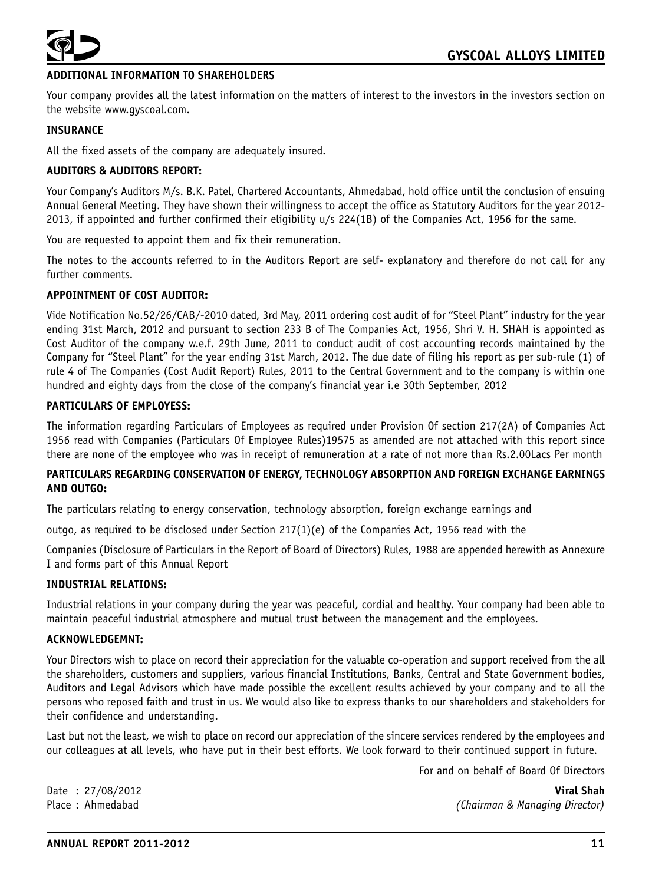**ADDITIONAL INFORMATION TO SHAREHOLDERS**

Your company provides all the latest information on the matters of interest to the investors in the investors section on the website www.gyscoal.com.

**INSURANCE**

All the fixed assets of the company are adequately insured.

**AUDITORS & AUDITORS REPORT:**

Your Company's Auditors M/s. B.K. Patel, Chartered Accountants, Ahmedabad, hold office until the conclusion of ensuing Annual General Meeting. They have shown their willingness to accept the office as Statutory Auditors for the year 2012-2013, if appointed and further confirmed their eligibility u/s 224(1B) of the Companies Act, 1956 for the same.

You are requested to appoint them and fix their remuneration.

The notes to the accounts referred to in the Auditors Report are self- explanatory and therefore do not call for any further comments.

**APPOINTMENT OF COST AUDITOR:**

Vide Notification No.52/26/CAB/-2010 dated, 3rd May, 2011 ordering cost audit of for "Steel Plant" industry for the year ending 31st March, 2012 and pursuant to section 233 B of The Companies Act, 1956, Shri V. H. SHAH is appointed as Cost Auditor of the company w.e.f. 29th June, 2011 to conduct audit of cost accounting records maintained by the Company for "Steel Plant" for the year ending 31st March, 2012. The due date of filing his report as per sub-rule (1) of rule 4 of The Companies (Cost Audit Report) Rules, 2011 to the Central Government and to the company is within one hundred and eighty days from the close of the company's financial year i.e 30th September, 2012

**PARTICULARS OF EMPLOYESS:**

The information regarding Particulars of Employees as required under Provision Of section 217(2A) of Companies Act 1956 read with Companies (Particulars Of Employee Rules)19575 as amended are not attached with this report since there are none of the employee who was in receipt of remuneration at a rate of not more than Rs.2.00Lacs Per month

**PARTICULARS REGARDING CONSERVATION OF ENERGY, TECHNOLOGY ABSORPTION AND FOREIGN EXCHANGE EARNINGS AND OUTGO:**

The particulars relating to energy conservation, technology absorption, foreign exchange earnings and

outgo, as required to be disclosed under Section 217(1)(e) of the Companies Act, 1956 read with the

Companies (Disclosure of Particulars in the Report of Board of Directors) Rules, 1988 are appended herewith as Annexure I and forms part of this Annual Report

**INDUSTRIAL RELATIONS:**

Industrial relations in your company during the year was peaceful, cordial and healthy. Your company had been able to maintain peaceful industrial atmosphere and mutual trust between the management and the employees.

**ACKNOWLEDGEMNT:**

Your Directors wish to place on record their appreciation for the valuable co-operation and support received from the all the shareholders, customers and suppliers, various financial Institutions, Banks, Central and State Government bodies, Auditors and Legal Advisors which have made possible the excellent results achieved by your company and to all the persons who reposed faith and trust in us. We would also like to express thanks to our shareholders and stakeholders for their confidence and understanding.

Last but not the least, we wish to place on record our appreciation of the sincere services rendered by the employees and our colleagues at all levels, who have put in their best efforts. We look forward to their continued support in future.

For and on behalf of Board Of Directors

Date : 27/08/2012
Place : Ahmedabad

**Viral Shah**
*(Chairman & Managing Director)*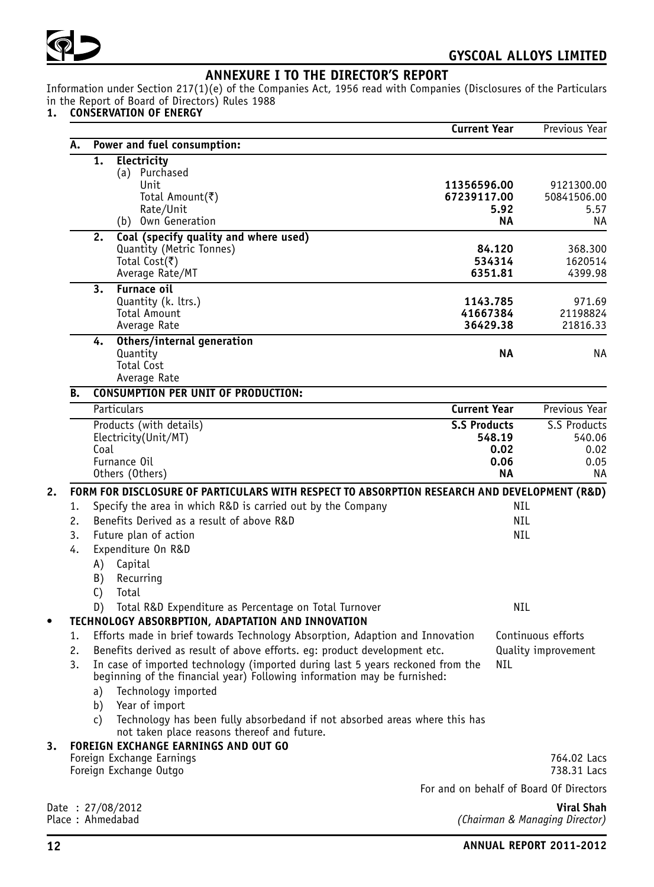## ANNEXURE I TO THE DIRECTOR'S REPORT

Information under Section 217(1)(e) of the Companies Act, 1956 read with Companies (Disclosures of the Particulars in the Report of Board of Directors) Rules 1988

### 1. CONSERVATION OF ENERGY

| | Current Year | Previous Year |
|---|---|---|
| **A. Power and fuel consumption:** | | |
| **1. Electricity** | | |
| (a) Purchased | | |
| Unit | **11356596.00** | 9121300.00 |
| Total Amount(₹) | **67239117.00** | 50841506.00 |
| Rate/Unit | **5.92** | 5.57 |
| (b) Own Generation | **NA** | NA |
| **2. Coal (specify quality and where used)** | | |
| Quantity (Metric Tonnes) | **84.120** | 368.300 |
| Total Cost(₹) | **534314** | 1620514 |
| Average Rate/MT | **6351.81** | 4399.98 |
| **3. Furnace oil** | | |
| Quantity (k. ltrs.) | **1143.785** | 971.69 |
| Total Amount | **41667384** | 21198824 |
| Average Rate | **36429.38** | 21816.33 |
| **4. Others/internal generation** | | |
| Quantity | **NA** | NA |
| Total Cost | | |
| Average Rate | | |

**B. CONSUMPTION PER UNIT OF PRODUCTION:**

| Particulars | Current Year | Previous Year |
|---|---|---|
| Products (with details) | **S.S Products** | S.S Products |
| Electricity(Unit/MT) | **548.19** | 540.06 |
| Coal | **0.02** | 0.02 |
| Furnance Oil | **0.06** | 0.05 |
| Others (Others) | **NA** | NA |

### 2. FORM FOR DISCLOSURE OF PARTICULARS WITH RESPECT TO ABSORPTION RESEARCH AND DEVELOPMENT (R&D)

1. Specify the area in which R&D is carried out by the Company — NIL
2. Benefits Derived as a result of above R&D — NIL
3. Future plan of action — NIL
4. Expenditure On R&D
   - A) Capital
   - B) Recurring
   - C) Total
   - D) Total R&D Expenditure as Percentage on Total Turnover — NIL

### • TECHNOLOGY ABSORBPTION, ADAPTATION AND INNOVATION

1. Efforts made in brief towards Technology Absorption, Adaption and Innovation — Continuous efforts
2. Benefits derived as result of above efforts. eg: product development etc. — Quality improvement
3. In case of imported technology (imported during last 5 years reckoned from the beginning of the financial year) Following information may be furnished: — NIL
   - a) Technology imported
   - b) Year of import
   - c) Technology has been fully absorbedand if not absorbed areas where this has not taken place reasons thereof and future.

### 3. FOREIGN EXCHANGE EARNINGS AND OUT GO

Foreign Exchange Earnings — 764.02 Lacs
Foreign Exchange Outgo — 738.31 Lacs

For and on behalf of Board Of Directors

Date : 27/08/2012
Place : Ahmedabad

**Viral Shah**
*(Chairman & Managing Director)*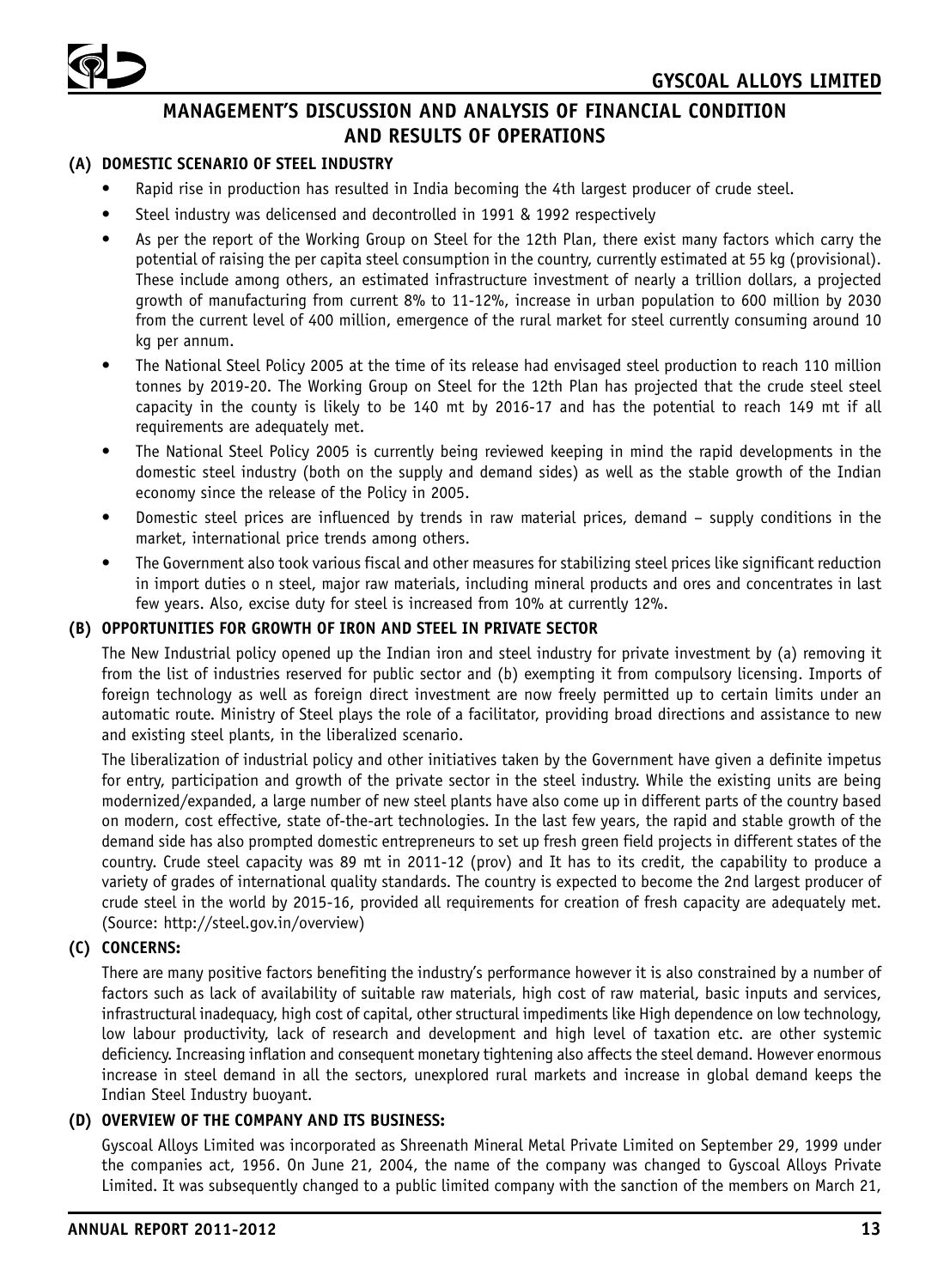## MANAGEMENT'S DISCUSSION AND ANALYSIS OF FINANCIAL CONDITION AND RESULTS OF OPERATIONS

### (A) DOMESTIC SCENARIO OF STEEL INDUSTRY

- Rapid rise in production has resulted in India becoming the 4th largest producer of crude steel.
- Steel industry was delicensed and decontrolled in 1991 & 1992 respectively
- As per the report of the Working Group on Steel for the 12th Plan, there exist many factors which carry the potential of raising the per capita steel consumption in the country, currently estimated at 55 kg (provisional). These include among others, an estimated infrastructure investment of nearly a trillion dollars, a projected growth of manufacturing from current 8% to 11-12%, increase in urban population to 600 million by 2030 from the current level of 400 million, emergence of the rural market for steel currently consuming around 10 kg per annum.
- The National Steel Policy 2005 at the time of its release had envisaged steel production to reach 110 million tonnes by 2019-20. The Working Group on Steel for the 12th Plan has projected that the crude steel steel capacity in the county is likely to be 140 mt by 2016-17 and has the potential to reach 149 mt if all requirements are adequately met.
- The National Steel Policy 2005 is currently being reviewed keeping in mind the rapid developments in the domestic steel industry (both on the supply and demand sides) as well as the stable growth of the Indian economy since the release of the Policy in 2005.
- Domestic steel prices are influenced by trends in raw material prices, demand – supply conditions in the market, international price trends among others.
- The Government also took various fiscal and other measures for stabilizing steel prices like significant reduction in import duties o n steel, major raw materials, including mineral products and ores and concentrates in last few years. Also, excise duty for steel is increased from 10% at currently 12%.

### (B) OPPORTUNITIES FOR GROWTH OF IRON AND STEEL IN PRIVATE SECTOR

The New Industrial policy opened up the Indian iron and steel industry for private investment by (a) removing it from the list of industries reserved for public sector and (b) exempting it from compulsory licensing. Imports of foreign technology as well as foreign direct investment are now freely permitted up to certain limits under an automatic route. Ministry of Steel plays the role of a facilitator, providing broad directions and assistance to new and existing steel plants, in the liberalized scenario.

The liberalization of industrial policy and other initiatives taken by the Government have given a definite impetus for entry, participation and growth of the private sector in the steel industry. While the existing units are being modernized/expanded, a large number of new steel plants have also come up in different parts of the country based on modern, cost effective, state of-the-art technologies. In the last few years, the rapid and stable growth of the demand side has also prompted domestic entrepreneurs to set up fresh green field projects in different states of the country. Crude steel capacity was 89 mt in 2011-12 (prov) and It has to its credit, the capability to produce a variety of grades of international quality standards. The country is expected to become the 2nd largest producer of crude steel in the world by 2015-16, provided all requirements for creation of fresh capacity are adequately met. (Source: http://steel.gov.in/overview)

### (C) CONCERNS:

There are many positive factors benefiting the industry's performance however it is also constrained by a number of factors such as lack of availability of suitable raw materials, high cost of raw material, basic inputs and services, infrastructural inadequacy, high cost of capital, other structural impediments like High dependence on low technology, low labour productivity, lack of research and development and high level of taxation etc. are other systemic deficiency. Increasing inflation and consequent monetary tightening also affects the steel demand. However enormous increase in steel demand in all the sectors, unexplored rural markets and increase in global demand keeps the Indian Steel Industry buoyant.

### (D) OVERVIEW OF THE COMPANY AND ITS BUSINESS:

Gyscoal Alloys Limited was incorporated as Shreenath Mineral Metal Private Limited on September 29, 1999 under the companies act, 1956. On June 21, 2004, the name of the company was changed to Gyscoal Alloys Private Limited. It was subsequently changed to a public limited company with the sanction of the members on March 21,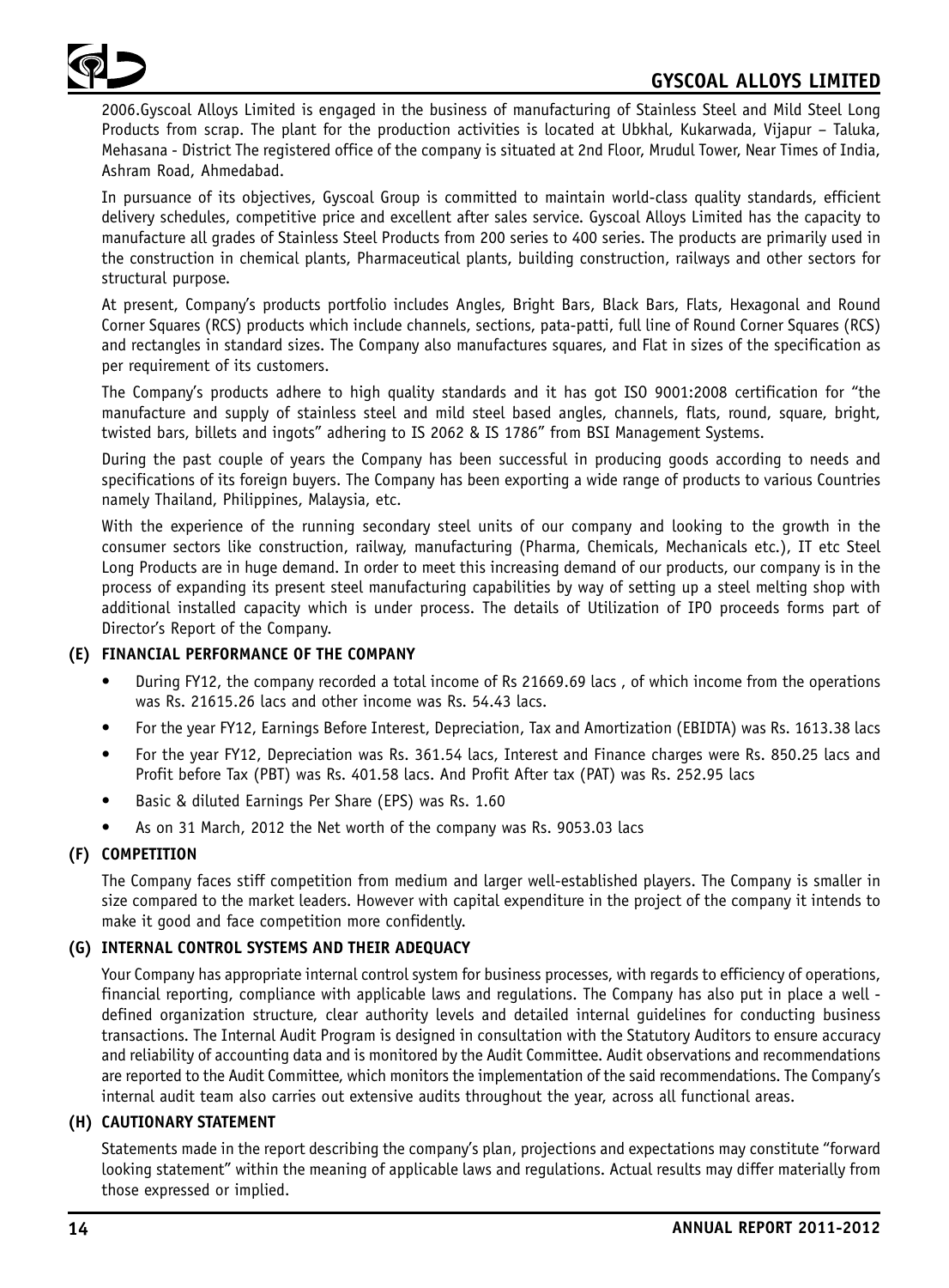2006.Gyscoal Alloys Limited is engaged in the business of manufacturing of Stainless Steel and Mild Steel Long Products from scrap. The plant for the production activities is located at Ubkhal, Kukarwada, Vijapur – Taluka, Mehasana - District The registered office of the company is situated at 2nd Floor, Mrudul Tower, Near Times of India, Ashram Road, Ahmedabad.

In pursuance of its objectives, Gyscoal Group is committed to maintain world-class quality standards, efficient delivery schedules, competitive price and excellent after sales service. Gyscoal Alloys Limited has the capacity to manufacture all grades of Stainless Steel Products from 200 series to 400 series. The products are primarily used in the construction in chemical plants, Pharmaceutical plants, building construction, railways and other sectors for structural purpose.

At present, Company's products portfolio includes Angles, Bright Bars, Black Bars, Flats, Hexagonal and Round Corner Squares (RCS) products which include channels, sections, pata-patti, full line of Round Corner Squares (RCS) and rectangles in standard sizes. The Company also manufactures squares, and Flat in sizes of the specification as per requirement of its customers.

The Company's products adhere to high quality standards and it has got ISO 9001:2008 certification for "the manufacture and supply of stainless steel and mild steel based angles, channels, flats, round, square, bright, twisted bars, billets and ingots" adhering to IS 2062 & IS 1786" from BSI Management Systems.

During the past couple of years the Company has been successful in producing goods according to needs and specifications of its foreign buyers. The Company has been exporting a wide range of products to various Countries namely Thailand, Philippines, Malaysia, etc.

With the experience of the running secondary steel units of our company and looking to the growth in the consumer sectors like construction, railway, manufacturing (Pharma, Chemicals, Mechanicals etc.), IT etc Steel Long Products are in huge demand. In order to meet this increasing demand of our products, our company is in the process of expanding its present steel manufacturing capabilities by way of setting up a steel melting shop with additional installed capacity which is under process. The details of Utilization of IPO proceeds forms part of Director's Report of the Company.

### (E) FINANCIAL PERFORMANCE OF THE COMPANY

- During FY12, the company recorded a total income of Rs 21669.69 lacs , of which income from the operations was Rs. 21615.26 lacs and other income was Rs. 54.43 lacs.
- For the year FY12, Earnings Before Interest, Depreciation, Tax and Amortization (EBIDTA) was Rs. 1613.38 lacs
- For the year FY12, Depreciation was Rs. 361.54 lacs, Interest and Finance charges were Rs. 850.25 lacs and Profit before Tax (PBT) was Rs. 401.58 lacs. And Profit After tax (PAT) was Rs. 252.95 lacs
- Basic & diluted Earnings Per Share (EPS) was Rs. 1.60
- As on 31 March, 2012 the Net worth of the company was Rs. 9053.03 lacs

### (F) COMPETITION

The Company faces stiff competition from medium and larger well-established players. The Company is smaller in size compared to the market leaders. However with capital expenditure in the project of the company it intends to make it good and face competition more confidently.

### (G) INTERNAL CONTROL SYSTEMS AND THEIR ADEQUACY

Your Company has appropriate internal control system for business processes, with regards to efficiency of operations, financial reporting, compliance with applicable laws and regulations. The Company has also put in place a well - defined organization structure, clear authority levels and detailed internal guidelines for conducting business transactions. The Internal Audit Program is designed in consultation with the Statutory Auditors to ensure accuracy and reliability of accounting data and is monitored by the Audit Committee. Audit observations and recommendations are reported to the Audit Committee, which monitors the implementation of the said recommendations. The Company's internal audit team also carries out extensive audits throughout the year, across all functional areas.

### (H) CAUTIONARY STATEMENT

Statements made in the report describing the company's plan, projections and expectations may constitute "forward looking statement" within the meaning of applicable laws and regulations. Actual results may differ materially from those expressed or implied.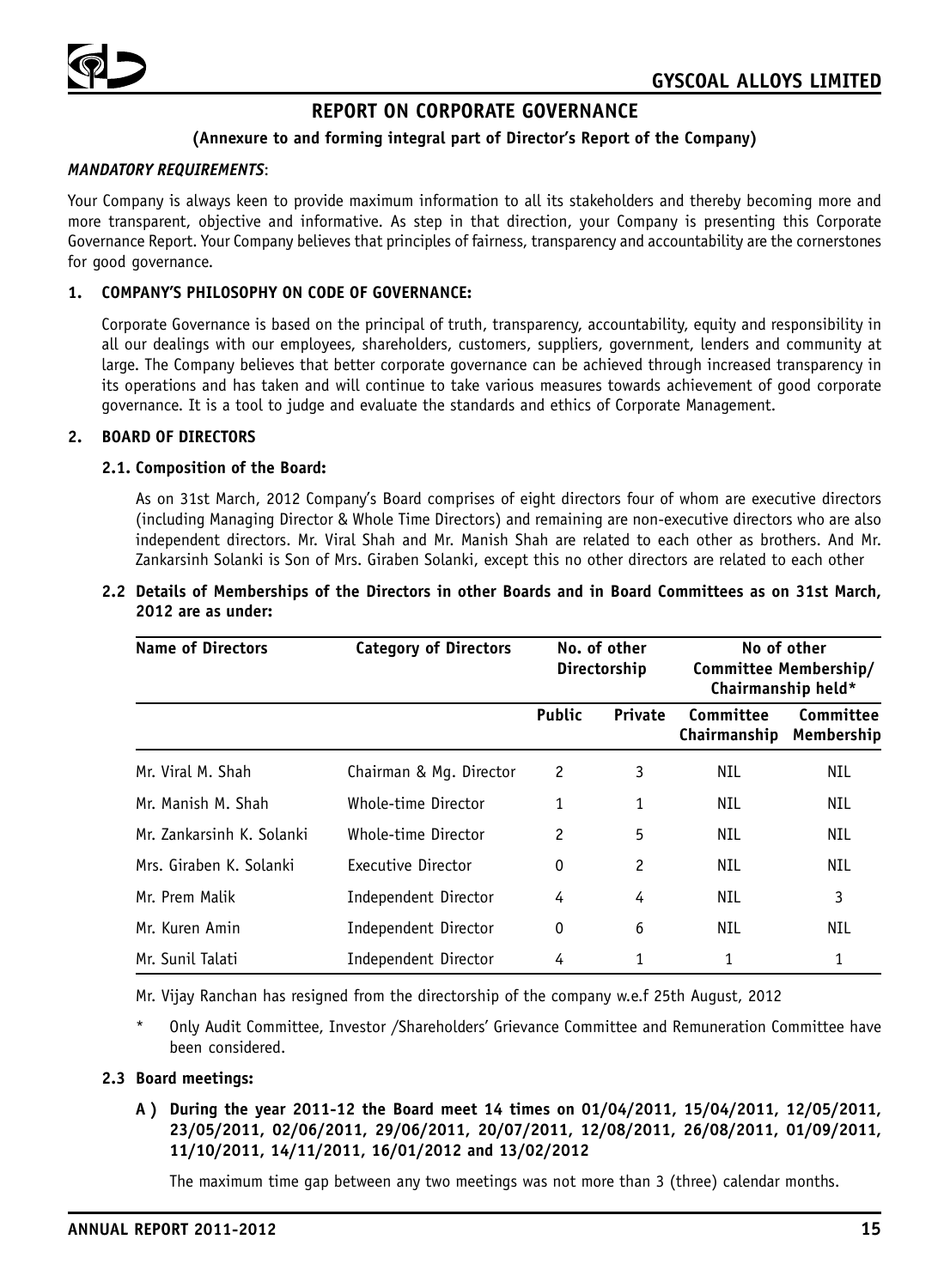# REPORT ON CORPORATE GOVERNANCE

**(Annexure to and forming integral part of Director's Report of the Company)**

***MANDATORY REQUIREMENTS*:**

Your Company is always keen to provide maximum information to all its stakeholders and thereby becoming more and more transparent, objective and informative. As step in that direction, your Company is presenting this Corporate Governance Report. Your Company believes that principles of fairness, transparency and accountability are the cornerstones for good governance.

## 1. COMPANY'S PHILOSOPHY ON CODE OF GOVERNANCE:

Corporate Governance is based on the principal of truth, transparency, accountability, equity and responsibility in all our dealings with our employees, shareholders, customers, suppliers, government, lenders and community at large. The Company believes that better corporate governance can be achieved through increased transparency in its operations and has taken and will continue to take various measures towards achievement of good corporate governance. It is a tool to judge and evaluate the standards and ethics of Corporate Management.

## 2. BOARD OF DIRECTORS

### 2.1. Composition of the Board:

As on 31st March, 2012 Company's Board comprises of eight directors four of whom are executive directors (including Managing Director & Whole Time Directors) and remaining are non-executive directors who are also independent directors. Mr. Viral Shah and Mr. Manish Shah are related to each other as brothers. And Mr. Zankarsinh Solanki is Son of Mrs. Giraben Solanki, except this no other directors are related to each other

### 2.2 Details of Memberships of the Directors in other Boards and in Board Committees as on 31st March, 2012 are as under:

| Name of Directors | Category of Directors | No. of other Directorship | | No of other Committee Membership/ Chairmanship held* | |
|---|---|---|---|---|---|
| | | Public | Private | Committee Chairmanship | Committee Membership |
| Mr. Viral M. Shah | Chairman & Mg. Director | 2 | 3 | NIL | NIL |
| Mr. Manish M. Shah | Whole-time Director | 1 | 1 | NIL | NIL |
| Mr. Zankarsinh K. Solanki | Whole-time Director | 2 | 5 | NIL | NIL |
| Mrs. Giraben K. Solanki | Executive Director | 0 | 2 | NIL | NIL |
| Mr. Prem Malik | Independent Director | 4 | 4 | NIL | 3 |
| Mr. Kuren Amin | Independent Director | 0 | 6 | NIL | NIL |
| Mr. Sunil Talati | Independent Director | 4 | 1 | 1 | 1 |

Mr. Vijay Ranchan has resigned from the directorship of the company w.e.f 25th August, 2012

\* Only Audit Committee, Investor /Shareholders' Grievance Committee and Remuneration Committee have been considered.

### 2.3 Board meetings:

**A ) During the year 2011-12 the Board meet 14 times on 01/04/2011, 15/04/2011, 12/05/2011, 23/05/2011, 02/06/2011, 29/06/2011, 20/07/2011, 12/08/2011, 26/08/2011, 01/09/2011, 11/10/2011, 14/11/2011, 16/01/2012 and 13/02/2012**

The maximum time gap between any two meetings was not more than 3 (three) calendar months.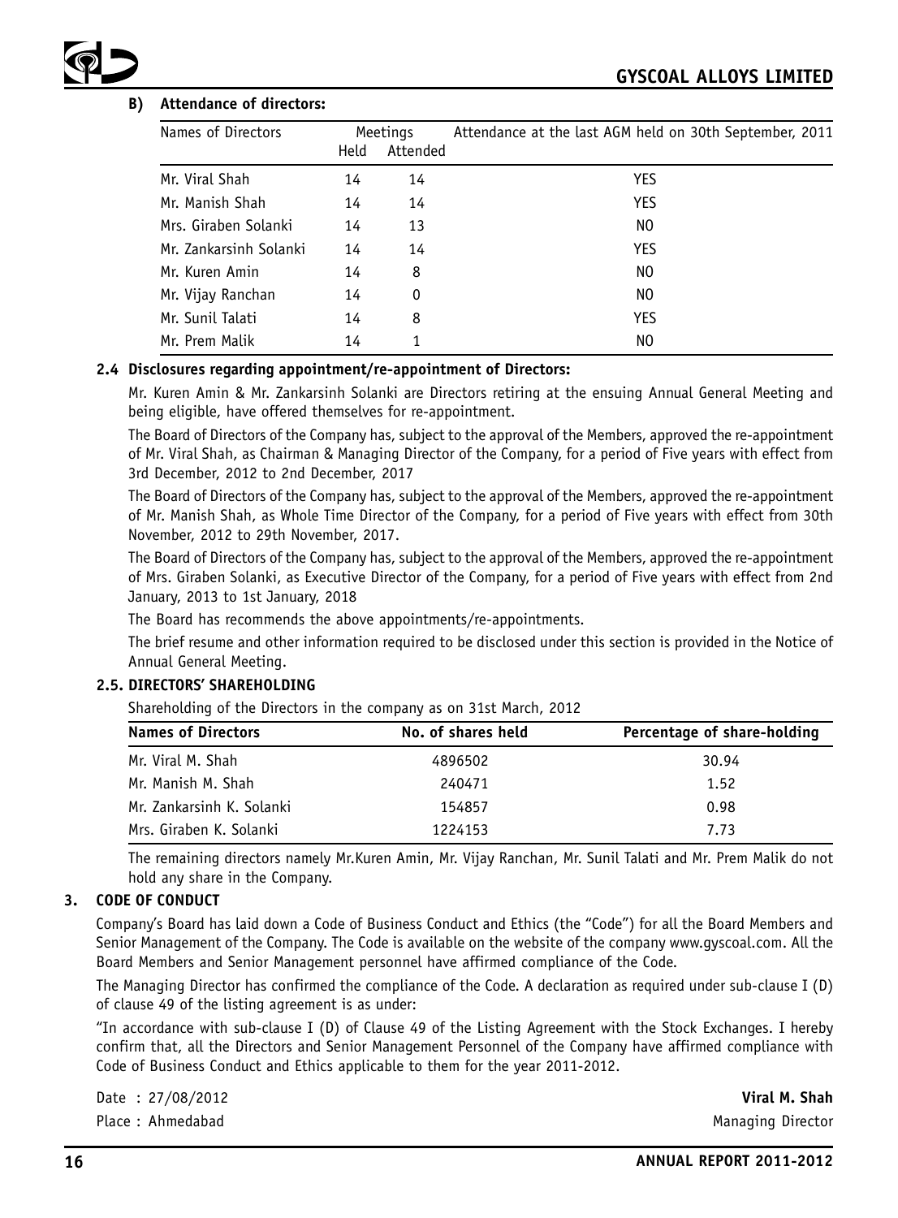### B) Attendance of directors:

| Names of Directors | Meetings | | Attendance at the last AGM held on 30th September, 2011 |
|---|---|---|---|
| | Held | Attended | |
| Mr. Viral Shah | 14 | 14 | YES |
| Mr. Manish Shah | 14 | 14 | YES |
| Mrs. Giraben Solanki | 14 | 13 | NO |
| Mr. Zankarsinh Solanki | 14 | 14 | YES |
| Mr. Kuren Amin | 14 | 8 | NO |
| Mr. Vijay Ranchan | 14 | 0 | NO |
| Mr. Sunil Talati | 14 | 8 | YES |
| Mr. Prem Malik | 14 | 1 | NO |

### 2.4 Disclosures regarding appointment/re-appointment of Directors:

Mr. Kuren Amin & Mr. Zankarsinh Solanki are Directors retiring at the ensuing Annual General Meeting and being eligible, have offered themselves for re-appointment.

The Board of Directors of the Company has, subject to the approval of the Members, approved the re-appointment of Mr. Viral Shah, as Chairman & Managing Director of the Company, for a period of Five years with effect from 3rd December, 2012 to 2nd December, 2017

The Board of Directors of the Company has, subject to the approval of the Members, approved the re-appointment of Mr. Manish Shah, as Whole Time Director of the Company, for a period of Five years with effect from 30th November, 2012 to 29th November, 2017.

The Board of Directors of the Company has, subject to the approval of the Members, approved the re-appointment of Mrs. Giraben Solanki, as Executive Director of the Company, for a period of Five years with effect from 2nd January, 2013 to 1st January, 2018

The Board has recommends the above appointments/re-appointments.

The brief resume and other information required to be disclosed under this section is provided in the Notice of Annual General Meeting.

### 2.5. DIRECTORS' SHAREHOLDING

Shareholding of the Directors in the company as on 31st March, 2012

| Names of Directors | No. of shares held | Percentage of share-holding |
|---|---|---|
| Mr. Viral M. Shah | 4896502 | 30.94 |
| Mr. Manish M. Shah | 240471 | 1.52 |
| Mr. Zankarsinh K. Solanki | 154857 | 0.98 |
| Mrs. Giraben K. Solanki | 1224153 | 7.73 |

The remaining directors namely Mr.Kuren Amin, Mr. Vijay Ranchan, Mr. Sunil Talati and Mr. Prem Malik do not hold any share in the Company.

## 3. CODE OF CONDUCT

Company's Board has laid down a Code of Business Conduct and Ethics (the "Code") for all the Board Members and Senior Management of the Company. The Code is available on the website of the company www.gyscoal.com. All the Board Members and Senior Management personnel have affirmed compliance of the Code.

The Managing Director has confirmed the compliance of the Code. A declaration as required under sub-clause I (D) of clause 49 of the listing agreement is as under:

"In accordance with sub-clause I (D) of Clause 49 of the Listing Agreement with the Stock Exchanges. I hereby confirm that, all the Directors and Senior Management Personnel of the Company have affirmed compliance with Code of Business Conduct and Ethics applicable to them for the year 2011-2012.

Date : 27/08/2012

Place : Ahmedabad

**Viral M. Shah**

Managing Director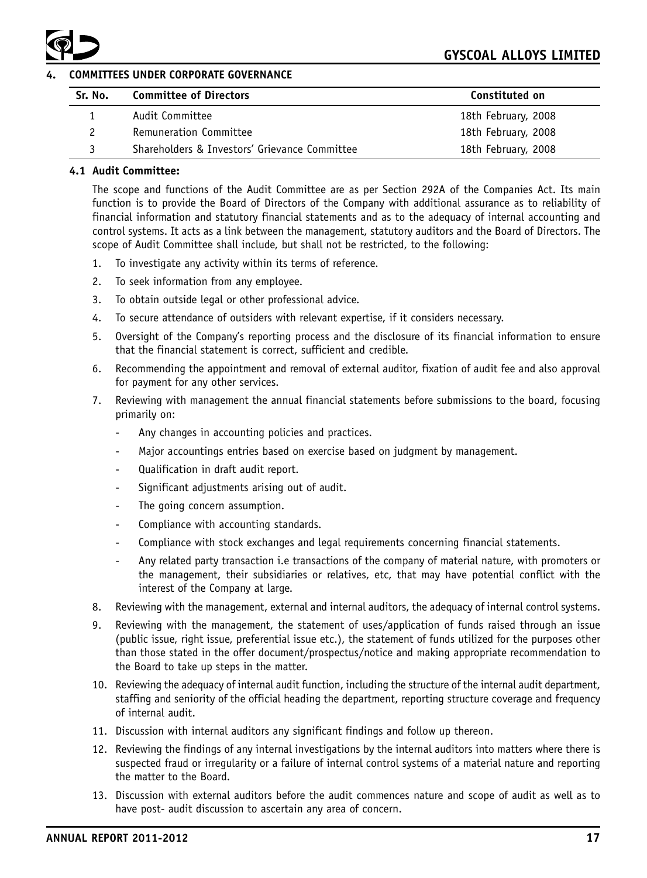## 4. COMMITTEES UNDER CORPORATE GOVERNANCE

| Sr. No. | Committee of Directors | Constituted on |
|---|---|---|
| 1 | Audit Committee | 18th February, 2008 |
| 2 | Remuneration Committee | 18th February, 2008 |
| 3 | Shareholders & Investors' Grievance Committee | 18th February, 2008 |

### 4.1 Audit Committee:

The scope and functions of the Audit Committee are as per Section 292A of the Companies Act. Its main function is to provide the Board of Directors of the Company with additional assurance as to reliability of financial information and statutory financial statements and as to the adequacy of internal accounting and control systems. It acts as a link between the management, statutory auditors and the Board of Directors. The scope of Audit Committee shall include, but shall not be restricted, to the following:

1. To investigate any activity within its terms of reference.
2. To seek information from any employee.
3. To obtain outside legal or other professional advice.
4. To secure attendance of outsiders with relevant expertise, if it considers necessary.
5. Oversight of the Company's reporting process and the disclosure of its financial information to ensure that the financial statement is correct, sufficient and credible.
6. Recommending the appointment and removal of external auditor, fixation of audit fee and also approval for payment for any other services.
7. Reviewing with management the annual financial statements before submissions to the board, focusing primarily on:
   - Any changes in accounting policies and practices.
   - Major accountings entries based on exercise based on judgment by management.
   - Qualification in draft audit report.
   - Significant adjustments arising out of audit.
   - The going concern assumption.
   - Compliance with accounting standards.
   - Compliance with stock exchanges and legal requirements concerning financial statements.
   - Any related party transaction i.e transactions of the company of material nature, with promoters or the management, their subsidiaries or relatives, etc, that may have potential conflict with the interest of the Company at large.
8. Reviewing with the management, external and internal auditors, the adequacy of internal control systems.
9. Reviewing with the management, the statement of uses/application of funds raised through an issue (public issue, right issue, preferential issue etc.), the statement of funds utilized for the purposes other than those stated in the offer document/prospectus/notice and making appropriate recommendation to the Board to take up steps in the matter.
10. Reviewing the adequacy of internal audit function, including the structure of the internal audit department, staffing and seniority of the official heading the department, reporting structure coverage and frequency of internal audit.
11. Discussion with internal auditors any significant findings and follow up thereon.
12. Reviewing the findings of any internal investigations by the internal auditors into matters where there is suspected fraud or irregularity or a failure of internal control systems of a material nature and reporting the matter to the Board.
13. Discussion with external auditors before the audit commences nature and scope of audit as well as to have post- audit discussion to ascertain any area of concern.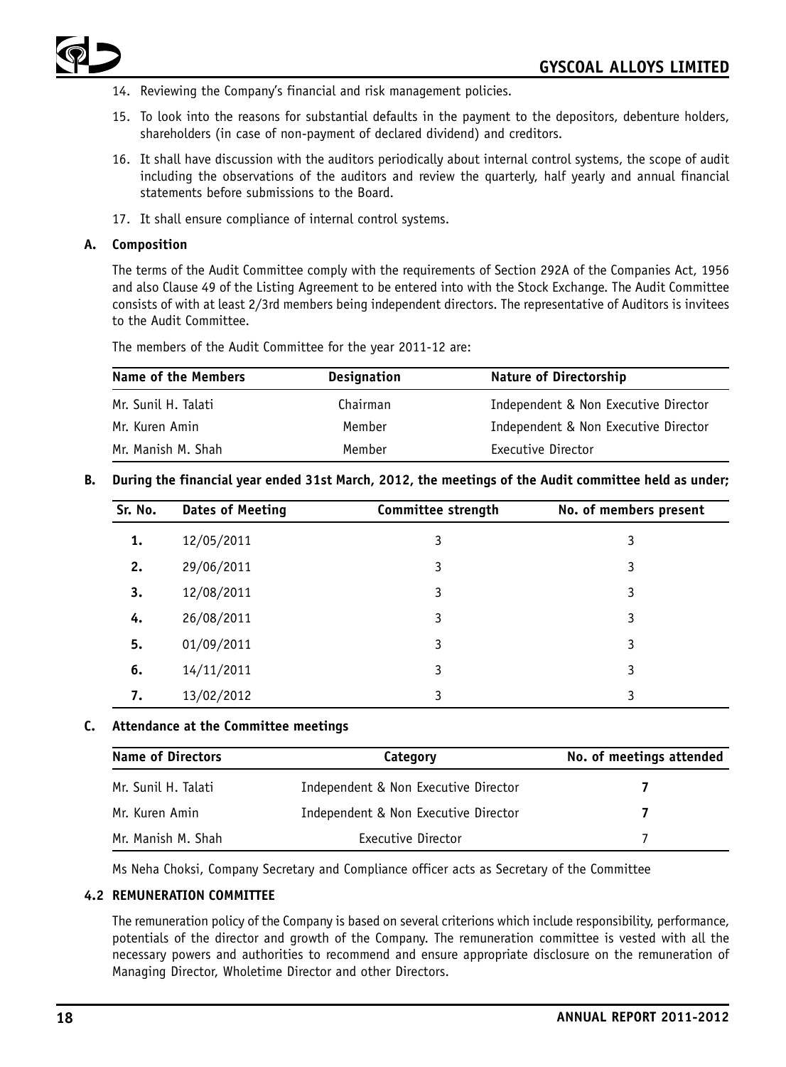14. Reviewing the Company's financial and risk management policies.

15. To look into the reasons for substantial defaults in the payment to the depositors, debenture holders, shareholders (in case of non-payment of declared dividend) and creditors.

16. It shall have discussion with the auditors periodically about internal control systems, the scope of audit including the observations of the auditors and review the quarterly, half yearly and annual financial statements before submissions to the Board.

17. It shall ensure compliance of internal control systems.

**A. Composition**

The terms of the Audit Committee comply with the requirements of Section 292A of the Companies Act, 1956 and also Clause 49 of the Listing Agreement to be entered into with the Stock Exchange. The Audit Committee consists of with at least 2/3rd members being independent directors. The representative of Auditors is invitees to the Audit Committee.

The members of the Audit Committee for the year 2011-12 are:

| Name of the Members | Designation | Nature of Directorship |
|---|---|---|
| Mr. Sunil H. Talati | Chairman | Independent & Non Executive Director |
| Mr. Kuren Amin | Member | Independent & Non Executive Director |
| Mr. Manish M. Shah | Member | Executive Director |

**B. During the financial year ended 31st March, 2012, the meetings of the Audit committee held as under;**

| Sr. No. | Dates of Meeting | Committee strength | No. of members present |
|---|---|---|---|
| **1.** | 12/05/2011 | 3 | 3 |
| **2.** | 29/06/2011 | 3 | 3 |
| **3.** | 12/08/2011 | 3 | 3 |
| **4.** | 26/08/2011 | 3 | 3 |
| **5.** | 01/09/2011 | 3 | 3 |
| **6.** | 14/11/2011 | 3 | 3 |
| **7.** | 13/02/2012 | 3 | 3 |

**C. Attendance at the Committee meetings**

| Name of Directors | Category | No. of meetings attended |
|---|---|---|
| Mr. Sunil H. Talati | Independent & Non Executive Director | **7** |
| Mr. Kuren Amin | Independent & Non Executive Director | **7** |
| Mr. Manish M. Shah | Executive Director | 7 |

Ms Neha Choksi, Company Secretary and Compliance officer acts as Secretary of the Committee

**4.2 REMUNERATION COMMITTEE**

The remuneration policy of the Company is based on several criterions which include responsibility, performance, potentials of the director and growth of the Company. The remuneration committee is vested with all the necessary powers and authorities to recommend and ensure appropriate disclosure on the remuneration of Managing Director, Wholetime Director and other Directors.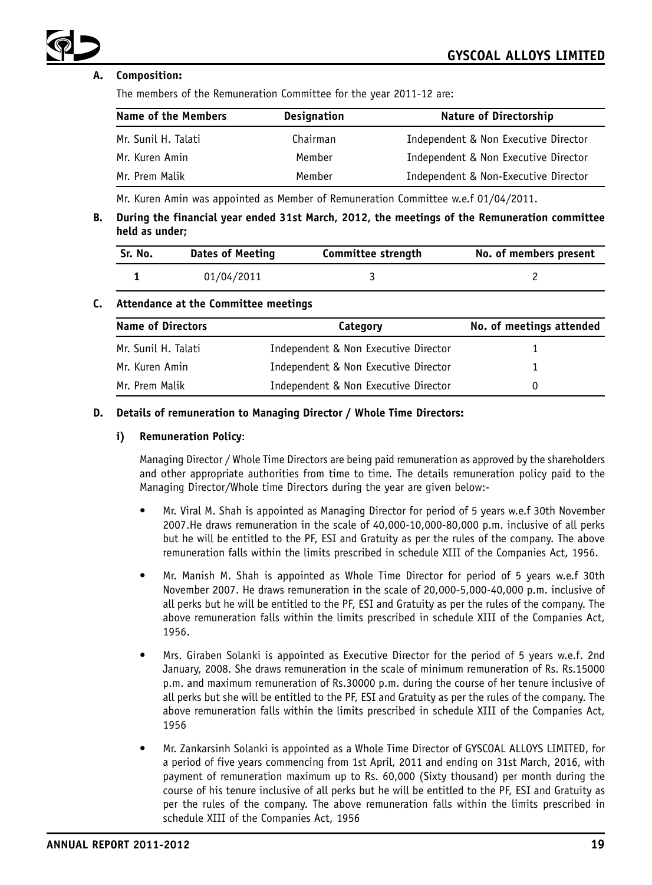**A. Composition:**

The members of the Remuneration Committee for the year 2011-12 are:

| Name of the Members | Designation | Nature of Directorship |
|---|---|---|
| Mr. Sunil H. Talati | Chairman | Independent & Non Executive Director |
| Mr. Kuren Amin | Member | Independent & Non Executive Director |
| Mr. Prem Malik | Member | Independent & Non-Executive Director |

Mr. Kuren Amin was appointed as Member of Remuneration Committee w.e.f 01/04/2011.

**B. During the financial year ended 31st March, 2012, the meetings of the Remuneration committee held as under;**

| Sr. No. | Dates of Meeting | Committee strength | No. of members present |
|---|---|---|---|
| 1 | 01/04/2011 | 3 | 2 |

**C. Attendance at the Committee meetings**

| Name of Directors | Category | No. of meetings attended |
|---|---|---|
| Mr. Sunil H. Talati | Independent & Non Executive Director | 1 |
| Mr. Kuren Amin | Independent & Non Executive Director | 1 |
| Mr. Prem Malik | Independent & Non Executive Director | 0 |

**D. Details of remuneration to Managing Director / Whole Time Directors:**

**i) Remuneration Policy**:

Managing Director / Whole Time Directors are being paid remuneration as approved by the shareholders and other appropriate authorities from time to time. The details remuneration policy paid to the Managing Director/Whole time Directors during the year are given below:-

- Mr. Viral M. Shah is appointed as Managing Director for period of 5 years w.e.f 30th November 2007.He draws remuneration in the scale of 40,000-10,000-80,000 p.m. inclusive of all perks but he will be entitled to the PF, ESI and Gratuity as per the rules of the company. The above remuneration falls within the limits prescribed in schedule XIII of the Companies Act, 1956.
- Mr. Manish M. Shah is appointed as Whole Time Director for period of 5 years w.e.f 30th November 2007. He draws remuneration in the scale of 20,000-5,000-40,000 p.m. inclusive of all perks but he will be entitled to the PF, ESI and Gratuity as per the rules of the company. The above remuneration falls within the limits prescribed in schedule XIII of the Companies Act, 1956.
- Mrs. Giraben Solanki is appointed as Executive Director for the period of 5 years w.e.f. 2nd January, 2008. She draws remuneration in the scale of minimum remuneration of Rs. Rs.15000 p.m. and maximum remuneration of Rs.30000 p.m. during the course of her tenure inclusive of all perks but she will be entitled to the PF, ESI and Gratuity as per the rules of the company. The above remuneration falls within the limits prescribed in schedule XIII of the Companies Act, 1956
- Mr. Zankarsinh Solanki is appointed as a Whole Time Director of GYSCOAL ALLOYS LIMITED, for a period of five years commencing from 1st April, 2011 and ending on 31st March, 2016, with payment of remuneration maximum up to Rs. 60,000 (Sixty thousand) per month during the course of his tenure inclusive of all perks but he will be entitled to the PF, ESI and Gratuity as per the rules of the company. The above remuneration falls within the limits prescribed in schedule XIII of the Companies Act, 1956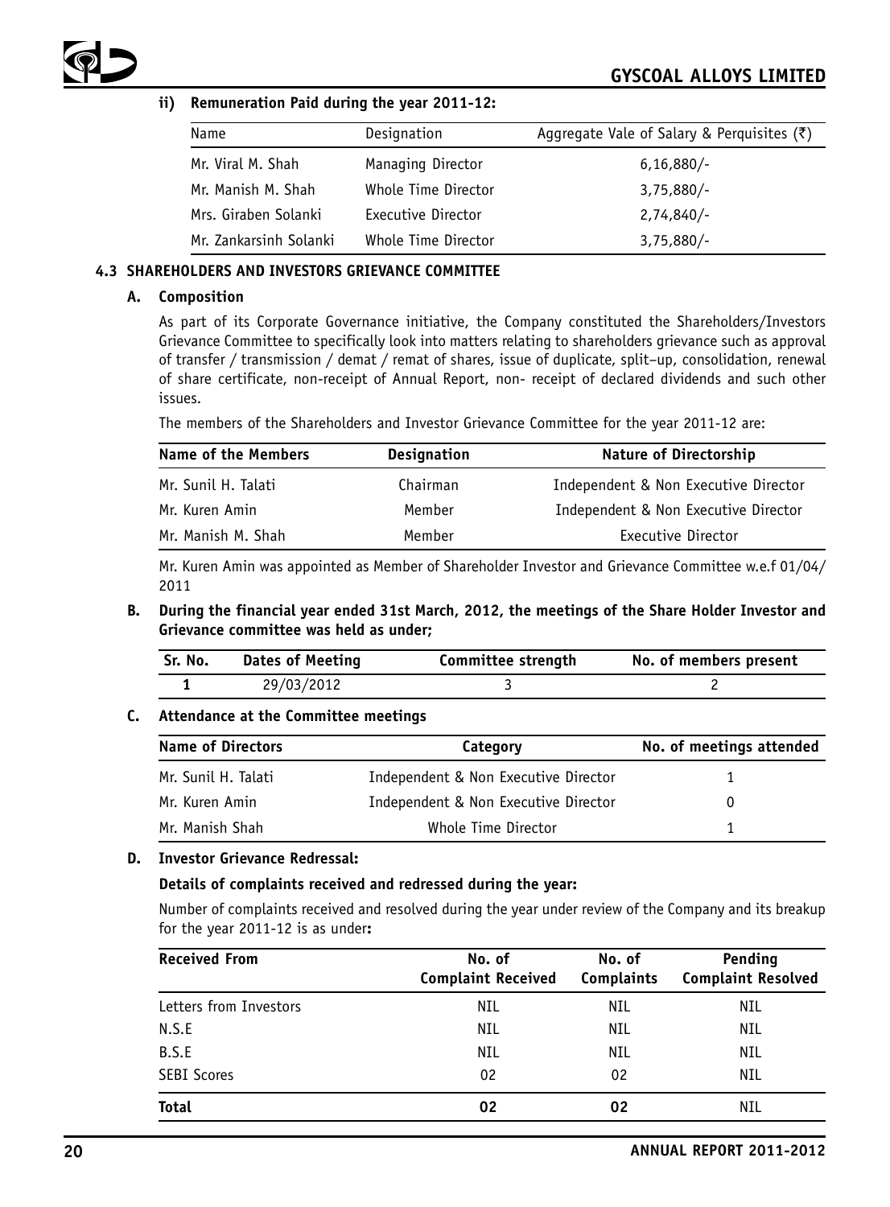### ii) Remuneration Paid during the year 2011-12:

| Name | Designation | Aggregate Vale of Salary & Perquisites (₹) |
|---|---|---|
| Mr. Viral M. Shah | Managing Director | 6,16,880/- |
| Mr. Manish M. Shah | Whole Time Director | 3,75,880/- |
| Mrs. Giraben Solanki | Executive Director | 2,74,840/- |
| Mr. Zankarsinh Solanki | Whole Time Director | 3,75,880/- |

## 4.3 SHAREHOLDERS AND INVESTORS GRIEVANCE COMMITTEE

### A. Composition

As part of its Corporate Governance initiative, the Company constituted the Shareholders/Investors Grievance Committee to specifically look into matters relating to shareholders grievance such as approval of transfer / transmission / demat / remat of shares, issue of duplicate, split–up, consolidation, renewal of share certificate, non-receipt of Annual Report, non- receipt of declared dividends and such other issues.

The members of the Shareholders and Investor Grievance Committee for the year 2011-12 are:

| Name of the Members | Designation | Nature of Directorship |
|---|---|---|
| Mr. Sunil H. Talati | Chairman | Independent & Non Executive Director |
| Mr. Kuren Amin | Member | Independent & Non Executive Director |
| Mr. Manish M. Shah | Member | Executive Director |

Mr. Kuren Amin was appointed as Member of Shareholder Investor and Grievance Committee w.e.f 01/04/2011

### B. During the financial year ended 31st March, 2012, the meetings of the Share Holder Investor and Grievance committee was held as under;

| Sr. No. | Dates of Meeting | Committee strength | No. of members present |
|---|---|---|---|
| 1 | 29/03/2012 | 3 | 2 |

### C. Attendance at the Committee meetings

| Name of Directors | Category | No. of meetings attended |
|---|---|---|
| Mr. Sunil H. Talati | Independent & Non Executive Director | 1 |
| Mr. Kuren Amin | Independent & Non Executive Director | 0 |
| Mr. Manish Shah | Whole Time Director | 1 |

### D. Investor Grievance Redressal:

**Details of complaints received and redressed during the year:**

Number of complaints received and resolved during the year under review of the Company and its breakup for the year 2011-12 is as under**:**

| Received From | No. of Complaint Received | No. of Complaints | Pending Complaint Resolved |
|---|---|---|---|
| Letters from Investors | NIL | NIL | NIL |
| N.S.E | NIL | NIL | NIL |
| B.S.E | NIL | NIL | NIL |
| SEBI Scores | 02 | 02 | NIL |
| **Total** | **02** | **02** | NIL |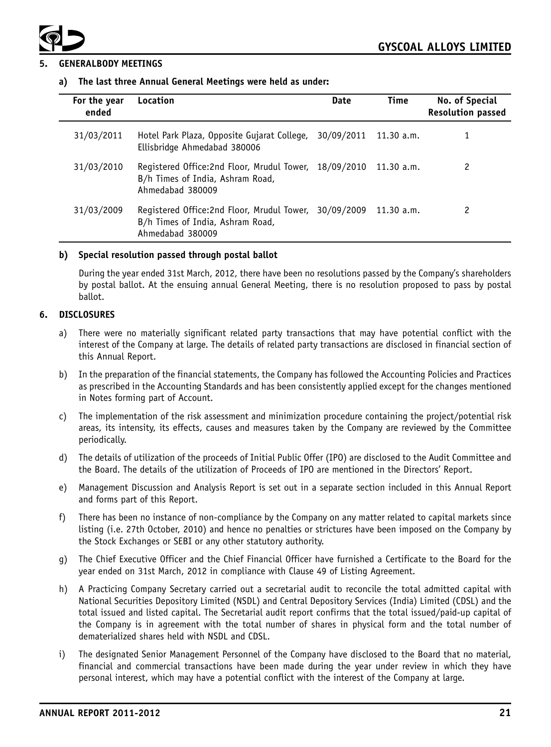## 5. GENERALBODY MEETINGS

### a) The last three Annual General Meetings were held as under:

| For the year ended | Location | Date | Time | No. of Special Resolution passed |
|---|---|---|---|---|
| 31/03/2011 | Hotel Park Plaza, Opposite Gujarat College, Ellisbridge Ahmedabad 380006 | 30/09/2011 | 11.30 a.m. | 1 |
| 31/03/2010 | Registered Office:2nd Floor, Mrudul Tower, B/h Times of India, Ashram Road, Ahmedabad 380009 | 18/09/2010 | 11.30 a.m. | 2 |
| 31/03/2009 | Registered Office:2nd Floor, Mrudul Tower, B/h Times of India, Ashram Road, Ahmedabad 380009 | 30/09/2009 | 11.30 a.m. | 2 |

### b) Special resolution passed through postal ballot

During the year ended 31st March, 2012, there have been no resolutions passed by the Company's shareholders by postal ballot. At the ensuing annual General Meeting, there is no resolution proposed to pass by postal ballot.

## 6. DISCLOSURES

a) There were no materially significant related party transactions that may have potential conflict with the interest of the Company at large. The details of related party transactions are disclosed in financial section of this Annual Report.

b) In the preparation of the financial statements, the Company has followed the Accounting Policies and Practices as prescribed in the Accounting Standards and has been consistently applied except for the changes mentioned in Notes forming part of Account.

c) The implementation of the risk assessment and minimization procedure containing the project/potential risk areas, its intensity, its effects, causes and measures taken by the Company are reviewed by the Committee periodically.

d) The details of utilization of the proceeds of Initial Public Offer (IPO) are disclosed to the Audit Committee and the Board. The details of the utilization of Proceeds of IPO are mentioned in the Directors' Report.

e) Management Discussion and Analysis Report is set out in a separate section included in this Annual Report and forms part of this Report.

f) There has been no instance of non-compliance by the Company on any matter related to capital markets since listing (i.e. 27th October, 2010) and hence no penalties or strictures have been imposed on the Company by the Stock Exchanges or SEBI or any other statutory authority.

g) The Chief Executive Officer and the Chief Financial Officer have furnished a Certificate to the Board for the year ended on 31st March, 2012 in compliance with Clause 49 of Listing Agreement.

h) A Practicing Company Secretary carried out a secretarial audit to reconcile the total admitted capital with National Securities Depository Limited (NSDL) and Central Depository Services (India) Limited (CDSL) and the total issued and listed capital. The Secretarial audit report confirms that the total issued/paid-up capital of the Company is in agreement with the total number of shares in physical form and the total number of dematerialized shares held with NSDL and CDSL.

i) The designated Senior Management Personnel of the Company have disclosed to the Board that no material, financial and commercial transactions have been made during the year under review in which they have personal interest, which may have a potential conflict with the interest of the Company at large.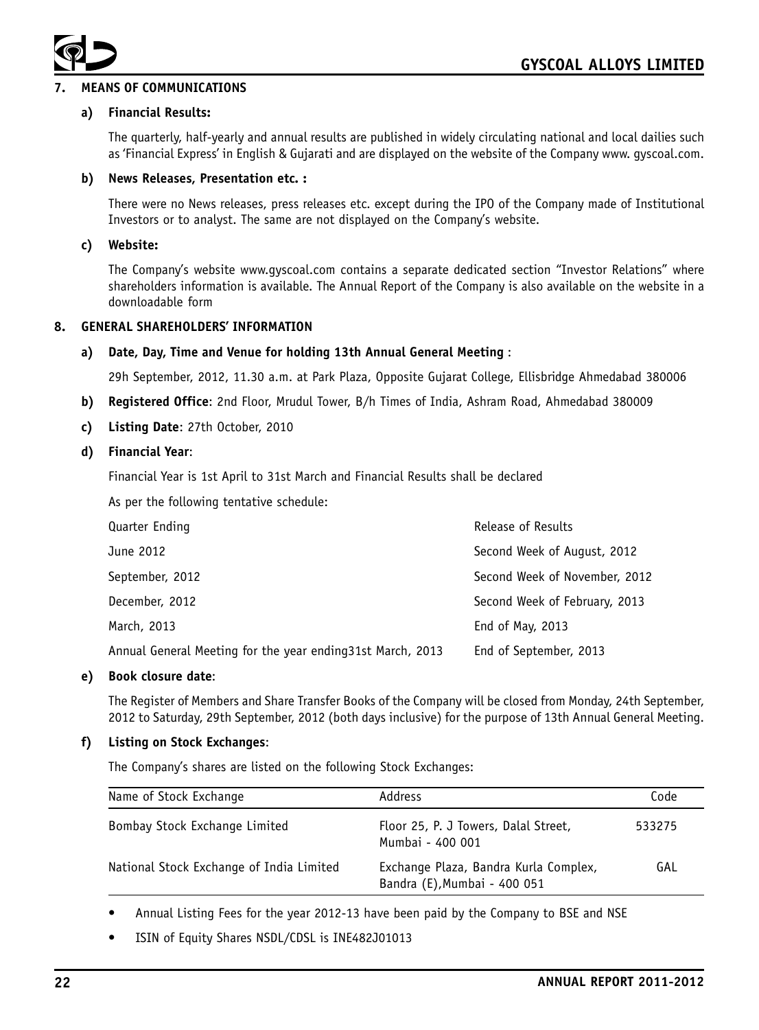## 7. MEANS OF COMMUNICATIONS

### a) Financial Results:

The quarterly, half-yearly and annual results are published in widely circulating national and local dailies such as 'Financial Express' in English & Gujarati and are displayed on the website of the Company www. gyscoal.com.

### b) News Releases, Presentation etc. :

There were no News releases, press releases etc. except during the IPO of the Company made of Institutional Investors or to analyst. The same are not displayed on the Company's website.

### c) Website:

The Company's website www.gyscoal.com contains a separate dedicated section "Investor Relations" where shareholders information is available. The Annual Report of the Company is also available on the website in a downloadable form

## 8. GENERAL SHAREHOLDERS' INFORMATION

### a) Date, Day, Time and Venue for holding 13th Annual General Meeting :

29h September, 2012, 11.30 a.m. at Park Plaza, Opposite Gujarat College, Ellisbridge Ahmedabad 380006

**b) Registered Office**: 2nd Floor, Mrudul Tower, B/h Times of India, Ashram Road, Ahmedabad 380009

**c) Listing Date**: 27th October, 2010

### d) Financial Year:

Financial Year is 1st April to 31st March and Financial Results shall be declared

As per the following tentative schedule:

| Quarter Ending | Release of Results |
|---|---|
| June 2012 | Second Week of August, 2012 |
| September, 2012 | Second Week of November, 2012 |
| December, 2012 | Second Week of February, 2013 |
| March, 2013 | End of May, 2013 |
| Annual General Meeting for the year ending31st March, 2013 | End of September, 2013 |

### e) Book closure date:

The Register of Members and Share Transfer Books of the Company will be closed from Monday, 24th September, 2012 to Saturday, 29th September, 2012 (both days inclusive) for the purpose of 13th Annual General Meeting.

### f) Listing on Stock Exchanges:

The Company's shares are listed on the following Stock Exchanges:

| Name of Stock Exchange | Address | Code |
|---|---|---|
| Bombay Stock Exchange Limited | Floor 25, P. J Towers, Dalal Street, Mumbai - 400 001 | 533275 |
| National Stock Exchange of India Limited | Exchange Plaza, Bandra Kurla Complex, Bandra (E),Mumbai - 400 051 | GAL |

- Annual Listing Fees for the year 2012-13 have been paid by the Company to BSE and NSE
- ISIN of Equity Shares NSDL/CDSL is INE482J01013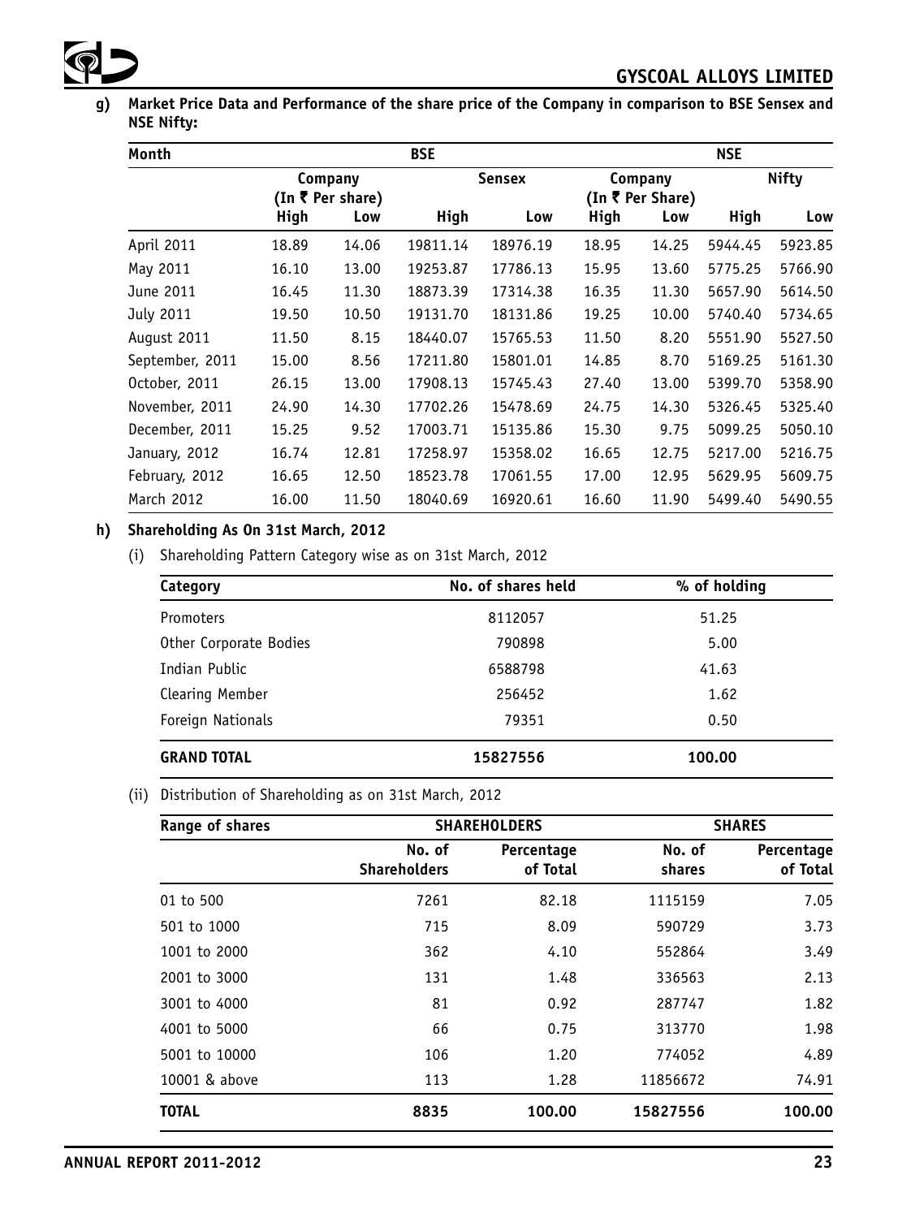**g) Market Price Data and Performance of the share price of the Company in comparison to BSE Sensex and NSE Nifty:**

| Month | BSE | | | | NSE | | | |
|---|---|---|---|---|---|---|---|---|
| | Company (In ₹ Per share) | | Sensex | | Company (In ₹ Per Share) | | Nifty | |
| | High | Low | High | Low | High | Low | High | Low |
| April 2011 | 18.89 | 14.06 | 19811.14 | 18976.19 | 18.95 | 14.25 | 5944.45 | 5923.85 |
| May 2011 | 16.10 | 13.00 | 19253.87 | 17786.13 | 15.95 | 13.60 | 5775.25 | 5766.90 |
| June 2011 | 16.45 | 11.30 | 18873.39 | 17314.38 | 16.35 | 11.30 | 5657.90 | 5614.50 |
| July 2011 | 19.50 | 10.50 | 19131.70 | 18131.86 | 19.25 | 10.00 | 5740.40 | 5734.65 |
| August 2011 | 11.50 | 8.15 | 18440.07 | 15765.53 | 11.50 | 8.20 | 5551.90 | 5527.50 |
| September, 2011 | 15.00 | 8.56 | 17211.80 | 15801.01 | 14.85 | 8.70 | 5169.25 | 5161.30 |
| October, 2011 | 26.15 | 13.00 | 17908.13 | 15745.43 | 27.40 | 13.00 | 5399.70 | 5358.90 |
| November, 2011 | 24.90 | 14.30 | 17702.26 | 15478.69 | 24.75 | 14.30 | 5326.45 | 5325.40 |
| December, 2011 | 15.25 | 9.52 | 17003.71 | 15135.86 | 15.30 | 9.75 | 5099.25 | 5050.10 |
| January, 2012 | 16.74 | 12.81 | 17258.97 | 15358.02 | 16.65 | 12.75 | 5217.00 | 5216.75 |
| February, 2012 | 16.65 | 12.50 | 18523.78 | 17061.55 | 17.00 | 12.95 | 5629.95 | 5609.75 |
| March 2012 | 16.00 | 11.50 | 18040.69 | 16920.61 | 16.60 | 11.90 | 5499.40 | 5490.55 |

**h) Shareholding As On 31st March, 2012**

(i) Shareholding Pattern Category wise as on 31st March, 2012

| Category | No. of shares held | % of holding |
|---|---|---|
| Promoters | 8112057 | 51.25 |
| Other Corporate Bodies | 790898 | 5.00 |
| Indian Public | 6588798 | 41.63 |
| Clearing Member | 256452 | 1.62 |
| Foreign Nationals | 79351 | 0.50 |
| **GRAND TOTAL** | **15827556** | **100.00** |

(ii) Distribution of Shareholding as on 31st March, 2012

| Range of shares | SHAREHOLDERS | | SHARES | |
|---|---|---|---|---|
| | No. of Shareholders | Percentage of Total | No. of shares | Percentage of Total |
| 01 to 500 | 7261 | 82.18 | 1115159 | 7.05 |
| 501 to 1000 | 715 | 8.09 | 590729 | 3.73 |
| 1001 to 2000 | 362 | 4.10 | 552864 | 3.49 |
| 2001 to 3000 | 131 | 1.48 | 336563 | 2.13 |
| 3001 to 4000 | 81 | 0.92 | 287747 | 1.82 |
| 4001 to 5000 | 66 | 0.75 | 313770 | 1.98 |
| 5001 to 10000 | 106 | 1.20 | 774052 | 4.89 |
| 10001 & above | 113 | 1.28 | 11856672 | 74.91 |
| **TOTAL** | **8835** | **100.00** | **15827556** | **100.00** |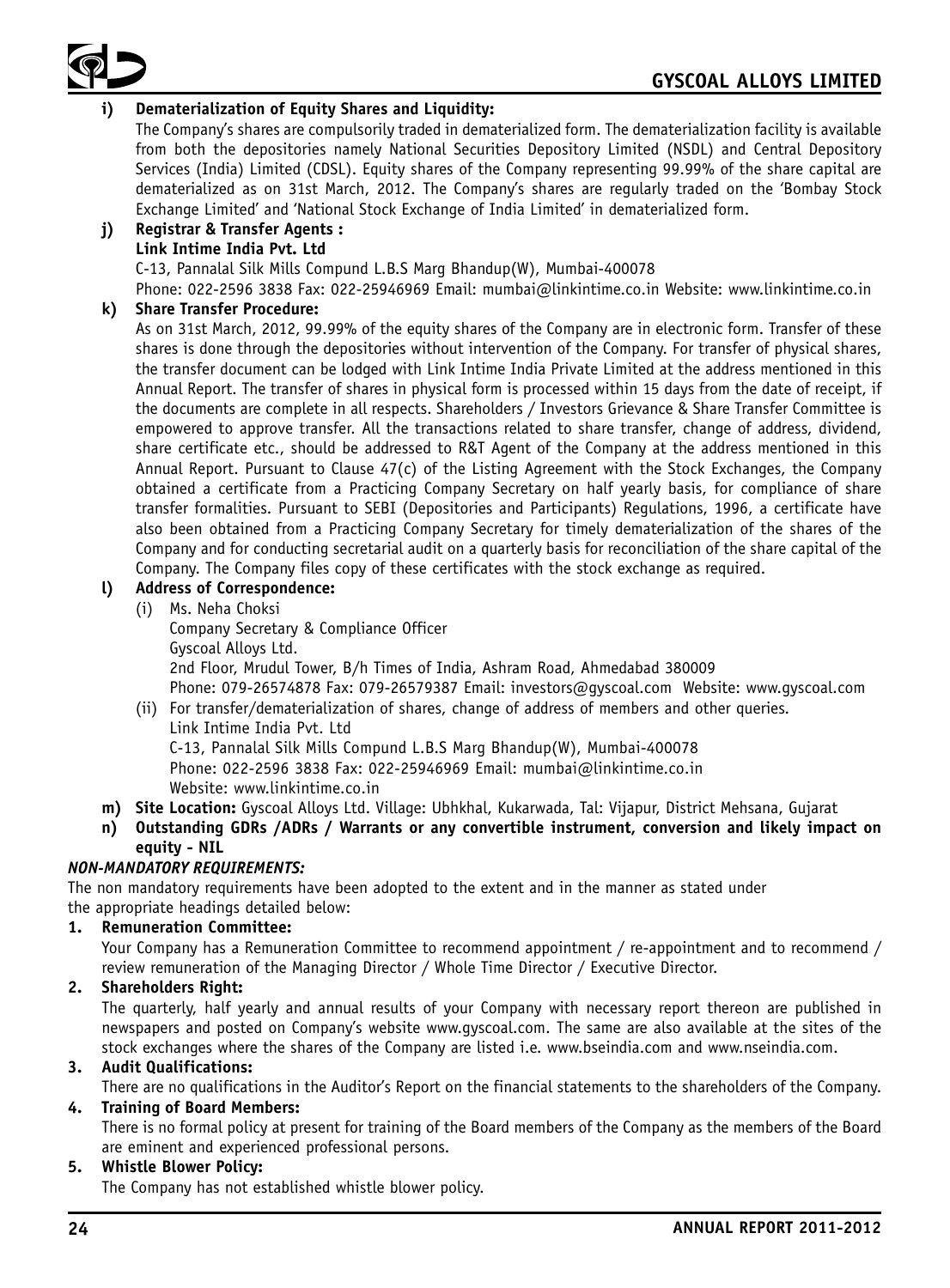**i) Dematerialization of Equity Shares and Liquidity:**

The Company's shares are compulsorily traded in dematerialized form. The dematerialization facility is available from both the depositories namely National Securities Depository Limited (NSDL) and Central Depository Services (India) Limited (CDSL). Equity shares of the Company representing 99.99% of the share capital are dematerialized as on 31st March, 2012. The Company's shares are regularly traded on the 'Bombay Stock Exchange Limited' and 'National Stock Exchange of India Limited' in dematerialized form.

**j) Registrar & Transfer Agents :**

**Link Intime India Pvt. Ltd**

C-13, Pannalal Silk Mills Compund L.B.S Marg Bhandup(W), Mumbai-400078

Phone: 022-2596 3838 Fax: 022-25946969 Email: mumbai@linkintime.co.in Website: www.linkintime.co.in

**k) Share Transfer Procedure:**

As on 31st March, 2012, 99.99% of the equity shares of the Company are in electronic form. Transfer of these shares is done through the depositories without intervention of the Company. For transfer of physical shares, the transfer document can be lodged with Link Intime India Private Limited at the address mentioned in this Annual Report. The transfer of shares in physical form is processed within 15 days from the date of receipt, if the documents are complete in all respects. Shareholders / Investors Grievance & Share Transfer Committee is empowered to approve transfer. All the transactions related to share transfer, change of address, dividend, share certificate etc., should be addressed to R&T Agent of the Company at the address mentioned in this Annual Report. Pursuant to Clause 47(c) of the Listing Agreement with the Stock Exchanges, the Company obtained a certificate from a Practicing Company Secretary on half yearly basis, for compliance of share transfer formalities. Pursuant to SEBI (Depositories and Participants) Regulations, 1996, a certificate have also been obtained from a Practicing Company Secretary for timely dematerialization of the shares of the Company and for conducting secretarial audit on a quarterly basis for reconciliation of the share capital of the Company. The Company files copy of these certificates with the stock exchange as required.

**l) Address of Correspondence:**

(i) Ms. Neha Choksi
Company Secretary & Compliance Officer
Gyscoal Alloys Ltd.
2nd Floor, Mrudul Tower, B/h Times of India, Ashram Road, Ahmedabad 380009
Phone: 079-26574878 Fax: 079-26579387 Email: investors@gyscoal.com Website: www.gyscoal.com

(ii) For transfer/dematerialization of shares, change of address of members and other queries.
Link Intime India Pvt. Ltd
C-13, Pannalal Silk Mills Compund L.B.S Marg Bhandup(W), Mumbai-400078
Phone: 022-2596 3838 Fax: 022-25946969 Email: mumbai@linkintime.co.in
Website: www.linkintime.co.in

**m) Site Location:** Gyscoal Alloys Ltd. Village: Ubhkhal, Kukarwada, Tal: Vijapur, District Mehsana, Gujarat

**n) Outstanding GDRs /ADRs / Warrants or any convertible instrument, conversion and likely impact on equity - NIL**

***NON-MANDATORY REQUIREMENTS:***

The non mandatory requirements have been adopted to the extent and in the manner as stated under the appropriate headings detailed below:

**1. Remuneration Committee:**

Your Company has a Remuneration Committee to recommend appointment / re-appointment and to recommend / review remuneration of the Managing Director / Whole Time Director / Executive Director.

**2. Shareholders Right:**

The quarterly, half yearly and annual results of your Company with necessary report thereon are published in newspapers and posted on Company's website www.gyscoal.com. The same are also available at the sites of the stock exchanges where the shares of the Company are listed i.e. www.bseindia.com and www.nseindia.com.

**3. Audit Qualifications:**

There are no qualifications in the Auditor's Report on the financial statements to the shareholders of the Company.

**4. Training of Board Members:**

There is no formal policy at present for training of the Board members of the Company as the members of the Board are eminent and experienced professional persons.

**5. Whistle Blower Policy:**

The Company has not established whistle blower policy.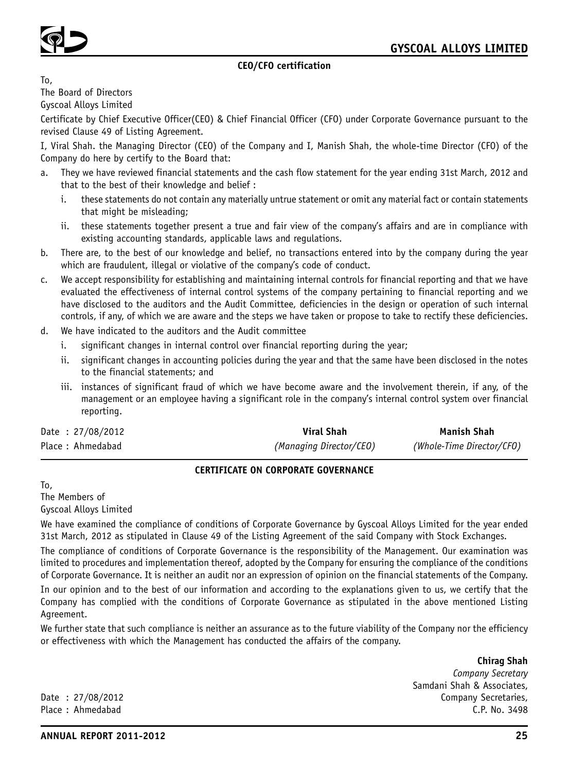## CEO/CFO certification

To,
The Board of Directors
Gyscoal Alloys Limited

Certificate by Chief Executive Officer(CEO) & Chief Financial Officer (CFO) under Corporate Governance pursuant to the revised Clause 49 of Listing Agreement.

I, Viral Shah. the Managing Director (CEO) of the Company and I, Manish Shah, the whole-time Director (CFO) of the Company do here by certify to the Board that:

a. They we have reviewed financial statements and the cash flow statement for the year ending 31st March, 2012 and that to the best of their knowledge and belief :
   i. these statements do not contain any materially untrue statement or omit any material fact or contain statements that might be misleading;
   ii. these statements together present a true and fair view of the company's affairs and are in compliance with existing accounting standards, applicable laws and regulations.
b. There are, to the best of our knowledge and belief, no transactions entered into by the company during the year which are fraudulent, illegal or violative of the company's code of conduct.
c. We accept responsibility for establishing and maintaining internal controls for financial reporting and that we have evaluated the effectiveness of internal control systems of the company pertaining to financial reporting and we have disclosed to the auditors and the Audit Committee, deficiencies in the design or operation of such internal controls, if any, of which we are aware and the steps we have taken or propose to take to rectify these deficiencies.
d. We have indicated to the auditors and the Audit committee
   i. significant changes in internal control over financial reporting during the year;
   ii. significant changes in accounting policies during the year and that the same have been disclosed in the notes to the financial statements; and
   iii. instances of significant fraud of which we have become aware and the involvement therein, if any, of the management or an employee having a significant role in the company's internal control system over financial reporting.

Date : 27/08/2012
Place : Ahmedabad

**Viral Shah**
*(Managing Director/CEO)*

**Manish Shah**
*(Whole-Time Director/CFO)*

## CERTIFICATE ON CORPORATE GOVERNANCE

To,
The Members of
Gyscoal Alloys Limited

We have examined the compliance of conditions of Corporate Governance by Gyscoal Alloys Limited for the year ended 31st March, 2012 as stipulated in Clause 49 of the Listing Agreement of the said Company with Stock Exchanges.

The compliance of conditions of Corporate Governance is the responsibility of the Management. Our examination was limited to procedures and implementation thereof, adopted by the Company for ensuring the compliance of the conditions of Corporate Governance. It is neither an audit nor an expression of opinion on the financial statements of the Company.

In our opinion and to the best of our information and according to the explanations given to us, we certify that the Company has complied with the conditions of Corporate Governance as stipulated in the above mentioned Listing Agreement.

We further state that such compliance is neither an assurance as to the future viability of the Company nor the efficiency or effectiveness with which the Management has conducted the affairs of the company.

**Chirag Shah**
*Company Secretary*
Samdani Shah & Associates,
Company Secretaries,
C.P. No. 3498

Date : 27/08/2012
Place : Ahmedabad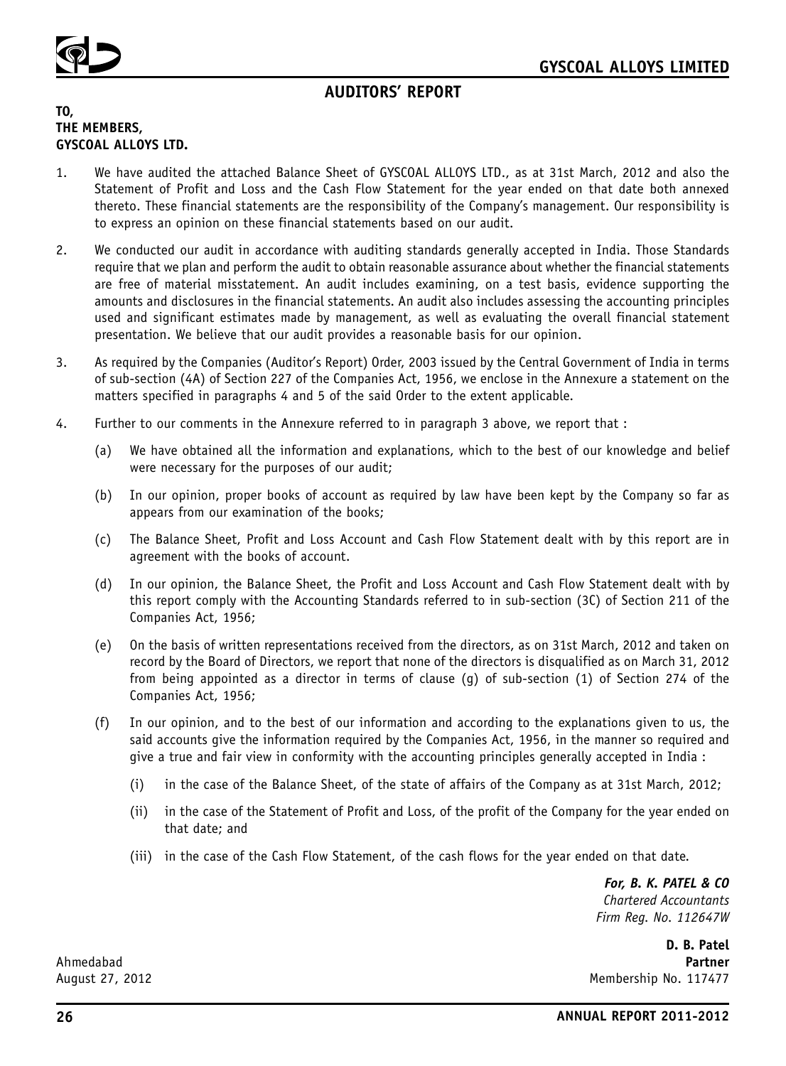# AUDITORS' REPORT

**TO,**
**THE MEMBERS,**
**GYSCOAL ALLOYS LTD.**

1. We have audited the attached Balance Sheet of GYSCOAL ALLOYS LTD., as at 31st March, 2012 and also the Statement of Profit and Loss and the Cash Flow Statement for the year ended on that date both annexed thereto. These financial statements are the responsibility of the Company's management. Our responsibility is to express an opinion on these financial statements based on our audit.

2. We conducted our audit in accordance with auditing standards generally accepted in India. Those Standards require that we plan and perform the audit to obtain reasonable assurance about whether the financial statements are free of material misstatement. An audit includes examining, on a test basis, evidence supporting the amounts and disclosures in the financial statements. An audit also includes assessing the accounting principles used and significant estimates made by management, as well as evaluating the overall financial statement presentation. We believe that our audit provides a reasonable basis for our opinion.

3. As required by the Companies (Auditor's Report) Order, 2003 issued by the Central Government of India in terms of sub-section (4A) of Section 227 of the Companies Act, 1956, we enclose in the Annexure a statement on the matters specified in paragraphs 4 and 5 of the said Order to the extent applicable.

4. Further to our comments in the Annexure referred to in paragraph 3 above, we report that :

   (a) We have obtained all the information and explanations, which to the best of our knowledge and belief were necessary for the purposes of our audit;

   (b) In our opinion, proper books of account as required by law have been kept by the Company so far as appears from our examination of the books;

   (c) The Balance Sheet, Profit and Loss Account and Cash Flow Statement dealt with by this report are in agreement with the books of account.

   (d) In our opinion, the Balance Sheet, the Profit and Loss Account and Cash Flow Statement dealt with by this report comply with the Accounting Standards referred to in sub-section (3C) of Section 211 of the Companies Act, 1956;

   (e) On the basis of written representations received from the directors, as on 31st March, 2012 and taken on record by the Board of Directors, we report that none of the directors is disqualified as on March 31, 2012 from being appointed as a director in terms of clause (g) of sub-section (1) of Section 274 of the Companies Act, 1956;

   (f) In our opinion, and to the best of our information and according to the explanations given to us, the said accounts give the information required by the Companies Act, 1956, in the manner so required and give a true and fair view in conformity with the accounting principles generally accepted in India :

      (i) in the case of the Balance Sheet, of the state of affairs of the Company as at 31st March, 2012;

      (ii) in the case of the Statement of Profit and Loss, of the profit of the Company for the year ended on that date; and

      (iii) in the case of the Cash Flow Statement, of the cash flows for the year ended on that date.

***For, B. K. PATEL & CO***
*Chartered Accountants*
*Firm Reg. No. 112647W*

**D. B. Patel**
**Partner**
Membership No. 117477

Ahmedabad
August 27, 2012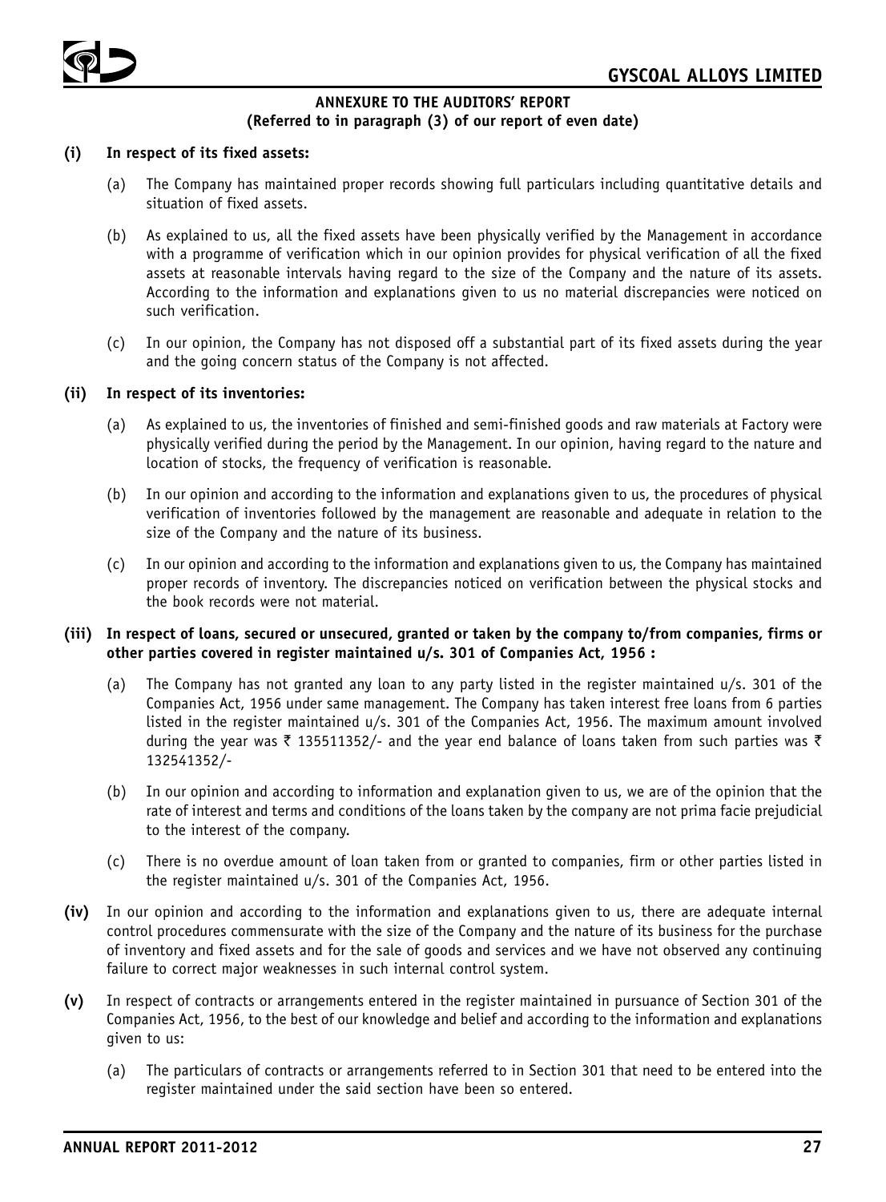## ANNEXURE TO THE AUDITORS' REPORT
**(Referred to in paragraph (3) of our report of even date)**

**(i) In respect of its fixed assets:**

(a) The Company has maintained proper records showing full particulars including quantitative details and situation of fixed assets.

(b) As explained to us, all the fixed assets have been physically verified by the Management in accordance with a programme of verification which in our opinion provides for physical verification of all the fixed assets at reasonable intervals having regard to the size of the Company and the nature of its assets. According to the information and explanations given to us no material discrepancies were noticed on such verification.

(c) In our opinion, the Company has not disposed off a substantial part of its fixed assets during the year and the going concern status of the Company is not affected.

**(ii) In respect of its inventories:**

(a) As explained to us, the inventories of finished and semi-finished goods and raw materials at Factory were physically verified during the period by the Management. In our opinion, having regard to the nature and location of stocks, the frequency of verification is reasonable.

(b) In our opinion and according to the information and explanations given to us, the procedures of physical verification of inventories followed by the management are reasonable and adequate in relation to the size of the Company and the nature of its business.

(c) In our opinion and according to the information and explanations given to us, the Company has maintained proper records of inventory. The discrepancies noticed on verification between the physical stocks and the book records were not material.

**(iii) In respect of loans, secured or unsecured, granted or taken by the company to/from companies, firms or other parties covered in register maintained u/s. 301 of Companies Act, 1956 :**

(a) The Company has not granted any loan to any party listed in the register maintained u/s. 301 of the Companies Act, 1956 under same management. The Company has taken interest free loans from 6 parties listed in the register maintained u/s. 301 of the Companies Act, 1956. The maximum amount involved during the year was ₹ 135511352/- and the year end balance of loans taken from such parties was ₹ 132541352/-

(b) In our opinion and according to information and explanation given to us, we are of the opinion that the rate of interest and terms and conditions of the loans taken by the company are not prima facie prejudicial to the interest of the company.

(c) There is no overdue amount of loan taken from or granted to companies, firm or other parties listed in the register maintained u/s. 301 of the Companies Act, 1956.

**(iv)** In our opinion and according to the information and explanations given to us, there are adequate internal control procedures commensurate with the size of the Company and the nature of its business for the purchase of inventory and fixed assets and for the sale of goods and services and we have not observed any continuing failure to correct major weaknesses in such internal control system.

**(v)** In respect of contracts or arrangements entered in the register maintained in pursuance of Section 301 of the Companies Act, 1956, to the best of our knowledge and belief and according to the information and explanations given to us:

(a) The particulars of contracts or arrangements referred to in Section 301 that need to be entered into the register maintained under the said section have been so entered.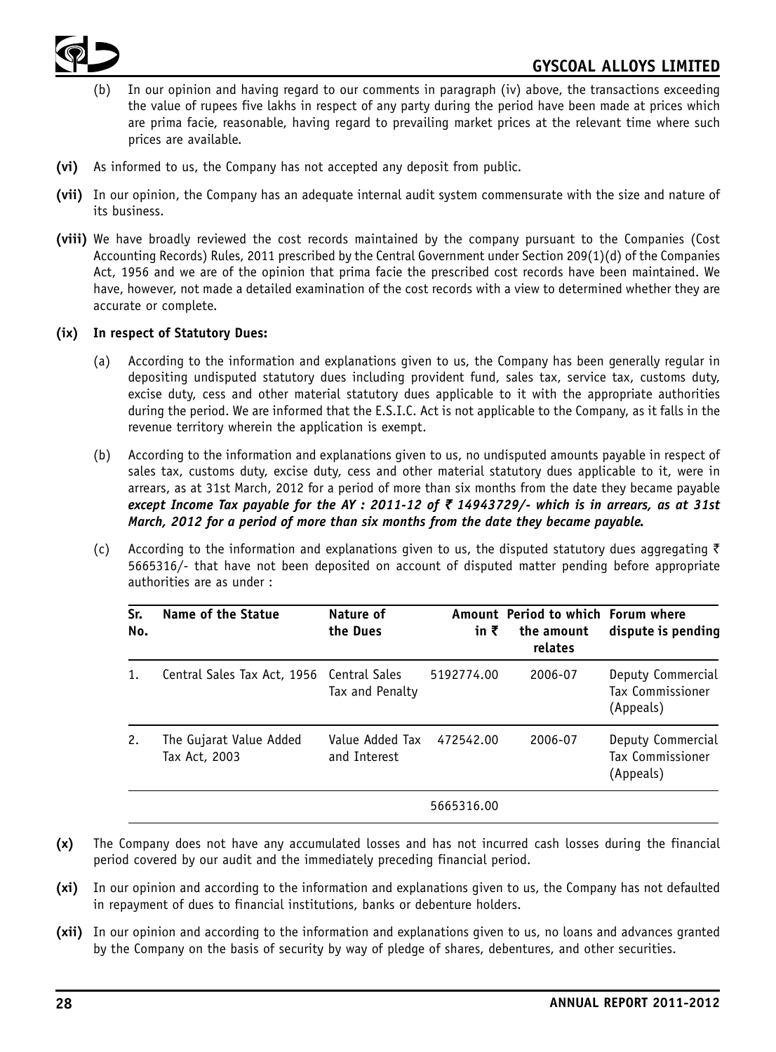(b) In our opinion and having regard to our comments in paragraph (iv) above, the transactions exceeding the value of rupees five lakhs in respect of any party during the period have been made at prices which are prima facie, reasonable, having regard to prevailing market prices at the relevant time where such prices are available.

**(vi)** As informed to us, the Company has not accepted any deposit from public.

**(vii)** In our opinion, the Company has an adequate internal audit system commensurate with the size and nature of its business.

**(viii)** We have broadly reviewed the cost records maintained by the company pursuant to the Companies (Cost Accounting Records) Rules, 2011 prescribed by the Central Government under Section 209(1)(d) of the Companies Act, 1956 and we are of the opinion that prima facie the prescribed cost records have been maintained. We have, however, not made a detailed examination of the cost records with a view to determined whether they are accurate or complete.

**(ix) In respect of Statutory Dues:**

(a) According to the information and explanations given to us, the Company has been generally regular in depositing undisputed statutory dues including provident fund, sales tax, service tax, customs duty, excise duty, cess and other material statutory dues applicable to it with the appropriate authorities during the period. We are informed that the E.S.I.C. Act is not applicable to the Company, as it falls in the revenue territory wherein the application is exempt.

(b) According to the information and explanations given to us, no undisputed amounts payable in respect of sales tax, customs duty, excise duty, cess and other material statutory dues applicable to it, were in arrears, as at 31st March, 2012 for a period of more than six months from the date they became payable ***except Income Tax payable for the AY : 2011-12 of ₹ 14943729/- which is in arrears, as at 31st March, 2012 for a period of more than six months from the date they became payable.***

(c) According to the information and explanations given to us, the disputed statutory dues aggregating ₹ 5665316/- that have not been deposited on account of disputed matter pending before appropriate authorities are as under :

| Sr. No. | Name of the Statue | Nature of the Dues | Amount in ₹ | Period to which the amount relates | Forum where dispute is pending |
|---|---|---|---|---|---|
| 1. | Central Sales Tax Act, 1956 | Central Sales Tax and Penalty | 5192774.00 | 2006-07 | Deputy Commercial Tax Commissioner (Appeals) |
| 2. | The Gujarat Value Added Tax Act, 2003 | Value Added Tax and Interest | 472542.00 | 2006-07 | Deputy Commercial Tax Commissioner (Appeals) |
| | | | 5665316.00 | | |

**(x)** The Company does not have any accumulated losses and has not incurred cash losses during the financial period covered by our audit and the immediately preceding financial period.

**(xi)** In our opinion and according to the information and explanations given to us, the Company has not defaulted in repayment of dues to financial institutions, banks or debenture holders.

**(xii)** In our opinion and according to the information and explanations given to us, no loans and advances granted by the Company on the basis of security by way of pledge of shares, debentures, and other securities.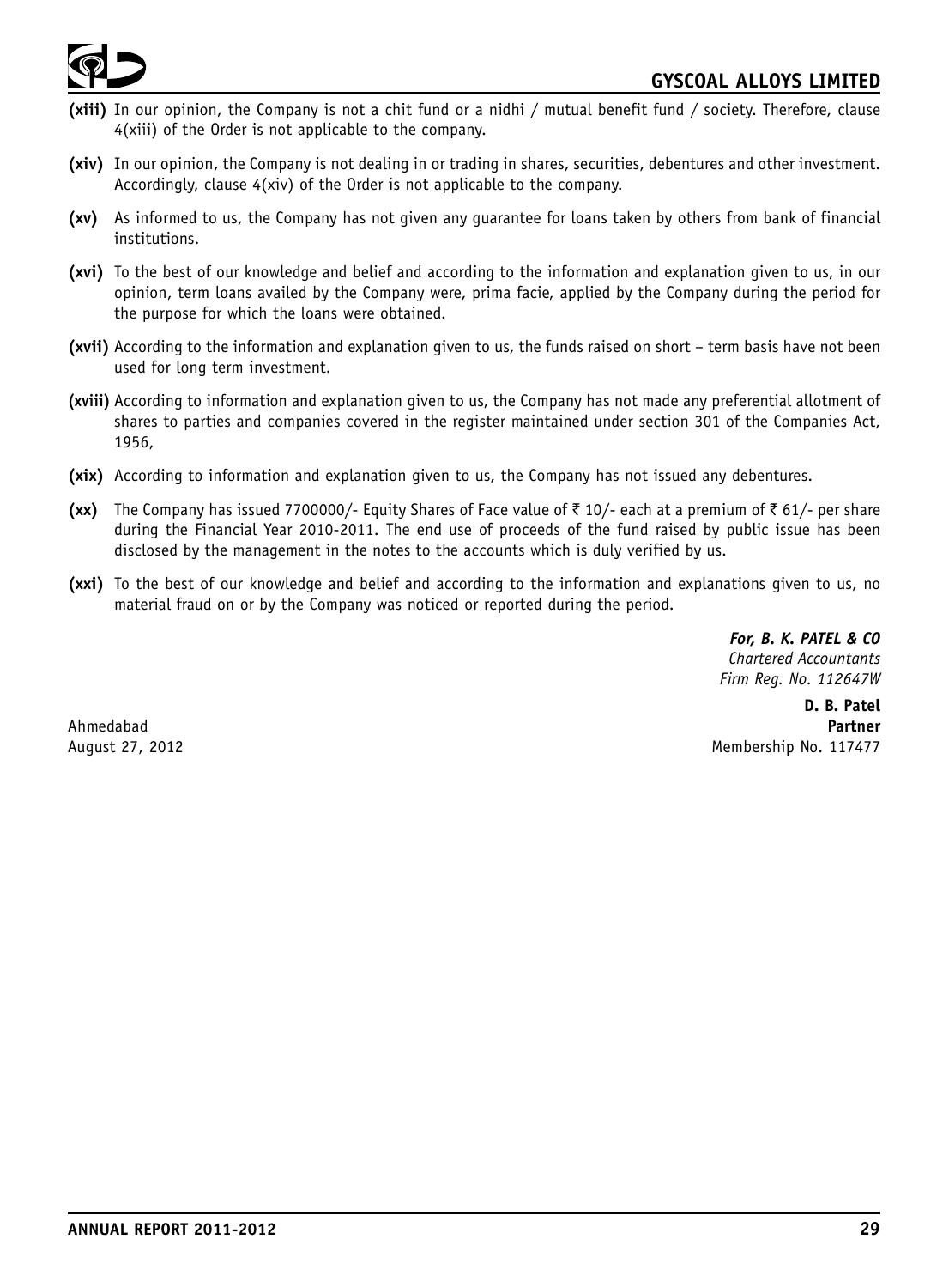**(xiii)** In our opinion, the Company is not a chit fund or a nidhi / mutual benefit fund / society. Therefore, clause 4(xiii) of the Order is not applicable to the company.

**(xiv)** In our opinion, the Company is not dealing in or trading in shares, securities, debentures and other investment. Accordingly, clause 4(xiv) of the Order is not applicable to the company.

**(xv)** As informed to us, the Company has not given any guarantee for loans taken by others from bank of financial institutions.

**(xvi)** To the best of our knowledge and belief and according to the information and explanation given to us, in our opinion, term loans availed by the Company were, prima facie, applied by the Company during the period for the purpose for which the loans were obtained.

**(xvii)** According to the information and explanation given to us, the funds raised on short – term basis have not been used for long term investment.

**(xviii)** According to information and explanation given to us, the Company has not made any preferential allotment of shares to parties and companies covered in the register maintained under section 301 of the Companies Act, 1956,

**(xix)** According to information and explanation given to us, the Company has not issued any debentures.

**(xx)** The Company has issued 7700000/- Equity Shares of Face value of ₹ 10/- each at a premium of ₹ 61/- per share during the Financial Year 2010-2011. The end use of proceeds of the fund raised by public issue has been disclosed by the management in the notes to the accounts which is duly verified by us.

**(xxi)** To the best of our knowledge and belief and according to the information and explanations given to us, no material fraud on or by the Company was noticed or reported during the period.

***For, B. K. PATEL & CO***
*Chartered Accountants*
*Firm Reg. No. 112647W*

**D. B. Patel**
**Partner**
Membership No. 117477

Ahmedabad
August 27, 2012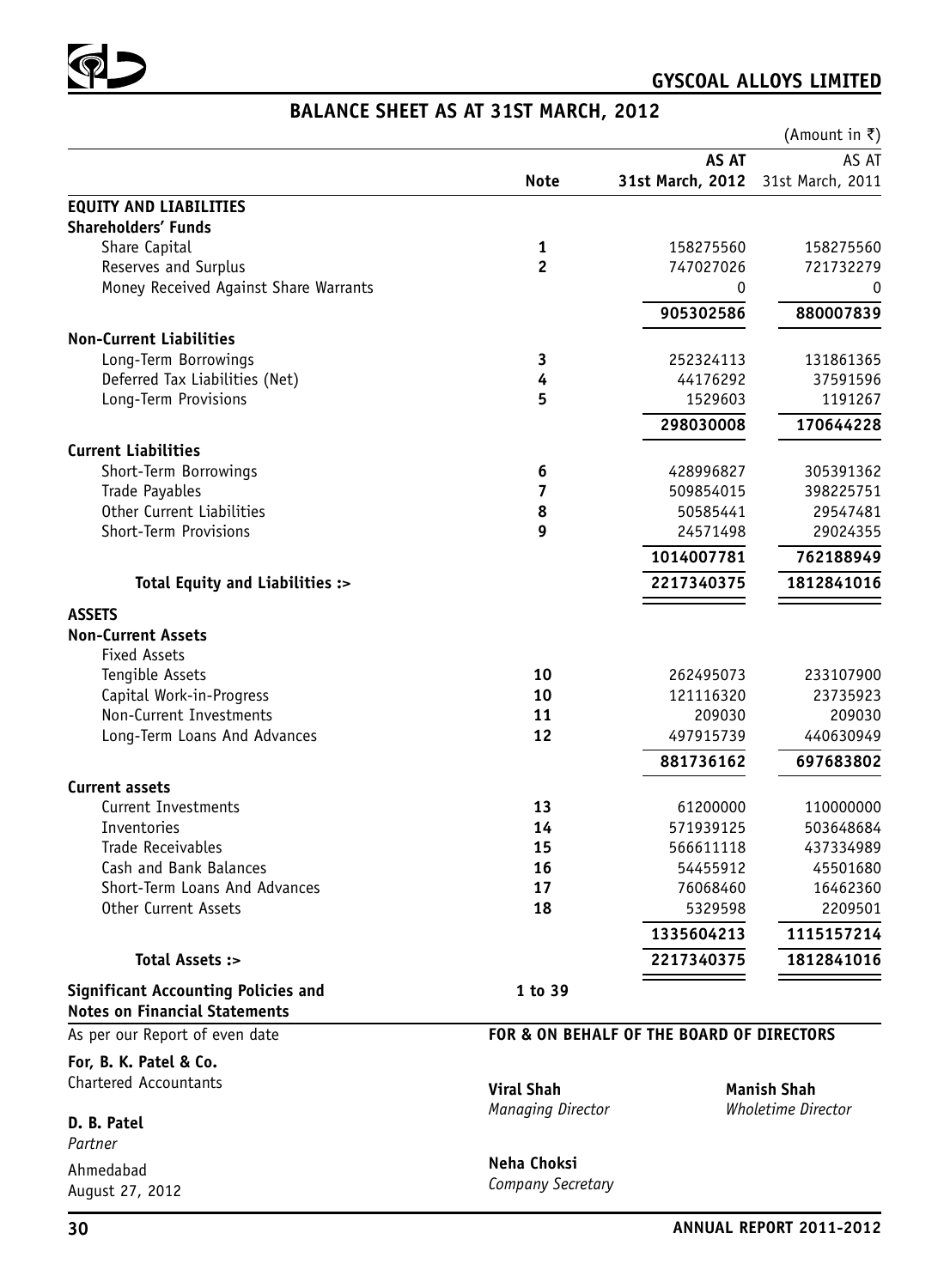## GYSCOAL ALLOYS LIMITED

# BALANCE SHEET AS AT 31ST MARCH, 2012

(Amount in ₹)

| | Note | AS AT 31st March, 2012 | AS AT 31st March, 2011 |
|---|---|---|---|
| **EQUITY AND LIABILITIES** | | | |
| **Shareholders' Funds** | | | |
| Share Capital | 1 | 158275560 | 158275560 |
| Reserves and Surplus | 2 | 747027026 | 721732279 |
| Money Received Against Share Warrants | | 0 | 0 |
| | | **905302586** | **880007839** |
| **Non-Current Liabilities** | | | |
| Long-Term Borrowings | 3 | 252324113 | 131861365 |
| Deferred Tax Liabilities (Net) | 4 | 44176292 | 37591596 |
| Long-Term Provisions | 5 | 1529603 | 1191267 |
| | | **298030008** | **170644228** |
| **Current Liabilities** | | | |
| Short-Term Borrowings | 6 | 428996827 | 305391362 |
| Trade Payables | 7 | 509854015 | 398225751 |
| Other Current Liabilities | 8 | 50585441 | 29547481 |
| Short-Term Provisions | 9 | 24571498 | 29024355 |
| | | **1014007781** | **762188949** |
| **Total Equity and Liabilities :>** | | **2217340375** | **1812841016** |
| **ASSETS** | | | |
| **Non-Current Assets** | | | |
| Fixed Assets | | | |
| Tengible Assets | 10 | 262495073 | 233107900 |
| Capital Work-in-Progress | 10 | 121116320 | 23735923 |
| Non-Current Investments | 11 | 209030 | 209030 |
| Long-Term Loans And Advances | 12 | 497915739 | 440630949 |
| | | **881736162** | **697683802** |
| **Current assets** | | | |
| Current Investments | 13 | 61200000 | 110000000 |
| Inventories | 14 | 571939125 | 503648684 |
| Trade Receivables | 15 | 566611118 | 437334989 |
| Cash and Bank Balances | 16 | 54455912 | 45501680 |
| Short-Term Loans And Advances | 17 | 76068460 | 16462360 |
| Other Current Assets | 18 | 5329598 | 2209501 |
| | | **1335604213** | **1115157214** |
| **Total Assets :>** | | **2217340375** | **1812841016** |
| **Significant Accounting Policies and Notes on Financial Statements** | 1 to 39 | | |

As per our Report of even date

**For, B. K. Patel & Co.**
Chartered Accountants

**D. B. Patel**
*Partner*

Ahmedabad
August 27, 2012

**FOR & ON BEHALF OF THE BOARD OF DIRECTORS**

**Viral Shah**
*Managing Director*

**Manish Shah**
*Wholetime Director*

**Neha Choksi**
*Company Secretary*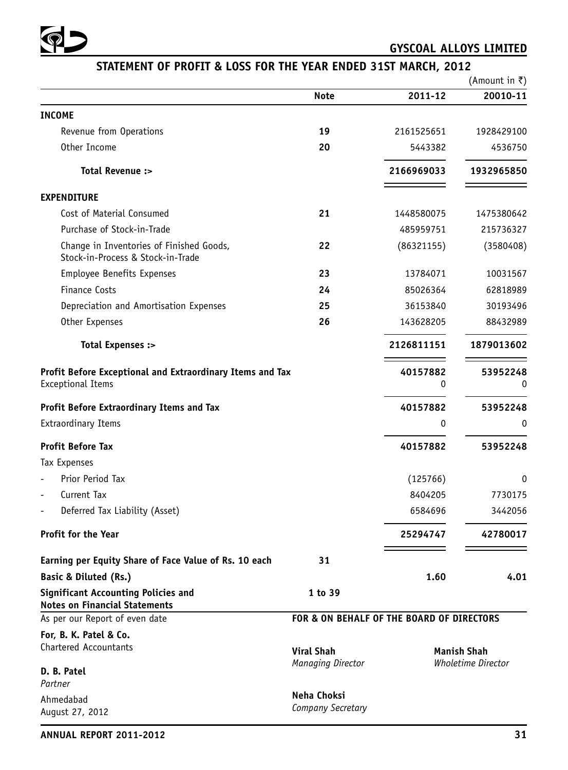# GYSCOAL ALLOYS LIMITED

## STATEMENT OF PROFIT & LOSS FOR THE YEAR ENDED 31ST MARCH, 2012

(Amount in ₹)

| | Note | 2011-12 | 20010-11 |
|---|---|---|---|
| **INCOME** | | | |
| Revenue from Operations | **19** | 2161525651 | 1928429100 |
| Other Income | **20** | 5443382 | 4536750 |
| **Total Revenue :>** | | **2166969033** | **1932965850** |
| **EXPENDITURE** | | | |
| Cost of Material Consumed | **21** | 1448580075 | 1475380642 |
| Purchase of Stock-in-Trade | | 485959751 | 215736327 |
| Change in Inventories of Finished Goods, Stock-in-Process & Stock-in-Trade | **22** | (86321155) | (3580408) |
| Employee Benefits Expenses | **23** | 13784071 | 10031567 |
| Finance Costs | **24** | 85026364 | 62818989 |
| Depreciation and Amortisation Expenses | **25** | 36153840 | 30193496 |
| Other Expenses | **26** | 143628205 | 88432989 |
| **Total Expenses :>** | | **2126811151** | **1879013602** |
| **Profit Before Exceptional and Extraordinary Items and Tax** | | **40157882** | **53952248** |
| Exceptional Items | | 0 | 0 |
| **Profit Before Extraordinary Items and Tax** | | **40157882** | **53952248** |
| Extraordinary Items | | 0 | 0 |
| **Profit Before Tax** | | **40157882** | **53952248** |
| Tax Expenses | | | |
| - Prior Period Tax | | (125766) | 0 |
| - Current Tax | | 8404205 | 7730175 |
| - Deferred Tax Liability (Asset) | | 6584696 | 3442056 |
| **Profit for the Year** | | **25294747** | **42780017** |
| **Earning per Equity Share of Face Value of Rs. 10 each** | **31** | | |
| **Basic & Diluted (Rs.)** | | **1.60** | **4.01** |
| **Significant Accounting Policies and Notes on Financial Statements** | **1 to 39** | | |

As per our Report of even date

**FOR & ON BEHALF OF THE BOARD OF DIRECTORS**

**For, B. K. Patel & Co.**
Chartered Accountants

**D. B. Patel**
*Partner*

Ahmedabad
August 27, 2012

**Viral Shah**
*Managing Director*

**Manish Shah**
*Wholetime Director*

**Neha Choksi**
*Company Secretary*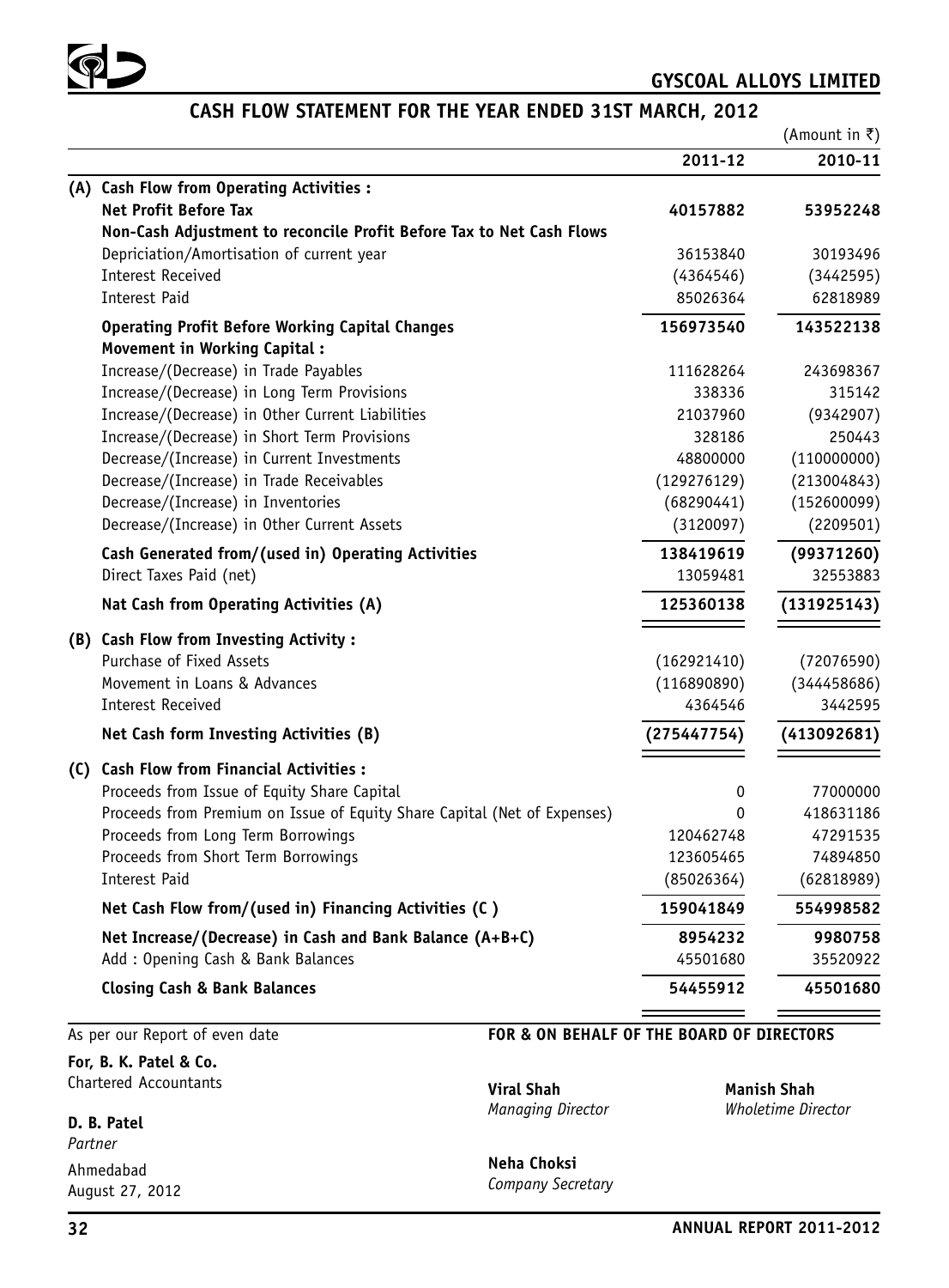**GYSCOAL ALLOYS LIMITED**

## CASH FLOW STATEMENT FOR THE YEAR ENDED 31ST MARCH, 2012

(Amount in ₹)

| | | 2011-12 | 2010-11 |
|---|---|---|---|
| **(A)** | **Cash Flow from Operating Activities :** | | |
| | **Net Profit Before Tax** | **40157882** | **53952248** |
| | **Non-Cash Adjustment to reconcile Profit Before Tax to Net Cash Flows** | | |
| | Depriciation/Amortisation of current year | 36153840 | 30193496 |
| | Interest Received | (4364546) | (3442595) |
| | Interest Paid | 85026364 | 62818989 |
| | **Operating Profit Before Working Capital Changes** | **156973540** | **143522138** |
| | **Movement in Working Capital :** | | |
| | Increase/(Decrease) in Trade Payables | 111628264 | 243698367 |
| | Increase/(Decrease) in Long Term Provisions | 338336 | 315142 |
| | Increase/(Decrease) in Other Current Liabilities | 21037960 | (9342907) |
| | Increase/(Decrease) in Short Term Provisions | 328186 | 250443 |
| | Decrease/(Increase) in Current Investments | 48800000 | (110000000) |
| | Decrease/(Increase) in Trade Receivables | (129276129) | (213004843) |
| | Decrease/(Increase) in Inventories | (68290441) | (152600099) |
| | Decrease/(Increase) in Other Current Assets | (3120097) | (2209501) |
| | **Cash Generated from/(used in) Operating Activities** | **138419619** | **(99371260)** |
| | Direct Taxes Paid (net) | 13059481 | 32553883 |
| | **Nat Cash from Operating Activities (A)** | **125360138** | **(131925143)** |
| **(B)** | **Cash Flow from Investing Activity :** | | |
| | Purchase of Fixed Assets | (162921410) | (72076590) |
| | Movement in Loans & Advances | (116890890) | (344458686) |
| | Interest Received | 4364546 | 3442595 |
| | **Net Cash form Investing Activities (B)** | **(275447754)** | **(413092681)** |
| **(C)** | **Cash Flow from Financial Activities :** | | |
| | Proceeds from Issue of Equity Share Capital | 0 | 77000000 |
| | Proceeds from Premium on Issue of Equity Share Capital (Net of Expenses) | 0 | 418631186 |
| | Proceeds from Long Term Borrowings | 120462748 | 47291535 |
| | Proceeds from Short Term Borrowings | 123605465 | 74894850 |
| | Interest Paid | (85026364) | (62818989) |
| | **Net Cash Flow from/(used in) Financing Activities (C )** | **159041849** | **554998582** |
| | **Net Increase/(Decrease) in Cash and Bank Balance (A+B+C)** | **8954232** | **9980758** |
| | Add : Opening Cash & Bank Balances | 45501680 | 35520922 |
| | **Closing Cash & Bank Balances** | **54455912** | **45501680** |

As per our Report of even date

**For, B. K. Patel & Co.**
Chartered Accountants

**D. B. Patel**
*Partner*

Ahmedabad
August 27, 2012

**FOR & ON BEHALF OF THE BOARD OF DIRECTORS**

**Viral Shah**
*Managing Director*

**Manish Shah**
*Wholetime Director*

**Neha Choksi**
*Company Secretary*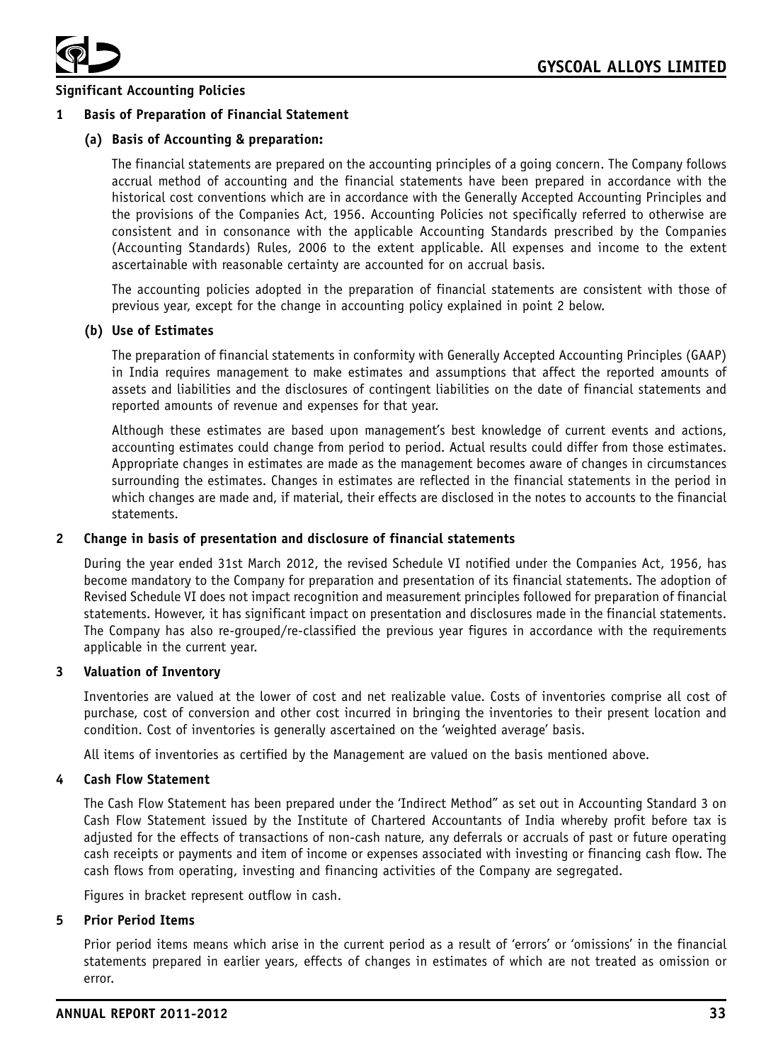## Significant Accounting Policies

### 1 Basis of Preparation of Financial Statement

#### (a) Basis of Accounting & preparation:

The financial statements are prepared on the accounting principles of a going concern. The Company follows accrual method of accounting and the financial statements have been prepared in accordance with the historical cost conventions which are in accordance with the Generally Accepted Accounting Principles and the provisions of the Companies Act, 1956. Accounting Policies not specifically referred to otherwise are consistent and in consonance with the applicable Accounting Standards prescribed by the Companies (Accounting Standards) Rules, 2006 to the extent applicable. All expenses and income to the extent ascertainable with reasonable certainty are accounted for on accrual basis.

The accounting policies adopted in the preparation of financial statements are consistent with those of previous year, except for the change in accounting policy explained in point 2 below.

#### (b) Use of Estimates

The preparation of financial statements in conformity with Generally Accepted Accounting Principles (GAAP) in India requires management to make estimates and assumptions that affect the reported amounts of assets and liabilities and the disclosures of contingent liabilities on the date of financial statements and reported amounts of revenue and expenses for that year.

Although these estimates are based upon management's best knowledge of current events and actions, accounting estimates could change from period to period. Actual results could differ from those estimates. Appropriate changes in estimates are made as the management becomes aware of changes in circumstances surrounding the estimates. Changes in estimates are reflected in the financial statements in the period in which changes are made and, if material, their effects are disclosed in the notes to accounts to the financial statements.

### 2 Change in basis of presentation and disclosure of financial statements

During the year ended 31st March 2012, the revised Schedule VI notified under the Companies Act, 1956, has become mandatory to the Company for preparation and presentation of its financial statements. The adoption of Revised Schedule VI does not impact recognition and measurement principles followed for preparation of financial statements. However, it has significant impact on presentation and disclosures made in the financial statements. The Company has also re-grouped/re-classified the previous year figures in accordance with the requirements applicable in the current year.

### 3 Valuation of Inventory

Inventories are valued at the lower of cost and net realizable value. Costs of inventories comprise all cost of purchase, cost of conversion and other cost incurred in bringing the inventories to their present location and condition. Cost of inventories is generally ascertained on the 'weighted average' basis.

All items of inventories as certified by the Management are valued on the basis mentioned above.

### 4 Cash Flow Statement

The Cash Flow Statement has been prepared under the 'Indirect Method" as set out in Accounting Standard 3 on Cash Flow Statement issued by the Institute of Chartered Accountants of India whereby profit before tax is adjusted for the effects of transactions of non-cash nature, any deferrals or accruals of past or future operating cash receipts or payments and item of income or expenses associated with investing or financing cash flow. The cash flows from operating, investing and financing activities of the Company are segregated.

Figures in bracket represent outflow in cash.

### 5 Prior Period Items

Prior period items means which arise in the current period as a result of 'errors' or 'omissions' in the financial statements prepared in earlier years, effects of changes in estimates of which are not treated as omission or error.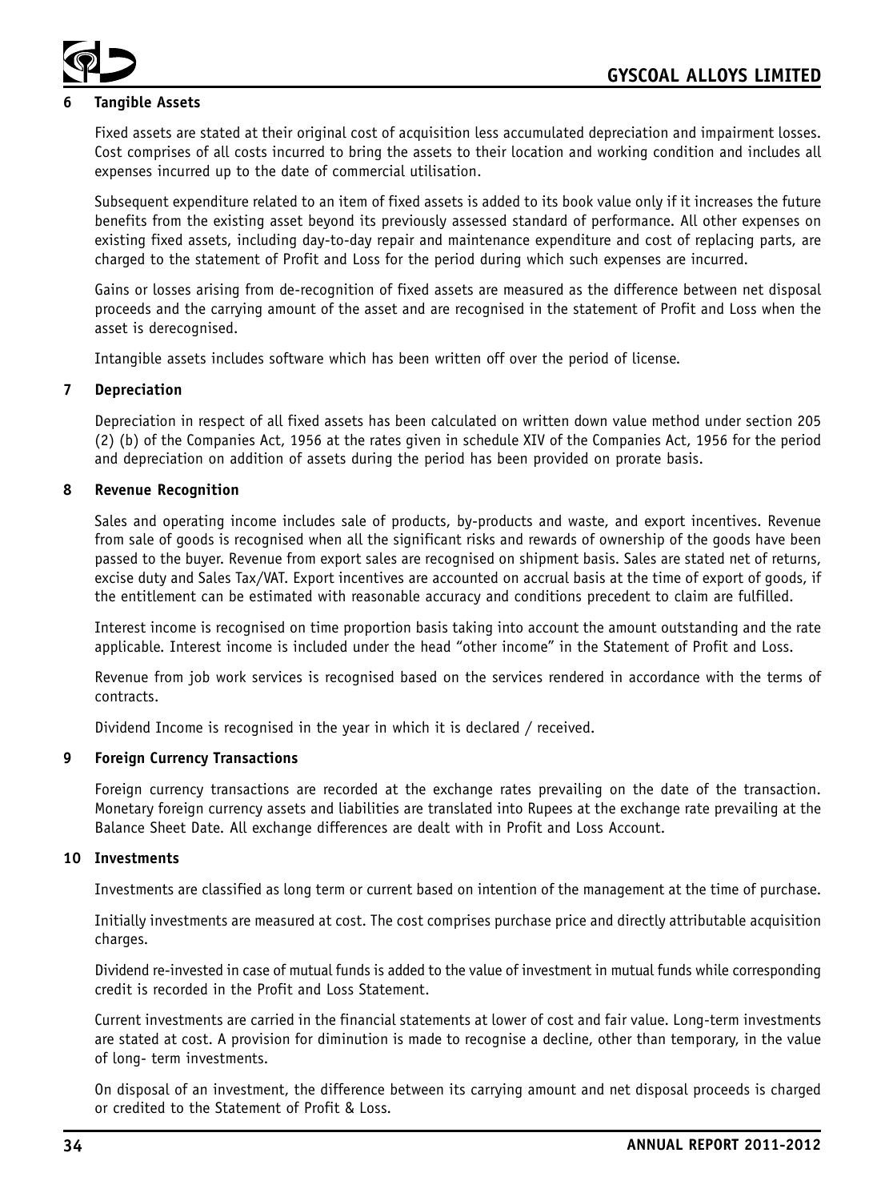## 6 Tangible Assets

Fixed assets are stated at their original cost of acquisition less accumulated depreciation and impairment losses. Cost comprises of all costs incurred to bring the assets to their location and working condition and includes all expenses incurred up to the date of commercial utilisation.

Subsequent expenditure related to an item of fixed assets is added to its book value only if it increases the future benefits from the existing asset beyond its previously assessed standard of performance. All other expenses on existing fixed assets, including day-to-day repair and maintenance expenditure and cost of replacing parts, are charged to the statement of Profit and Loss for the period during which such expenses are incurred.

Gains or losses arising from de-recognition of fixed assets are measured as the difference between net disposal proceeds and the carrying amount of the asset and are recognised in the statement of Profit and Loss when the asset is derecognised.

Intangible assets includes software which has been written off over the period of license.

## 7 Depreciation

Depreciation in respect of all fixed assets has been calculated on written down value method under section 205 (2) (b) of the Companies Act, 1956 at the rates given in schedule XIV of the Companies Act, 1956 for the period and depreciation on addition of assets during the period has been provided on prorate basis.

## 8 Revenue Recognition

Sales and operating income includes sale of products, by-products and waste, and export incentives. Revenue from sale of goods is recognised when all the significant risks and rewards of ownership of the goods have been passed to the buyer. Revenue from export sales are recognised on shipment basis. Sales are stated net of returns, excise duty and Sales Tax/VAT. Export incentives are accounted on accrual basis at the time of export of goods, if the entitlement can be estimated with reasonable accuracy and conditions precedent to claim are fulfilled.

Interest income is recognised on time proportion basis taking into account the amount outstanding and the rate applicable. Interest income is included under the head "other income" in the Statement of Profit and Loss.

Revenue from job work services is recognised based on the services rendered in accordance with the terms of contracts.

Dividend Income is recognised in the year in which it is declared / received.

## 9 Foreign Currency Transactions

Foreign currency transactions are recorded at the exchange rates prevailing on the date of the transaction. Monetary foreign currency assets and liabilities are translated into Rupees at the exchange rate prevailing at the Balance Sheet Date. All exchange differences are dealt with in Profit and Loss Account.

## 10 Investments

Investments are classified as long term or current based on intention of the management at the time of purchase.

Initially investments are measured at cost. The cost comprises purchase price and directly attributable acquisition charges.

Dividend re-invested in case of mutual funds is added to the value of investment in mutual funds while corresponding credit is recorded in the Profit and Loss Statement.

Current investments are carried in the financial statements at lower of cost and fair value. Long-term investments are stated at cost. A provision for diminution is made to recognise a decline, other than temporary, in the value of long- term investments.

On disposal of an investment, the difference between its carrying amount and net disposal proceeds is charged or credited to the Statement of Profit & Loss.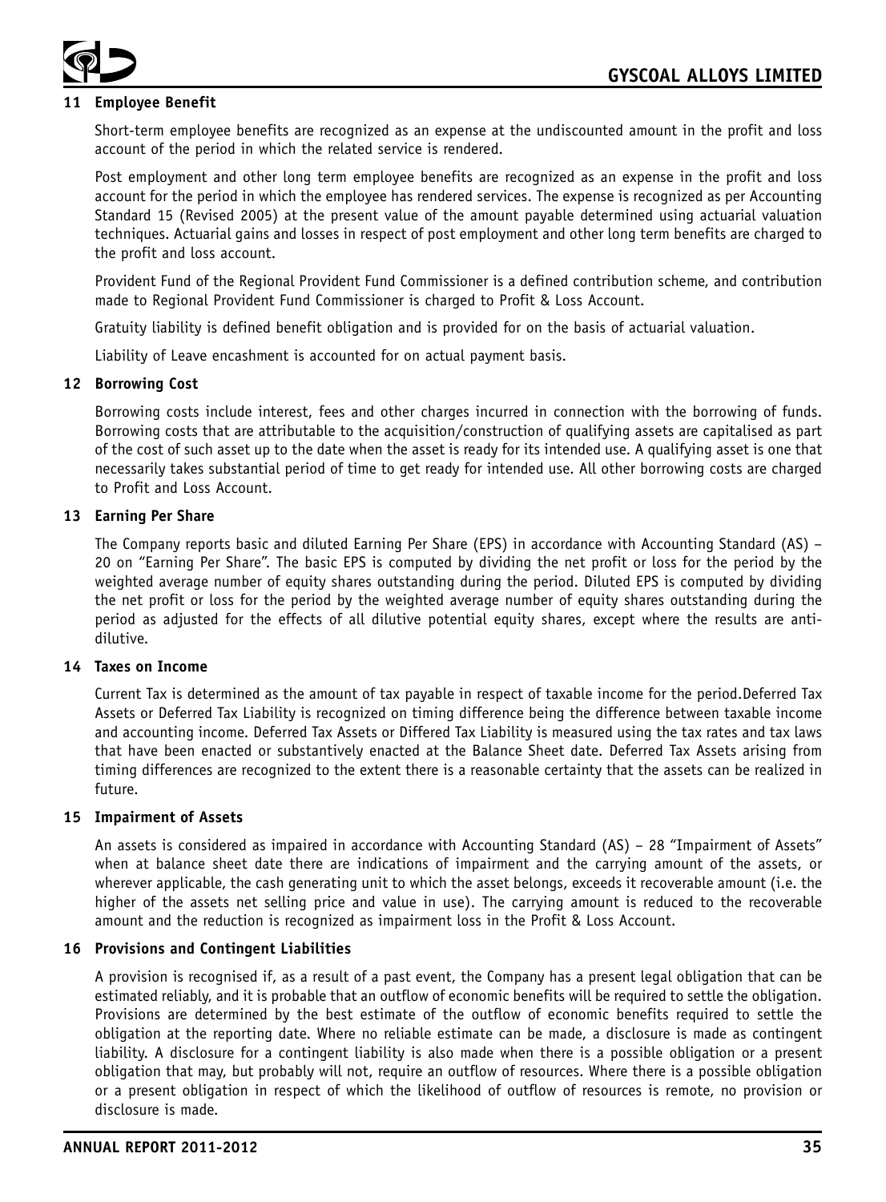## 11 Employee Benefit

Short-term employee benefits are recognized as an expense at the undiscounted amount in the profit and loss account of the period in which the related service is rendered.

Post employment and other long term employee benefits are recognized as an expense in the profit and loss account for the period in which the employee has rendered services. The expense is recognized as per Accounting Standard 15 (Revised 2005) at the present value of the amount payable determined using actuarial valuation techniques. Actuarial gains and losses in respect of post employment and other long term benefits are charged to the profit and loss account.

Provident Fund of the Regional Provident Fund Commissioner is a defined contribution scheme, and contribution made to Regional Provident Fund Commissioner is charged to Profit & Loss Account.

Gratuity liability is defined benefit obligation and is provided for on the basis of actuarial valuation.

Liability of Leave encashment is accounted for on actual payment basis.

## 12 Borrowing Cost

Borrowing costs include interest, fees and other charges incurred in connection with the borrowing of funds. Borrowing costs that are attributable to the acquisition/construction of qualifying assets are capitalised as part of the cost of such asset up to the date when the asset is ready for its intended use. A qualifying asset is one that necessarily takes substantial period of time to get ready for intended use. All other borrowing costs are charged to Profit and Loss Account.

## 13 Earning Per Share

The Company reports basic and diluted Earning Per Share (EPS) in accordance with Accounting Standard (AS) – 20 on "Earning Per Share". The basic EPS is computed by dividing the net profit or loss for the period by the weighted average number of equity shares outstanding during the period. Diluted EPS is computed by dividing the net profit or loss for the period by the weighted average number of equity shares outstanding during the period as adjusted for the effects of all dilutive potential equity shares, except where the results are anti-dilutive.

## 14 Taxes on Income

Current Tax is determined as the amount of tax payable in respect of taxable income for the period.Deferred Tax Assets or Deferred Tax Liability is recognized on timing difference being the difference between taxable income and accounting income. Deferred Tax Assets or Differed Tax Liability is measured using the tax rates and tax laws that have been enacted or substantively enacted at the Balance Sheet date. Deferred Tax Assets arising from timing differences are recognized to the extent there is a reasonable certainty that the assets can be realized in future.

## 15 Impairment of Assets

An assets is considered as impaired in accordance with Accounting Standard (AS) – 28 "Impairment of Assets" when at balance sheet date there are indications of impairment and the carrying amount of the assets, or wherever applicable, the cash generating unit to which the asset belongs, exceeds it recoverable amount (i.e. the higher of the assets net selling price and value in use). The carrying amount is reduced to the recoverable amount and the reduction is recognized as impairment loss in the Profit & Loss Account.

## 16 Provisions and Contingent Liabilities

A provision is recognised if, as a result of a past event, the Company has a present legal obligation that can be estimated reliably, and it is probable that an outflow of economic benefits will be required to settle the obligation. Provisions are determined by the best estimate of the outflow of economic benefits required to settle the obligation at the reporting date. Where no reliable estimate can be made, a disclosure is made as contingent liability. A disclosure for a contingent liability is also made when there is a possible obligation or a present obligation that may, but probably will not, require an outflow of resources. Where there is a possible obligation or a present obligation in respect of which the likelihood of outflow of resources is remote, no provision or disclosure is made.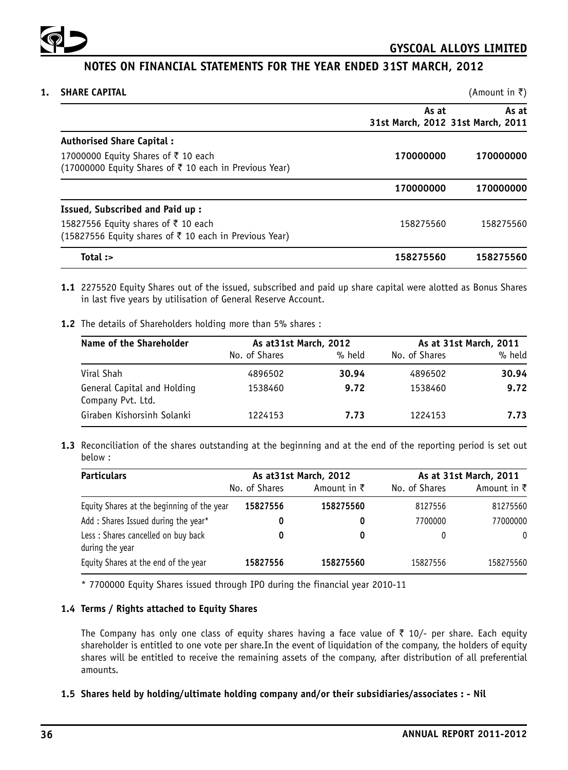## NOTES ON FINANCIAL STATEMENTS FOR THE YEAR ENDED 31ST MARCH, 2012

### 1. SHARE CAPITAL

(Amount in ₹)

| | As at 31st March, 2012 | As at 31st March, 2011 |
|---|---|---|
| **Authorised Share Capital :** | | |
| 17000000 Equity Shares of ₹ 10 each (17000000 Equity Shares of ₹ 10 each in Previous Year) | **170000000** | **170000000** |
| | **170000000** | **170000000** |
| **Issued, Subscribed and Paid up :** | | |
| 15827556 Equity shares of ₹ 10 each (15827556 Equity shares of ₹ 10 each in Previous Year) | 158275560 | 158275560 |
| **Total :>** | **158275560** | **158275560** |

**1.1** 2275520 Equity Shares out of the issued, subscribed and paid up share capital were alotted as Bonus Shares in last five years by utilisation of General Reserve Account.

**1.2** The details of Shareholders holding more than 5% shares :

| Name of the Shareholder | As at31st March, 2012 | | As at 31st March, 2011 | |
|---|---|---|---|---|
| | No. of Shares | % held | No. of Shares | % held |
| Viral Shah | 4896502 | **30.94** | 4896502 | **30.94** |
| General Capital and Holding Company Pvt. Ltd. | 1538460 | **9.72** | 1538460 | **9.72** |
| Giraben Kishorsinh Solanki | 1224153 | **7.73** | 1224153 | **7.73** |

**1.3** Reconciliation of the shares outstanding at the beginning and at the end of the reporting period is set out below :

| Particulars | As at31st March, 2012 | | As at 31st March, 2011 | |
|---|---|---|---|---|
| | No. of Shares | Amount in ₹ | No. of Shares | Amount in ₹ |
| Equity Shares at the beginning of the year | **15827556** | **158275560** | 8127556 | 81275560 |
| Add : Shares Issued during the year* | **0** | **0** | 7700000 | 77000000 |
| Less : Shares cancelled on buy back during the year | **0** | **0** | 0 | 0 |
| Equity Shares at the end of the year | **15827556** | **158275560** | 15827556 | 158275560 |

\* 7700000 Equity Shares issued through IPO during the financial year 2010-11

**1.4 Terms / Rights attached to Equity Shares**

The Company has only one class of equity shares having a face value of ₹ 10/- per share. Each equity shareholder is entitled to one vote per share.In the event of liquidation of the company, the holders of equity shares will be entitled to receive the remaining assets of the company, after distribution of all preferential amounts.

**1.5 Shares held by holding/ultimate holding company and/or their subsidiaries/associates : - Nil**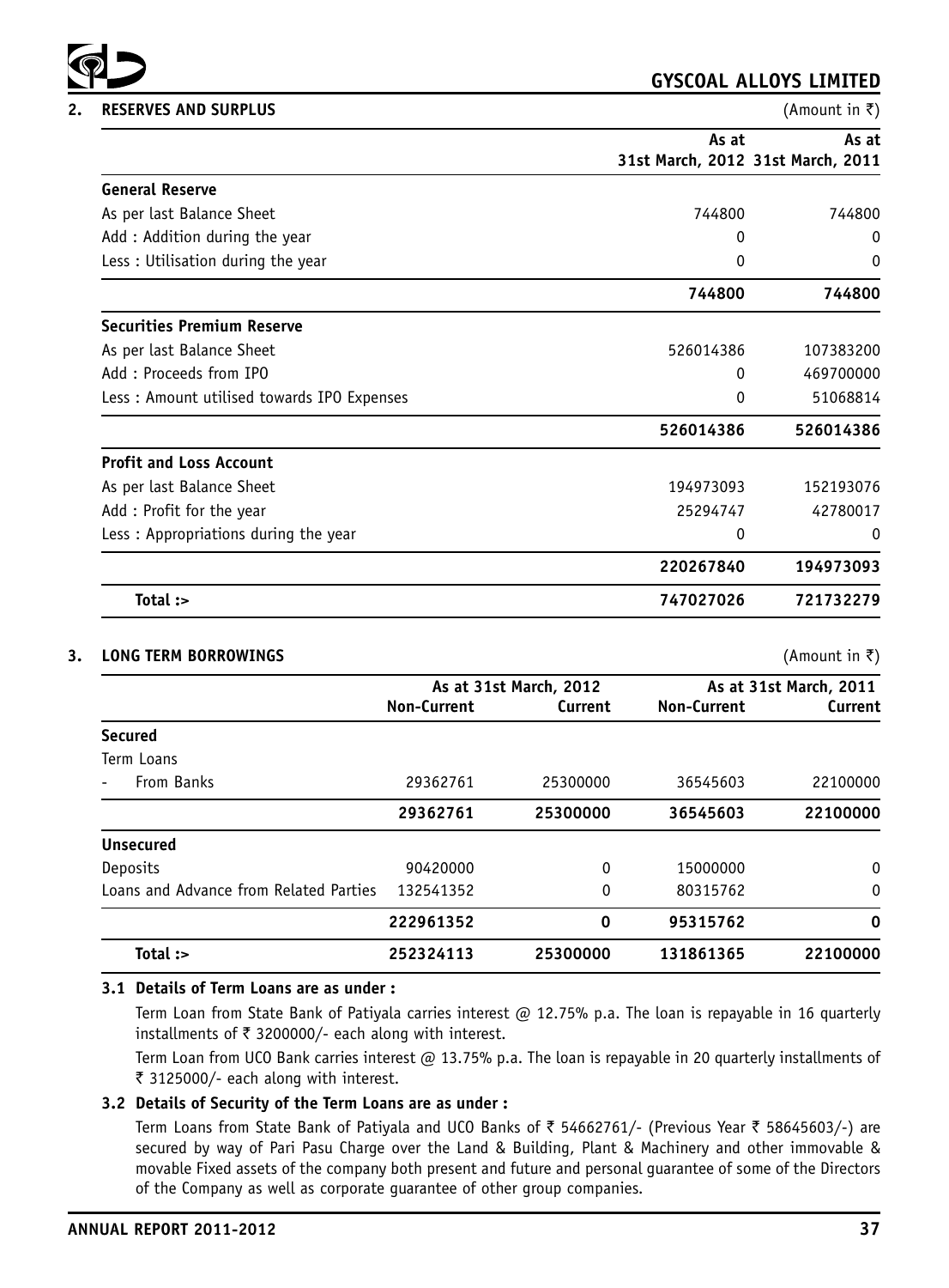## 2. RESERVES AND SURPLUS

(Amount in ₹)

| | As at 31st March, 2012 | As at 31st March, 2011 |
|---|---|---|
| **General Reserve** | | |
| As per last Balance Sheet | 744800 | 744800 |
| Add : Addition during the year | 0 | 0 |
| Less : Utilisation during the year | 0 | 0 |
| | **744800** | **744800** |
| **Securities Premium Reserve** | | |
| As per last Balance Sheet | 526014386 | 107383200 |
| Add : Proceeds from IPO | 0 | 469700000 |
| Less : Amount utilised towards IPO Expenses | 0 | 51068814 |
| | **526014386** | **526014386** |
| **Profit and Loss Account** | | |
| As per last Balance Sheet | 194973093 | 152193076 |
| Add : Profit for the year | 25294747 | 42780017 |
| Less : Appropriations during the year | 0 | 0 |
| | **220267840** | **194973093** |
| **Total :>** | **747027026** | **721732279** |

## 3. LONG TERM BORROWINGS

(Amount in ₹)

| | As at 31st March, 2012 | | As at 31st March, 2011 | |
|---|---|---|---|---|
| | Non-Current | Current | Non-Current | Current |
| **Secured** | | | | |
| Term Loans | | | | |
| - From Banks | 29362761 | 25300000 | 36545603 | 22100000 |
| | **29362761** | **25300000** | **36545603** | **22100000** |
| **Unsecured** | | | | |
| Deposits | 90420000 | 0 | 15000000 | 0 |
| Loans and Advance from Related Parties | 132541352 | 0 | 80315762 | 0 |
| | **222961352** | **0** | **95315762** | **0** |
| **Total :>** | **252324113** | **25300000** | **131861365** | **22100000** |

### 3.1 Details of Term Loans are as under :

Term Loan from State Bank of Patiyala carries interest @ 12.75% p.a. The loan is repayable in 16 quarterly installments of ₹ 3200000/- each along with interest.

Term Loan from UCO Bank carries interest @ 13.75% p.a. The loan is repayable in 20 quarterly installments of ₹ 3125000/- each along with interest.

### 3.2 Details of Security of the Term Loans are as under :

Term Loans from State Bank of Patiyala and UCO Banks of ₹ 54662761/- (Previous Year ₹ 58645603/-) are secured by way of Pari Pasu Charge over the Land & Building, Plant & Machinery and other immovable & movable Fixed assets of the company both present and future and personal guarantee of some of the Directors of the Company as well as corporate guarantee of other group companies.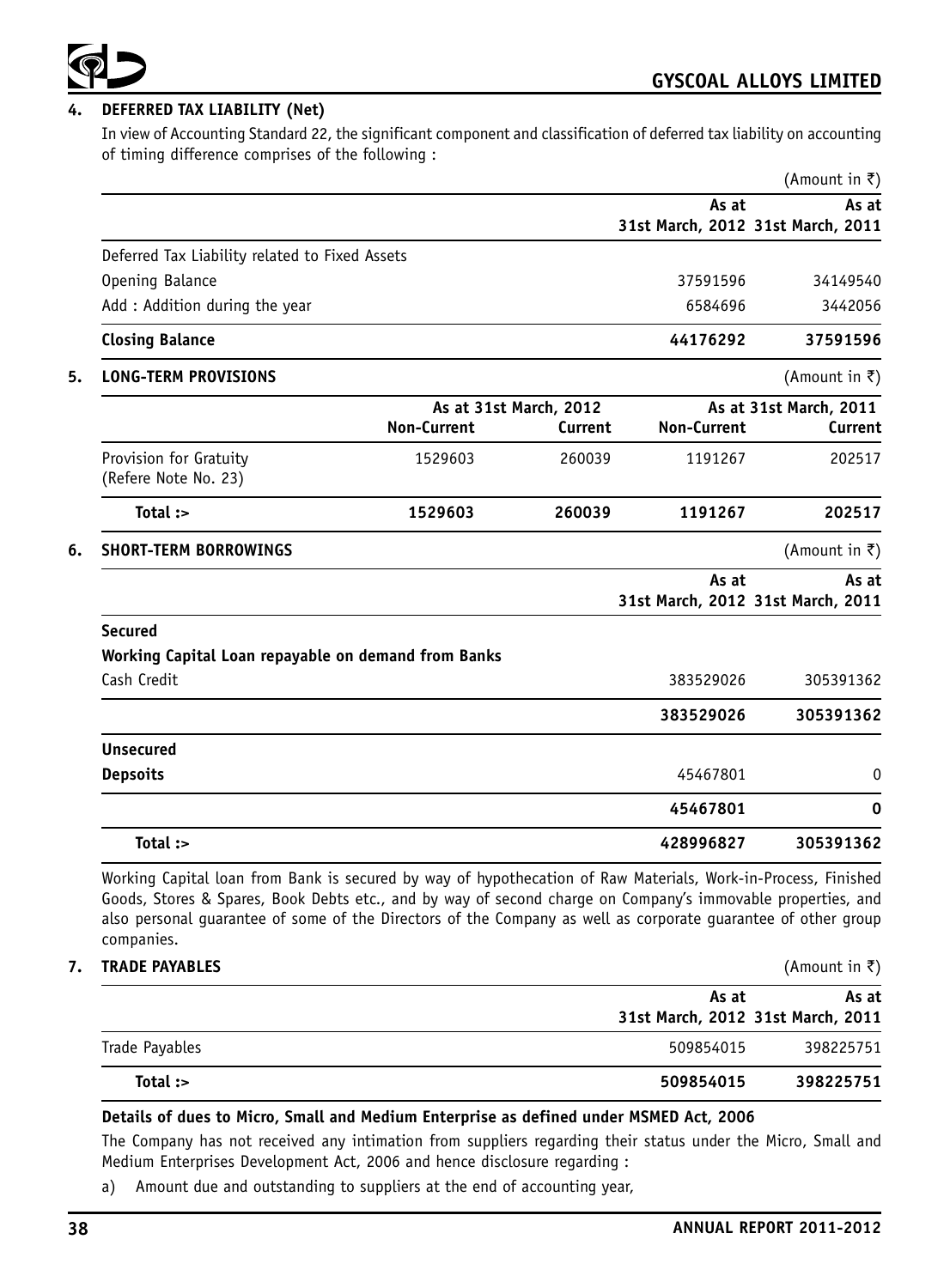## 4. DEFERRED TAX LIABILITY (Net)

In view of Accounting Standard 22, the significant component and classification of deferred tax liability on accounting of timing difference comprises of the following :

(Amount in ₹)

| | As at 31st March, 2012 | As at 31st March, 2011 |
|---|---|---|
| Deferred Tax Liability related to Fixed Assets | | |
| Opening Balance | 37591596 | 34149540 |
| Add : Addition during the year | 6584696 | 3442056 |
| **Closing Balance** | **44176292** | **37591596** |

## 5. LONG-TERM PROVISIONS

(Amount in ₹)

| | As at 31st March, 2012 | | As at 31st March, 2011 | |
|---|---|---|---|---|
| | Non-Current | Current | Non-Current | Current |
| Provision for Gratuity (Refere Note No. 23) | 1529603 | 260039 | 1191267 | 202517 |
| **Total :>** | **1529603** | **260039** | **1191267** | **202517** |

## 6. SHORT-TERM BORROWINGS

(Amount in ₹)

| | As at 31st March, 2012 | As at 31st March, 2011 |
|---|---|---|
| **Secured** | | |
| **Working Capital Loan repayable on demand from Banks** | | |
| Cash Credit | 383529026 | 305391362 |
| | **383529026** | **305391362** |
| **Unsecured** | | |
| **Depsoits** | 45467801 | 0 |
| | **45467801** | **0** |
| **Total :>** | **428996827** | **305391362** |

Working Capital loan from Bank is secured by way of hypothecation of Raw Materials, Work-in-Process, Finished Goods, Stores & Spares, Book Debts etc., and by way of second charge on Company's immovable properties, and also personal guarantee of some of the Directors of the Company as well as corporate guarantee of other group companies.

## 7. TRADE PAYABLES

(Amount in ₹)

| | As at 31st March, 2012 | As at 31st March, 2011 |
|---|---|---|
| Trade Payables | 509854015 | 398225751 |
| **Total :>** | **509854015** | **398225751** |

**Details of dues to Micro, Small and Medium Enterprise as defined under MSMED Act, 2006**

The Company has not received any intimation from suppliers regarding their status under the Micro, Small and Medium Enterprises Development Act, 2006 and hence disclosure regarding :

a) Amount due and outstanding to suppliers at the end of accounting year,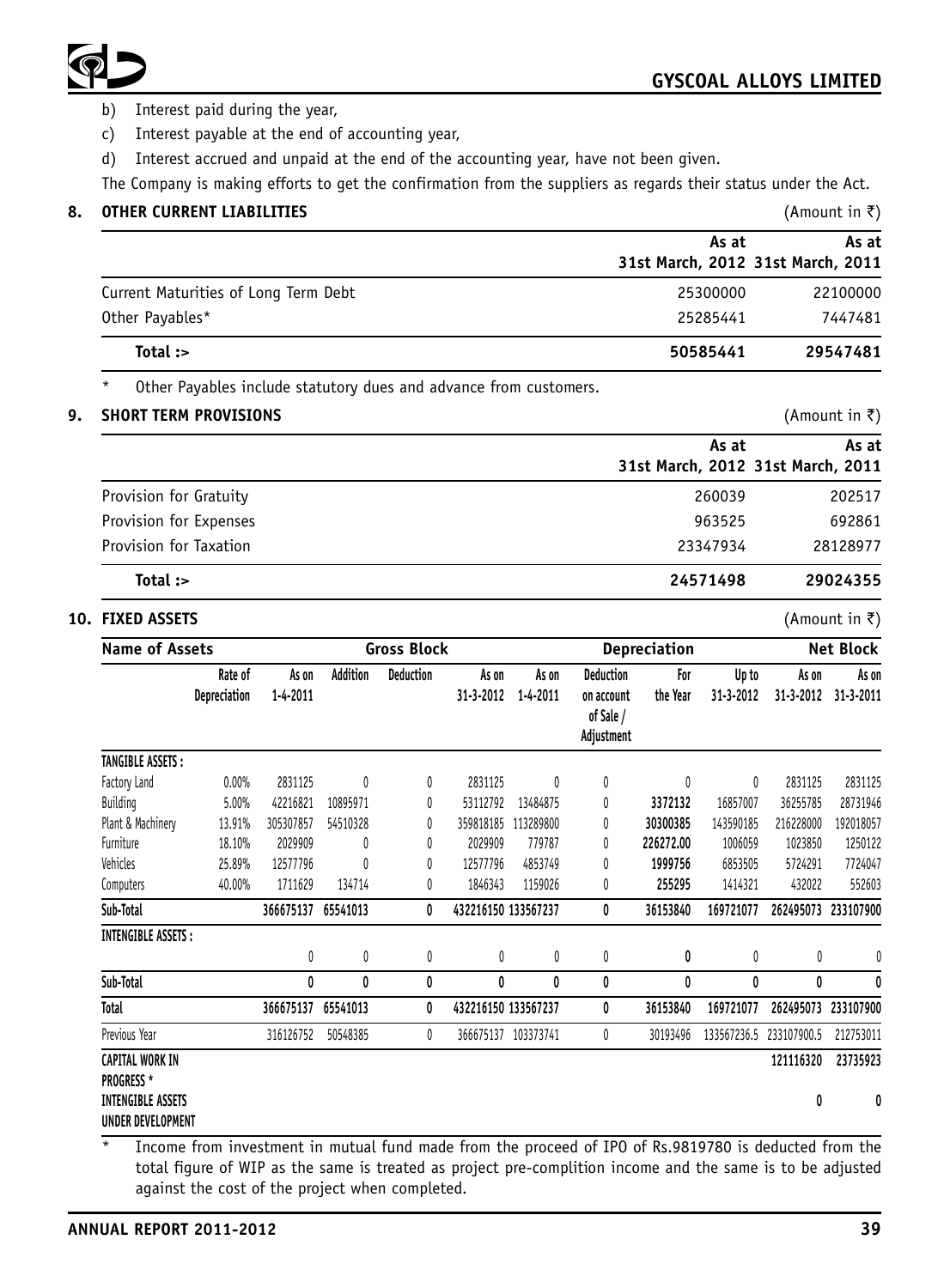b) Interest paid during the year,

c) Interest payable at the end of accounting year,

d) Interest accrued and unpaid at the end of the accounting year, have not been given.

The Company is making efforts to get the confirmation from the suppliers as regards their status under the Act.

## 8. OTHER CURRENT LIABILITIES

(Amount in ₹)

| | As at 31st March, 2012 | As at 31st March, 2011 |
|---|---|---|
| Current Maturities of Long Term Debt | 25300000 | 22100000 |
| Other Payables* | 25285441 | 7447481 |
| **Total :>** | **50585441** | **29547481** |

\* Other Payables include statutory dues and advance from customers.

## 9. SHORT TERM PROVISIONS

(Amount in ₹)

| | As at 31st March, 2012 | As at 31st March, 2011 |
|---|---|---|
| Provision for Gratuity | 260039 | 202517 |
| Provision for Expenses | 963525 | 692861 |
| Provision for Taxation | 23347934 | 28128977 |
| **Total :>** | **24571498** | **29024355** |

## 10. FIXED ASSETS

(Amount in ₹)

| Name of Assets | | Gross Block | | | | Depreciation | | | | Net Block | |
|---|---|---|---|---|---|---|---|---|---|---|---|
| | Rate of Depreciation | As on 1-4-2011 | Addition | Deduction | As on 31-3-2012 | As on 1-4-2011 | Deduction on account of Sale / Adjustment | For the Year | Up to 31-3-2012 | As on 31-3-2012 | As on 31-3-2011 |
| **TANGIBLE ASSETS :** | | | | | | | | | | | |
| Factory Land | 0.00% | 2831125 | 0 | 0 | 2831125 | 0 | 0 | 0 | 0 | 2831125 | 2831125 |
| Building | 5.00% | 42216821 | 10895971 | 0 | 53112792 | 13484875 | 0 | **3372132** | 16857007 | 36255785 | 28731946 |
| Plant & Machinery | 13.91% | 305307857 | 54510328 | 0 | 359818185 | 113289800 | 0 | **30300385** | 143590185 | 216228000 | 192018057 |
| Furniture | 18.10% | 2029909 | 0 | 0 | 2029909 | 779787 | 0 | **226272.00** | 1006059 | 1023850 | 1250122 |
| Vehicles | 25.89% | 12577796 | 0 | 0 | 12577796 | 4853749 | 0 | **1999756** | 6853505 | 5724291 | 7724047 |
| Computers | 40.00% | 1711629 | 134714 | 0 | 1846343 | 1159026 | 0 | **255295** | 1414321 | 432022 | 552603 |
| **Sub-Total** | | **366675137** | **65541013** | **0** | **432216150** | **133567237** | **0** | **36153840** | **169721077** | **262495073** | **233107900** |
| **INTENGIBLE ASSETS :** | | | | | | | | | | | |
| | | 0 | 0 | 0 | 0 | 0 | 0 | **0** | 0 | 0 | 0 |
| **Sub-Total** | | **0** | **0** | **0** | **0** | **0** | **0** | **0** | **0** | **0** | **0** |
| **Total** | | **366675137** | **65541013** | **0** | **432216150** | **133567237** | **0** | **36153840** | **169721077** | **262495073** | **233107900** |
| Previous Year | | 316126752 | 50548385 | 0 | 366675137 | 103373741 | 0 | 30193496 | 133567236.5 | 233107900.5 | 212753011 |
| **CAPITAL WORK IN PROGRESS \*** | | | | | | | | | | **121116320** | **23735923** |
| **INTENGIBLE ASSETS UNDER DEVELOPMENT** | | | | | | | | | | **0** | **0** |

\* Income from investment in mutual fund made from the proceed of IPO of Rs.9819780 is deducted from the total figure of WIP as the same is treated as project pre-complition income and the same is to be adjusted against the cost of the project when completed.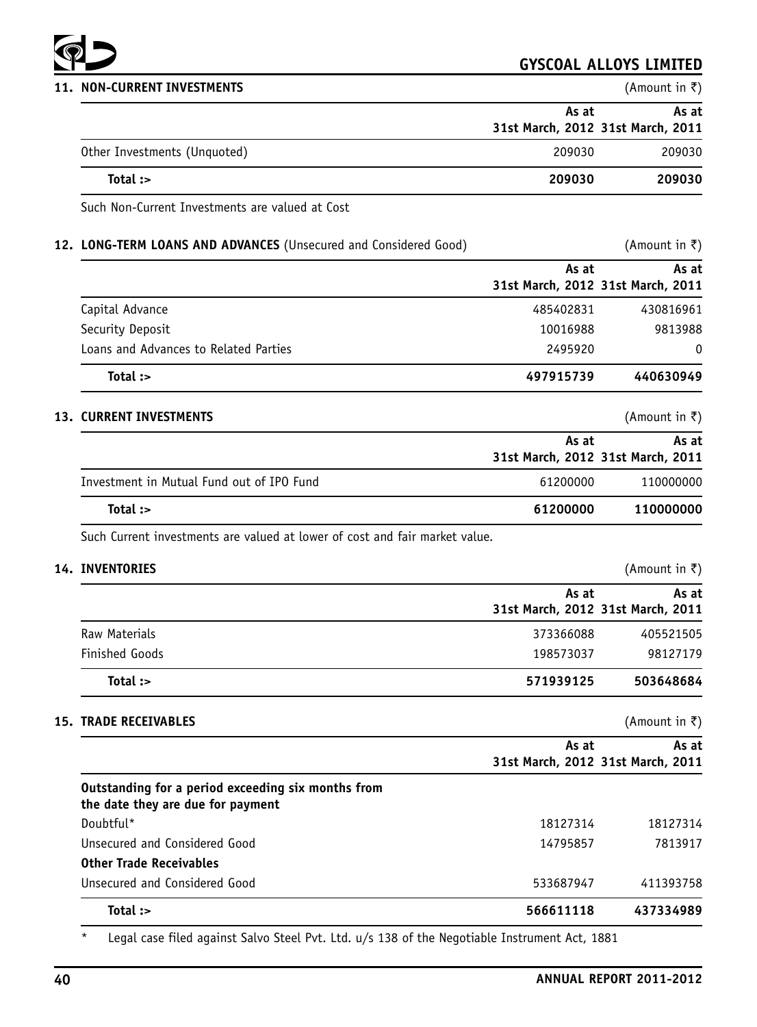## 11. NON-CURRENT INVESTMENTS

(Amount in ₹)

| | As at 31st March, 2012 | As at 31st March, 2011 |
|---|---|---|
| Other Investments (Unquoted) | 209030 | 209030 |
| **Total :>** | **209030** | **209030** |

Such Non-Current Investments are valued at Cost

## 12. LONG-TERM LOANS AND ADVANCES (Unsecured and Considered Good)

(Amount in ₹)

| | As at 31st March, 2012 | As at 31st March, 2011 |
|---|---|---|
| Capital Advance | 485402831 | 430816961 |
| Security Deposit | 10016988 | 9813988 |
| Loans and Advances to Related Parties | 2495920 | 0 |
| **Total :>** | **497915739** | **440630949** |

## 13. CURRENT INVESTMENTS

(Amount in ₹)

| | As at 31st March, 2012 | As at 31st March, 2011 |
|---|---|---|
| Investment in Mutual Fund out of IPO Fund | 61200000 | 110000000 |
| **Total :>** | **61200000** | **110000000** |

Such Current investments are valued at lower of cost and fair market value.

## 14. INVENTORIES

(Amount in ₹)

| | As at 31st March, 2012 | As at 31st March, 2011 |
|---|---|---|
| Raw Materials | 373366088 | 405521505 |
| Finished Goods | 198573037 | 98127179 |
| **Total :>** | **571939125** | **503648684** |

## 15. TRADE RECEIVABLES

(Amount in ₹)

| | As at 31st March, 2012 | As at 31st March, 2011 |
|---|---|---|
| **Outstanding for a period exceeding six months from the date they are due for payment** | | |
| Doubtful* | 18127314 | 18127314 |
| Unsecured and Considered Good | 14795857 | 7813917 |
| **Other Trade Receivables** | | |
| Unsecured and Considered Good | 533687947 | 411393758 |
| **Total :>** | **566611118** | **437334989** |

* Legal case filed against Salvo Steel Pvt. Ltd. u/s 138 of the Negotiable Instrument Act, 1881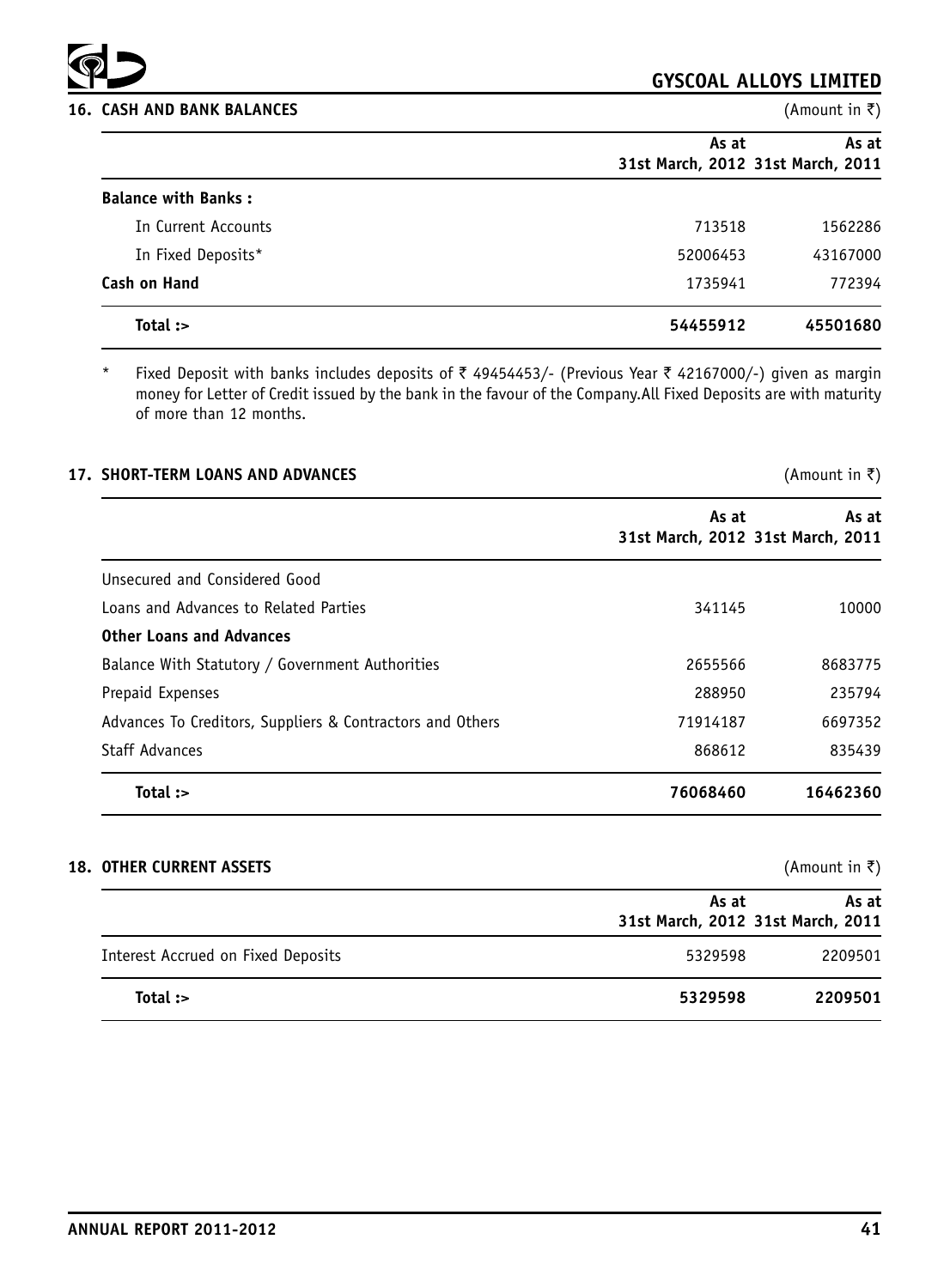## 16. CASH AND BANK BALANCES

(Amount in ₹)

| | As at 31st March, 2012 | As at 31st March, 2011 |
|---|---|---|
| **Balance with Banks :** | | |
| In Current Accounts | 713518 | 1562286 |
| In Fixed Deposits* | 52006453 | 43167000 |
| **Cash on Hand** | 1735941 | 772394 |
| **Total :>** | **54455912** | **45501680** |

\* Fixed Deposit with banks includes deposits of ₹ 49454453/- (Previous Year ₹ 42167000/-) given as margin money for Letter of Credit issued by the bank in the favour of the Company.All Fixed Deposits are with maturity of more than 12 months.

## 17. SHORT-TERM LOANS AND ADVANCES

(Amount in ₹)

| | As at 31st March, 2012 | As at 31st March, 2011 |
|---|---|---|
| Unsecured and Considered Good | | |
| Loans and Advances to Related Parties | 341145 | 10000 |
| **Other Loans and Advances** | | |
| Balance With Statutory / Government Authorities | 2655566 | 8683775 |
| Prepaid Expenses | 288950 | 235794 |
| Advances To Creditors, Suppliers & Contractors and Others | 71914187 | 6697352 |
| Staff Advances | 868612 | 835439 |
| **Total :>** | **76068460** | **16462360** |

## 18. OTHER CURRENT ASSETS

(Amount in ₹)

| | As at 31st March, 2012 | As at 31st March, 2011 |
|---|---|---|
| Interest Accrued on Fixed Deposits | 5329598 | 2209501 |
| **Total :>** | **5329598** | **2209501** |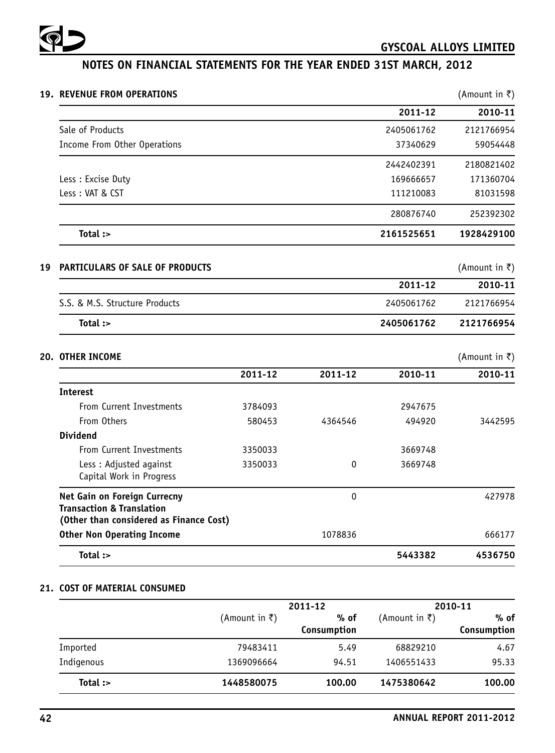## NOTES ON FINANCIAL STATEMENTS FOR THE YEAR ENDED 31ST MARCH, 2012

### 19. REVENUE FROM OPERATIONS

(Amount in ₹)

| | 2011-12 | 2010-11 |
|---|---|---|
| Sale of Products | 2405061762 | 2121766954 |
| Income From Other Operations | 37340629 | 59054448 |
| | 2442402391 | 2180821402 |
| Less : Excise Duty | 169666657 | 171360704 |
| Less : VAT & CST | 111210083 | 81031598 |
| | 280876740 | 252392302 |
| **Total :>** | **2161525651** | **1928429100** |

### 19 PARTICULARS OF SALE OF PRODUCTS

(Amount in ₹)

| | 2011-12 | 2010-11 |
|---|---|---|
| S.S. & M.S. Structure Products | 2405061762 | 2121766954 |
| **Total :>** | **2405061762** | **2121766954** |

### 20. OTHER INCOME

(Amount in ₹)

| | 2011-12 | 2011-12 | 2010-11 | 2010-11 |
|---|---|---|---|---|
| **Interest** | | | | |
| From Current Investments | 3784093 | | 2947675 | |
| From Others | 580453 | 4364546 | 494920 | 3442595 |
| **Dividend** | | | | |
| From Current Investments | 3350033 | | 3669748 | |
| Less : Adjusted against Capital Work in Progress | 3350033 | 0 | 3669748 | |
| **Net Gain on Foreign Currecny Transaction & Translation (Other than considered as Finance Cost)** | | 0 | | 427978 |
| **Other Non Operating Income** | | 1078836 | | 666177 |
| **Total :>** | | | **5443382** | **4536750** |

### 21. COST OF MATERIAL CONSUMED

| | 2011-12 | | 2010-11 | |
|---|---|---|---|---|
| | (Amount in ₹) | % of Consumption | (Amount in ₹) | % of Consumption |
| Imported | 79483411 | 5.49 | 68829210 | 4.67 |
| Indigenous | 1369096664 | 94.51 | 1406551433 | 95.33 |
| **Total :>** | **1448580075** | **100.00** | **1475380642** | **100.00** |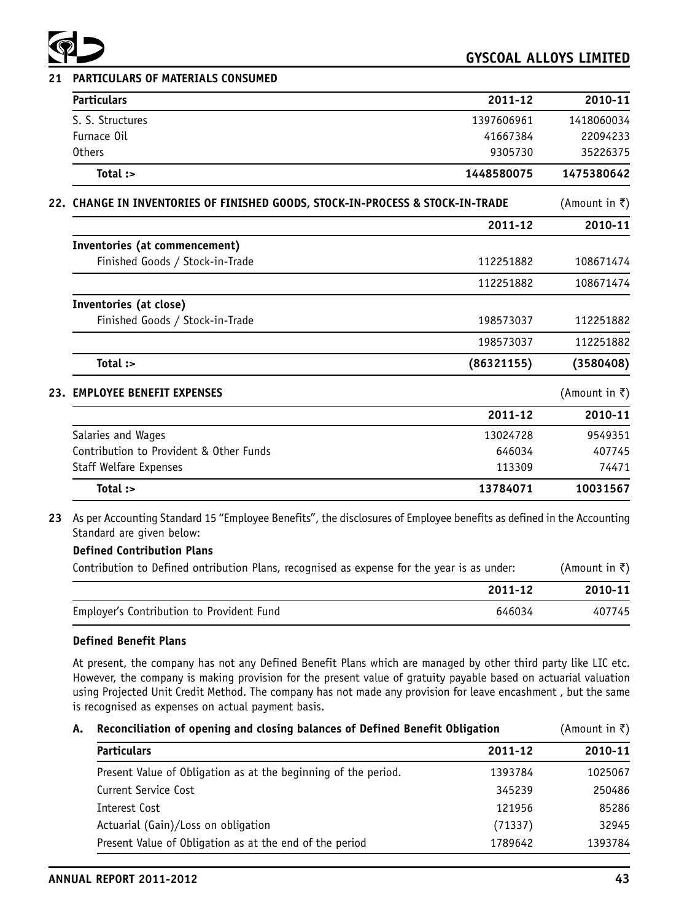## 21 PARTICULARS OF MATERIALS CONSUMED

| Particulars | 2011-12 | 2010-11 |
|---|---|---|
| S. S. Structures | 1397606961 | 1418060034 |
| Furnace Oil | 41667384 | 22094233 |
| Others | 9305730 | 35226375 |
| **Total :>** | **1448580075** | **1475380642** |

## 22. CHANGE IN INVENTORIES OF FINISHED GOODS, STOCK-IN-PROCESS & STOCK-IN-TRADE

(Amount in ₹)

| | 2011-12 | 2010-11 |
|---|---|---|
| **Inventories (at commencement)** | | |
| Finished Goods / Stock-in-Trade | 112251882 | 108671474 |
| | 112251882 | 108671474 |
| **Inventories (at close)** | | |
| Finished Goods / Stock-in-Trade | 198573037 | 112251882 |
| | 198573037 | 112251882 |
| **Total :>** | **(86321155)** | **(3580408)** |

## 23. EMPLOYEE BENEFIT EXPENSES

(Amount in ₹)

| | 2011-12 | 2010-11 |
|---|---|---|
| Salaries and Wages | 13024728 | 9549351 |
| Contribution to Provident & Other Funds | 646034 | 407745 |
| Staff Welfare Expenses | 113309 | 74471 |
| **Total :>** | **13784071** | **10031567** |

**23** As per Accounting Standard 15 "Employee Benefits", the disclosures of Employee benefits as defined in the Accounting Standard are given below:

**Defined Contribution Plans**

Contribution to Defined ontribution Plans, recognised as expense for the year is as under: (Amount in ₹)

| | 2011-12 | 2010-11 |
|---|---|---|
| Employer's Contribution to Provident Fund | 646034 | 407745 |

**Defined Benefit Plans**

At present, the company has not any Defined Benefit Plans which are managed by other third party like LIC etc. However, the company is making provision for the present value of gratuity payable based on actuarial valuation using Projected Unit Credit Method. The company has not made any provision for leave encashment , but the same is recognised as expenses on actual payment basis.

**A. Reconciliation of opening and closing balances of Defined Benefit Obligation** (Amount in ₹)

| Particulars | 2011-12 | 2010-11 |
|---|---|---|
| Present Value of Obligation as at the beginning of the period. | 1393784 | 1025067 |
| Current Service Cost | 345239 | 250486 |
| Interest Cost | 121956 | 85286 |
| Actuarial (Gain)/Loss on obligation | (71337) | 32945 |
| Present Value of Obligation as at the end of the period | 1789642 | 1393784 |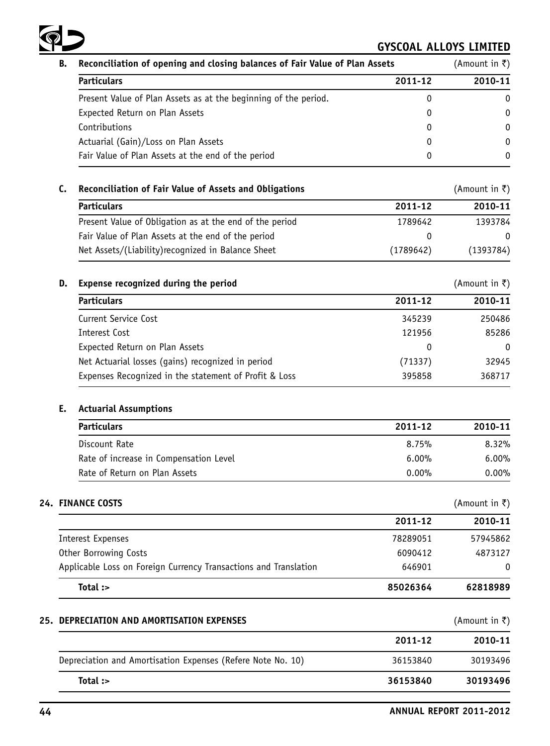**B. Reconciliation of opening and closing balances of Fair Value of Plan Assets** (Amount in ₹)

| Particulars | 2011-12 | 2010-11 |
|---|---|---|
| Present Value of Plan Assets as at the beginning of the period. | 0 | 0 |
| Expected Return on Plan Assets | 0 | 0 |
| Contributions | 0 | 0 |
| Actuarial (Gain)/Loss on Plan Assets | 0 | 0 |
| Fair Value of Plan Assets at the end of the period | 0 | 0 |

**C. Reconciliation of Fair Value of Assets and Obligations** (Amount in ₹)

| Particulars | 2011-12 | 2010-11 |
|---|---|---|
| Present Value of Obligation as at the end of the period | 1789642 | 1393784 |
| Fair Value of Plan Assets at the end of the period | 0 | 0 |
| Net Assets/(Liability)recognized in Balance Sheet | (1789642) | (1393784) |

**D. Expense recognized during the period** (Amount in ₹)

| Particulars | 2011-12 | 2010-11 |
|---|---|---|
| Current Service Cost | 345239 | 250486 |
| Interest Cost | 121956 | 85286 |
| Expected Return on Plan Assets | 0 | 0 |
| Net Actuarial losses (gains) recognized in period | (71337) | 32945 |
| Expenses Recognized in the statement of Profit & Loss | 395858 | 368717 |

**E. Actuarial Assumptions**

| Particulars | 2011-12 | 2010-11 |
|---|---|---|
| Discount Rate | 8.75% | 8.32% |
| Rate of increase in Compensation Level | 6.00% | 6.00% |
| Rate of Return on Plan Assets | 0.00% | 0.00% |

## 24. FINANCE COSTS

(Amount in ₹)

| | 2011-12 | 2010-11 |
|---|---|---|
| Interest Expenses | 78289051 | 57945862 |
| Other Borrowing Costs | 6090412 | 4873127 |
| Applicable Loss on Foreign Currency Transactions and Translation | 646901 | 0 |
| **Total :>** | **85026364** | **62818989** |

## 25. DEPRECIATION AND AMORTISATION EXPENSES

(Amount in ₹)

| | 2011-12 | 2010-11 |
|---|---|---|
| Depreciation and Amortisation Expenses (Refere Note No. 10) | 36153840 | 30193496 |
| **Total :>** | **36153840** | **30193496** |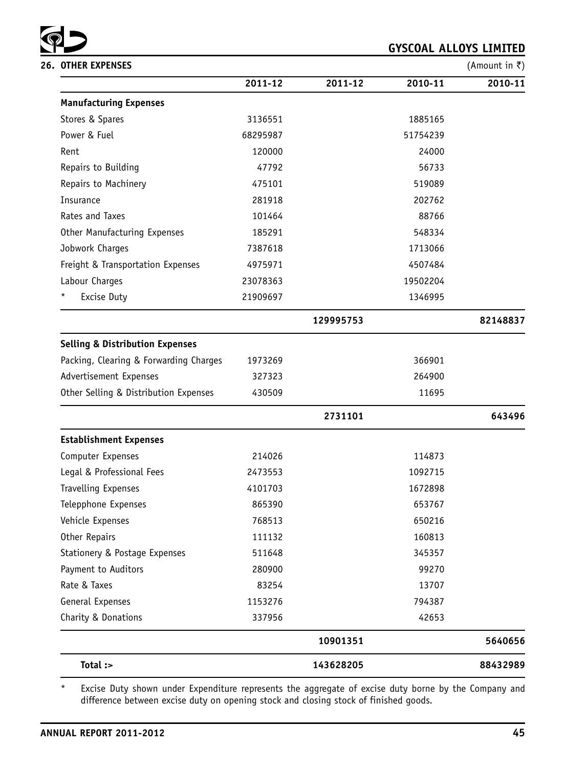## 26. OTHER EXPENSES

(Amount in ₹)

| | 2011-12 | 2011-12 | 2010-11 | 2010-11 |
|---|---|---|---|---|
| **Manufacturing Expenses** | | | | |
| Stores & Spares | 3136551 | | 1885165 | |
| Power & Fuel | 68295987 | | 51754239 | |
| Rent | 120000 | | 24000 | |
| Repairs to Building | 47792 | | 56733 | |
| Repairs to Machinery | 475101 | | 519089 | |
| Insurance | 281918 | | 202762 | |
| Rates and Taxes | 101464 | | 88766 | |
| Other Manufacturing Expenses | 185291 | | 548334 | |
| Jobwork Charges | 7387618 | | 1713066 | |
| Freight & Transportation Expenses | 4975971 | | 4507484 | |
| Labour Charges | 23078363 | | 19502204 | |
| * Excise Duty | 21909697 | | 1346995 | |
| | | **129995753** | | **82148837** |
| **Selling & Distribution Expenses** | | | | |
| Packing, Clearing & Forwarding Charges | 1973269 | | 366901 | |
| Advertisement Expenses | 327323 | | 264900 | |
| Other Selling & Distribution Expenses | 430509 | | 11695 | |
| | | **2731101** | | **643496** |
| **Establishment Expenses** | | | | |
| Computer Expenses | 214026 | | 114873 | |
| Legal & Professional Fees | 2473553 | | 1092715 | |
| Travelling Expenses | 4101703 | | 1672898 | |
| Telepphone Expenses | 865390 | | 653767 | |
| Vehicle Expenses | 768513 | | 650216 | |
| Other Repairs | 111132 | | 160813 | |
| Stationery & Postage Expenses | 511648 | | 345357 | |
| Payment to Auditors | 280900 | | 99270 | |
| Rate & Taxes | 83254 | | 13707 | |
| General Expenses | 1153276 | | 794387 | |
| Charity & Donations | 337956 | | 42653 | |
| | | **10901351** | | **5640656** |
| **Total :>** | | **143628205** | | **88432989** |

* Excise Duty shown under Expenditure represents the aggregate of excise duty borne by the Company and difference between excise duty on opening stock and closing stock of finished goods.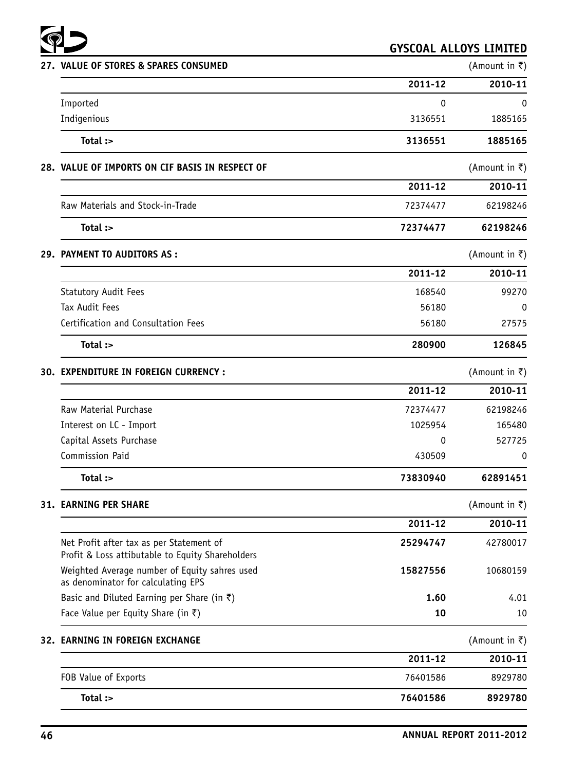## 27. VALUE OF STORES & SPARES CONSUMED

(Amount in ₹)

| | 2011-12 | 2010-11 |
|---|---|---|
| Imported | 0 | 0 |
| Indigenious | 3136551 | 1885165 |
| **Total :>** | **3136551** | **1885165** |

## 28. VALUE OF IMPORTS ON CIF BASIS IN RESPECT OF

(Amount in ₹)

| | 2011-12 | 2010-11 |
|---|---|---|
| Raw Materials and Stock-in-Trade | 72374477 | 62198246 |
| **Total :>** | **72374477** | **62198246** |

## 29. PAYMENT TO AUDITORS AS :

(Amount in ₹)

| | 2011-12 | 2010-11 |
|---|---|---|
| Statutory Audit Fees | 168540 | 99270 |
| Tax Audit Fees | 56180 | 0 |
| Certification and Consultation Fees | 56180 | 27575 |
| **Total :>** | **280900** | **126845** |

## 30. EXPENDITURE IN FOREIGN CURRENCY :

(Amount in ₹)

| | 2011-12 | 2010-11 |
|---|---|---|
| Raw Material Purchase | 72374477 | 62198246 |
| Interest on LC - Import | 1025954 | 165480 |
| Capital Assets Purchase | 0 | 527725 |
| Commission Paid | 430509 | 0 |
| **Total :>** | **73830940** | **62891451** |

## 31. EARNING PER SHARE

(Amount in ₹)

| | 2011-12 | 2010-11 |
|---|---|---|
| Net Profit after tax as per Statement of Profit & Loss attibutable to Equity Shareholders | **25294747** | 42780017 |
| Weighted Average number of Equity sahres used as denominator for calculating EPS | **15827556** | 10680159 |
| Basic and Diluted Earning per Share (in ₹) | **1.60** | 4.01 |
| Face Value per Equity Share (in ₹) | **10** | 10 |

## 32. EARNING IN FOREIGN EXCHANGE

(Amount in ₹)

| | 2011-12 | 2010-11 |
|---|---|---|
| FOB Value of Exports | 76401586 | 8929780 |
| **Total :>** | **76401586** | **8929780** |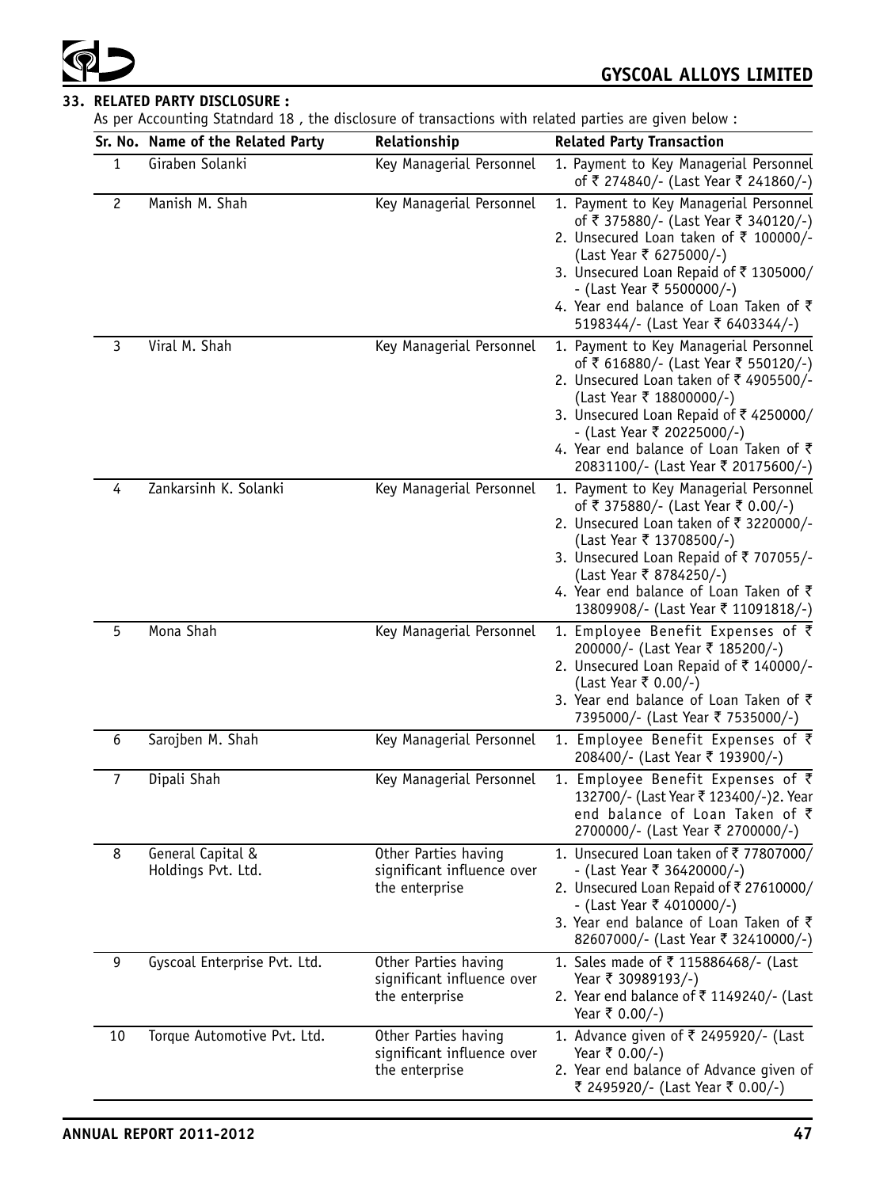## 33. RELATED PARTY DISCLOSURE :

As per Accounting Statndard 18 , the disclosure of transactions with related parties are given below :

| Sr. No. | Name of the Related Party | Relationship | Related Party Transaction |
|---|---|---|---|
| 1 | Giraben Solanki | Key Managerial Personnel | 1. Payment to Key Managerial Personnel of ₹ 274840/- (Last Year ₹ 241860/-) |
| 2 | Manish M. Shah | Key Managerial Personnel | 1. Payment to Key Managerial Personnel of ₹ 375880/- (Last Year ₹ 340120/-)<br>2. Unsecured Loan taken of ₹ 100000/- (Last Year ₹ 6275000/-)<br>3. Unsecured Loan Repaid of ₹ 1305000/- (Last Year ₹ 5500000/-)<br>4. Year end balance of Loan Taken of ₹ 5198344/- (Last Year ₹ 6403344/-) |
| 3 | Viral M. Shah | Key Managerial Personnel | 1. Payment to Key Managerial Personnel of ₹ 616880/- (Last Year ₹ 550120/-)<br>2. Unsecured Loan taken of ₹ 4905500/- (Last Year ₹ 18800000/-)<br>3. Unsecured Loan Repaid of ₹ 4250000/- (Last Year ₹ 20225000/-)<br>4. Year end balance of Loan Taken of ₹ 20831100/- (Last Year ₹ 20175600/-) |
| 4 | Zankarsinh K. Solanki | Key Managerial Personnel | 1. Payment to Key Managerial Personnel of ₹ 375880/- (Last Year ₹ 0.00/-)<br>2. Unsecured Loan taken of ₹ 3220000/- (Last Year ₹ 13708500/-)<br>3. Unsecured Loan Repaid of ₹ 707055/- (Last Year ₹ 8784250/-)<br>4. Year end balance of Loan Taken of ₹ 13809908/- (Last Year ₹ 11091818/-) |
| 5 | Mona Shah | Key Managerial Personnel | 1. Employee Benefit Expenses of ₹ 200000/- (Last Year ₹ 185200/-)<br>2. Unsecured Loan Repaid of ₹ 140000/- (Last Year ₹ 0.00/-)<br>3. Year end balance of Loan Taken of ₹ 7395000/- (Last Year ₹ 7535000/-) |
| 6 | Sarojben M. Shah | Key Managerial Personnel | 1. Employee Benefit Expenses of ₹ 208400/- (Last Year ₹ 193900/-) |
| 7 | Dipali Shah | Key Managerial Personnel | 1. Employee Benefit Expenses of ₹ 132700/- (Last Year ₹ 123400/-)2. Year end balance of Loan Taken of ₹ 2700000/- (Last Year ₹ 2700000/-) |
| 8 | General Capital & Holdings Pvt. Ltd. | Other Parties having significant influence over the enterprise | 1. Unsecured Loan taken of ₹ 77807000/- (Last Year ₹ 36420000/-)<br>2. Unsecured Loan Repaid of ₹ 27610000/- (Last Year ₹ 4010000/-)<br>3. Year end balance of Loan Taken of ₹ 82607000/- (Last Year ₹ 32410000/-) |
| 9 | Gyscoal Enterprise Pvt. Ltd. | Other Parties having significant influence over the enterprise | 1. Sales made of ₹ 115886468/- (Last Year ₹ 30989193/-)<br>2. Year end balance of ₹ 1149240/- (Last Year ₹ 0.00/-) |
| 10 | Torque Automotive Pvt. Ltd. | Other Parties having significant influence over the enterprise | 1. Advance given of ₹ 2495920/- (Last Year ₹ 0.00/-)<br>2. Year end balance of Advance given of ₹ 2495920/- (Last Year ₹ 0.00/-) |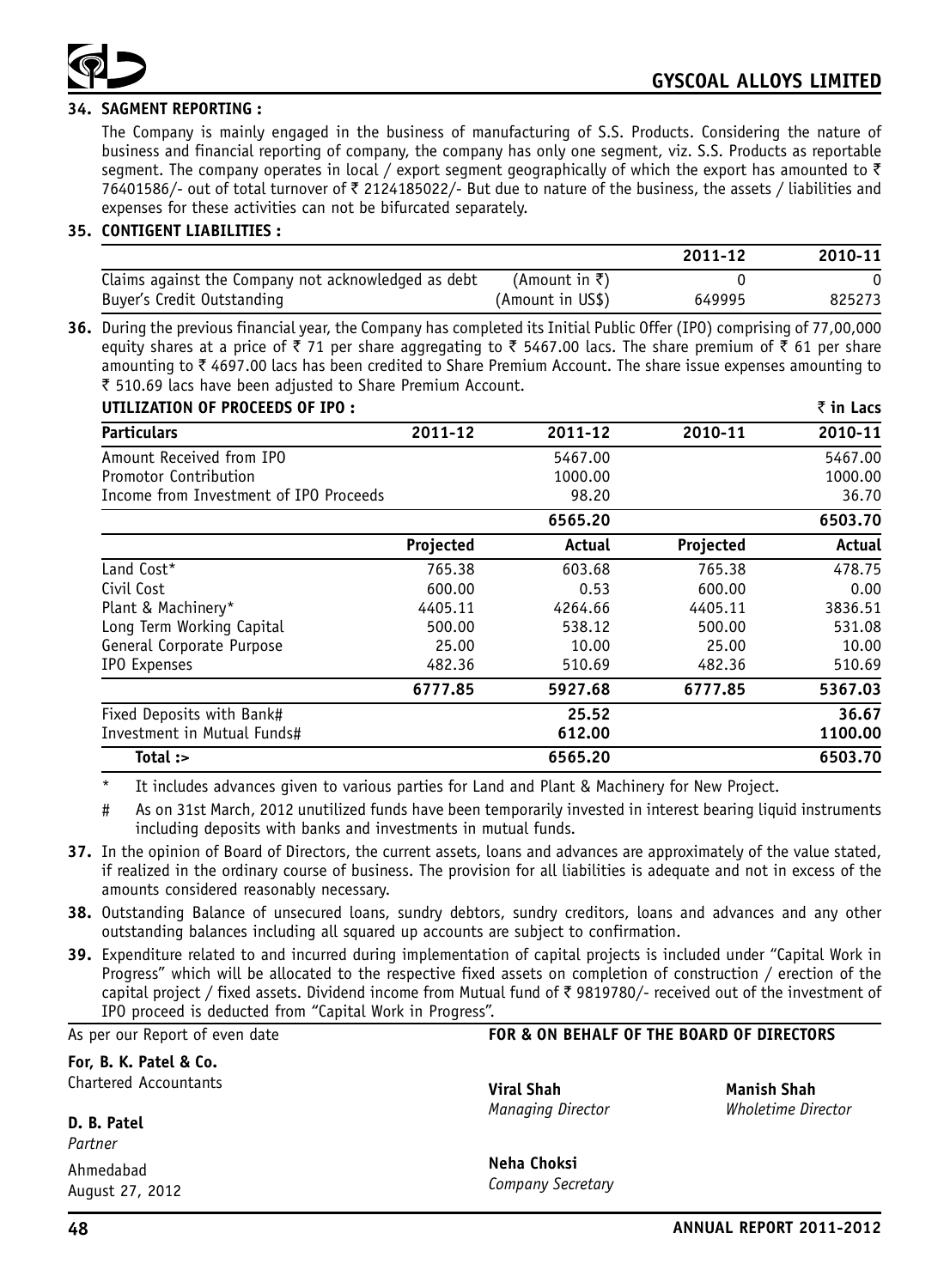**34. SAGMENT REPORTING :**

The Company is mainly engaged in the business of manufacturing of S.S. Products. Considering the nature of business and financial reporting of company, the company has only one segment, viz. S.S. Products as reportable segment. The company operates in local / export segment geographically of which the export has amounted to ₹ 76401586/- out of total turnover of ₹ 2124185022/- But due to nature of the business, the assets / liabilities and expenses for these activities can not be bifurcated separately.

**35. CONTIGENT LIABILITIES :**

| | | 2011-12 | 2010-11 |
|---|---|---|---|
| Claims against the Company not acknowledged as debt | (Amount in ₹) | 0 | 0 |
| Buyer's Credit Outstanding | (Amount in US$) | 649995 | 825273 |

**36.** During the previous financial year, the Company has completed its Initial Public Offer (IPO) comprising of 77,00,000 equity shares at a price of ₹ 71 per share aggregating to ₹ 5467.00 lacs. The share premium of ₹ 61 per share amounting to ₹ 4697.00 lacs has been credited to Share Premium Account. The share issue expenses amounting to ₹ 510.69 lacs have been adjusted to Share Premium Account.

**UTILIZATION OF PROCEEDS OF IPO :** ₹ in Lacs

| Particulars | 2011-12 | 2011-12 | 2010-11 | 2010-11 |
|---|---|---|---|---|
| Amount Received from IPO | | 5467.00 | | 5467.00 |
| Promotor Contribution | | 1000.00 | | 1000.00 |
| Income from Investment of IPO Proceeds | | 98.20 | | 36.70 |
| | | **6565.20** | | **6503.70** |
| | **Projected** | **Actual** | **Projected** | **Actual** |
| Land Cost* | 765.38 | 603.68 | 765.38 | 478.75 |
| Civil Cost | 600.00 | 0.53 | 600.00 | 0.00 |
| Plant & Machinery* | 4405.11 | 4264.66 | 4405.11 | 3836.51 |
| Long Term Working Capital | 500.00 | 538.12 | 500.00 | 531.08 |
| General Corporate Purpose | 25.00 | 10.00 | 25.00 | 10.00 |
| IPO Expenses | 482.36 | 510.69 | 482.36 | 510.69 |
| | **6777.85** | **5927.68** | **6777.85** | **5367.03** |
| Fixed Deposits with Bank# | | **25.52** | | **36.67** |
| Investment in Mutual Funds# | | **612.00** | | **1100.00** |
| **Total :>** | | **6565.20** | | **6503.70** |

\* It includes advances given to various parties for Land and Plant & Machinery for New Project.

\# As on 31st March, 2012 unutilized funds have been temporarily invested in interest bearing liquid instruments including deposits with banks and investments in mutual funds.

**37.** In the opinion of Board of Directors, the current assets, loans and advances are approximately of the value stated, if realized in the ordinary course of business. The provision for all liabilities is adequate and not in excess of the amounts considered reasonably necessary.

**38.** Outstanding Balance of unsecured loans, sundry debtors, sundry creditors, loans and advances and any other outstanding balances including all squared up accounts are subject to confirmation.

**39.** Expenditure related to and incurred during implementation of capital projects is included under "Capital Work in Progress" which will be allocated to the respective fixed assets on completion of construction / erection of the capital project / fixed assets. Dividend income from Mutual fund of ₹ 9819780/- received out of the investment of IPO proceed is deducted from "Capital Work in Progress".

As per our Report of even date

**For, B. K. Patel & Co.**
Chartered Accountants

**D. B. Patel**
*Partner*

Ahmedabad
August 27, 2012

**FOR & ON BEHALF OF THE BOARD OF DIRECTORS**

**Viral Shah**
*Managing Director*

**Manish Shah**
*Wholetime Director*

**Neha Choksi**
*Company Secretary*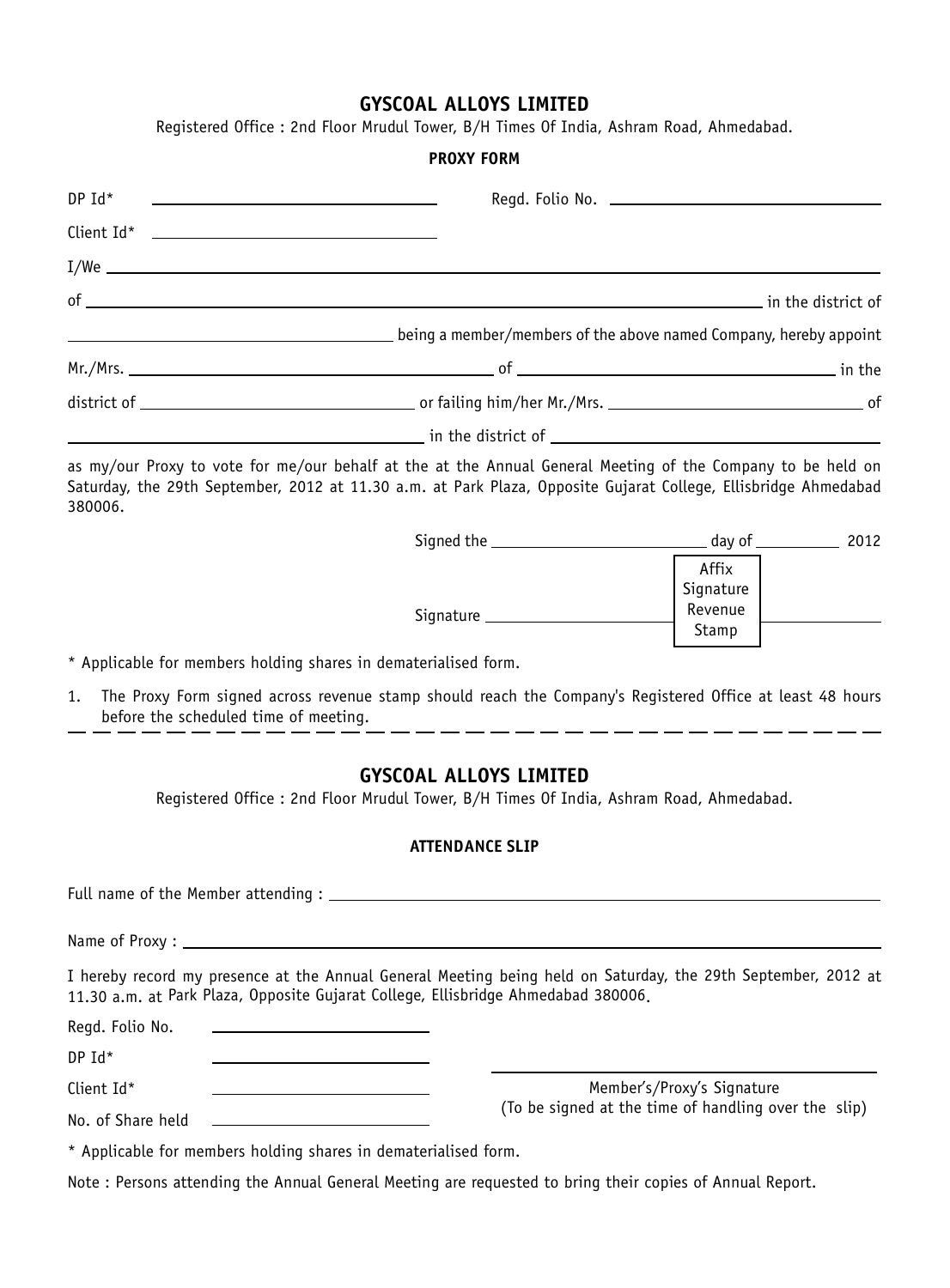# GYSCOAL ALLOYS LIMITED

Registered Office : 2nd Floor Mrudul Tower, B/H Times Of India, Ashram Road, Ahmedabad.

**PROXY FORM**

DP Id* ______________________ Regd. Folio No. ______________________

Client Id* ______________________

I/We ______________________________________________________________

of ______________________________________________________________ in the district of

______________________ being a member/members of the above named Company, hereby appoint

Mr./Mrs. ______________________ of ______________________ in the

district of ______________________ or failing him/her Mr./Mrs. ______________________ of

______________________ in the district of ______________________

as my/our Proxy to vote for me/our behalf at the at the Annual General Meeting of the Company to be held on Saturday, the 29th September, 2012 at 11.30 a.m. at Park Plaza, Opposite Gujarat College, Ellisbridge Ahmedabad 380006.

Signed the ______________________ day of __________ 2012

Signature ______________________ Affix Signature Revenue Stamp

* Applicable for members holding shares in dematerialised form.

1. The Proxy Form signed across revenue stamp should reach the Company's Registered Office at least 48 hours before the scheduled time of meeting.

---

# GYSCOAL ALLOYS LIMITED

Registered Office : 2nd Floor Mrudul Tower, B/H Times Of India, Ashram Road, Ahmedabad.

**ATTENDANCE SLIP**

Full name of the Member attending : ______________________________________________

Name of Proxy : ______________________________________________

I hereby record my presence at the Annual General Meeting being held on Saturday, the 29th September, 2012 at 11.30 a.m. at Park Plaza, Opposite Gujarat College, Ellisbridge Ahmedabad 380006.

Regd. Folio No. ______________________

DP Id* ______________________

Client Id* ______________________

No. of Share held ______________________

______________________
Member's/Proxy's Signature
(To be signed at the time of handling over the slip)

* Applicable for members holding shares in dematerialised form.

Note : Persons attending the Annual General Meeting are requested to bring their copies of Annual Report.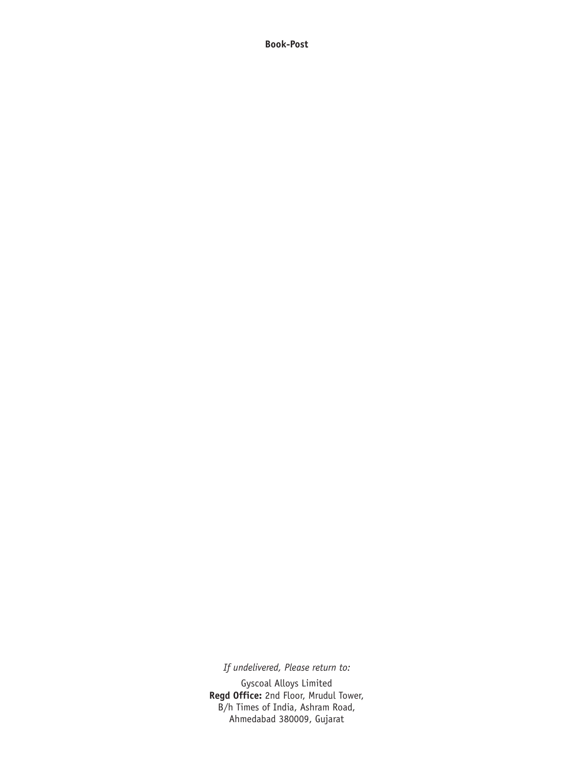**Book-Post**

*If undelivered, Please return to:*

Gyscoal Alloys Limited
**Regd Office:** 2nd Floor, Mrudul Tower,
B/h Times of India, Ashram Road,
Ahmedabad 380009, Gujarat